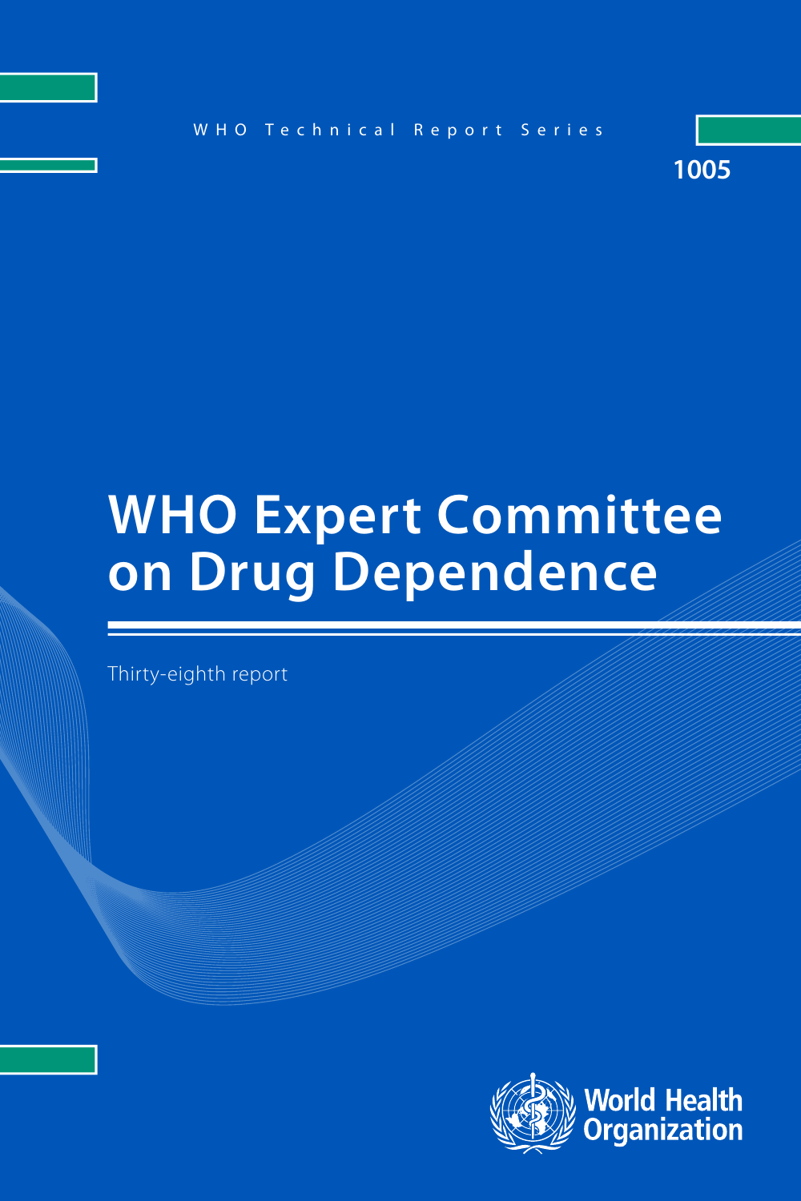WHO Technical Report Series

1005

# WHO Expert Committee on Drug Dependence

Thirty-eighth report

World Health Organization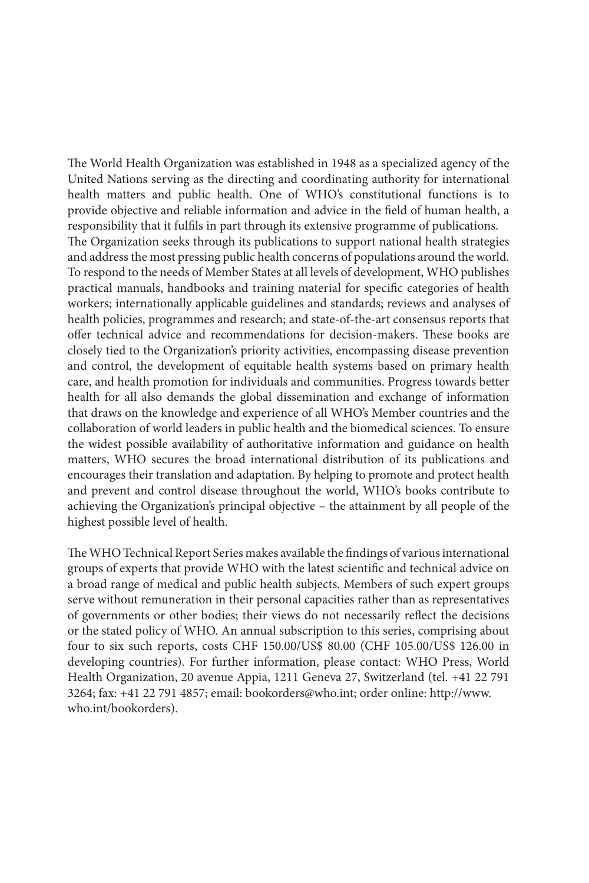The World Health Organization was established in 1948 as a specialized agency of the United Nations serving as the directing and coordinating authority for international health matters and public health. One of WHO's constitutional functions is to provide objective and reliable information and advice in the field of human health, a responsibility that it fulfils in part through its extensive programme of publications.
The Organization seeks through its publications to support national health strategies and address the most pressing public health concerns of populations around the world. To respond to the needs of Member States at all levels of development, WHO publishes practical manuals, handbooks and training material for specific categories of health workers; internationally applicable guidelines and standards; reviews and analyses of health policies, programmes and research; and state-of-the-art consensus reports that offer technical advice and recommendations for decision-makers. These books are closely tied to the Organization's priority activities, encompassing disease prevention and control, the development of equitable health systems based on primary health care, and health promotion for individuals and communities. Progress towards better health for all also demands the global dissemination and exchange of information that draws on the knowledge and experience of all WHO's Member countries and the collaboration of world leaders in public health and the biomedical sciences. To ensure the widest possible availability of authoritative information and guidance on health matters, WHO secures the broad international distribution of its publications and encourages their translation and adaptation. By helping to promote and protect health and prevent and control disease throughout the world, WHO's books contribute to achieving the Organization's principal objective – the attainment by all people of the highest possible level of health.

The WHO Technical Report Series makes available the findings of various international groups of experts that provide WHO with the latest scientific and technical advice on a broad range of medical and public health subjects. Members of such expert groups serve without remuneration in their personal capacities rather than as representatives of governments or other bodies; their views do not necessarily reflect the decisions or the stated policy of WHO. An annual subscription to this series, comprising about four to six such reports, costs CHF 150.00/US$ 80.00 (CHF 105.00/US$ 126.00 in developing countries). For further information, please contact: WHO Press, World Health Organization, 20 avenue Appia, 1211 Geneva 27, Switzerland (tel. +41 22 791 3264; fax: +41 22 791 4857; email: bookorders@who.int; order online: http://www.who.int/bookorders).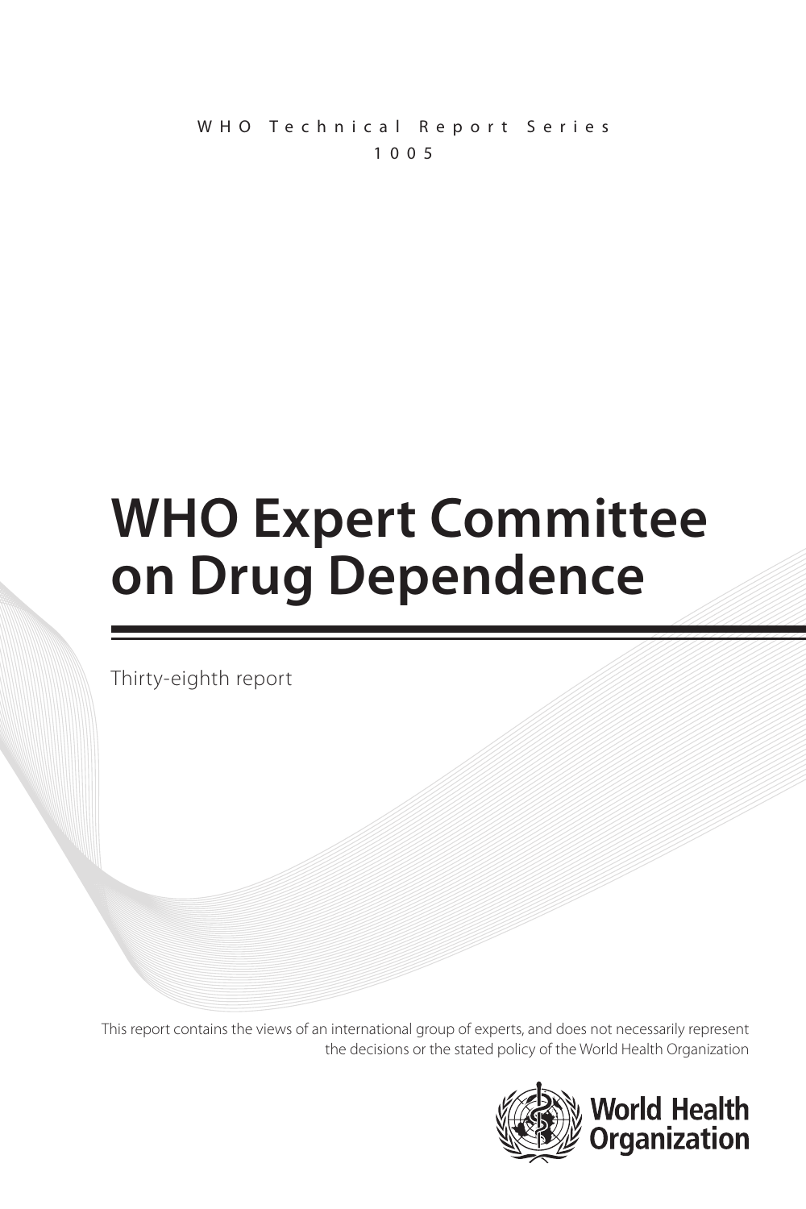WHO Technical Report Series

1005

# WHO Expert Committee on Drug Dependence

Thirty-eighth report

This report contains the views of an international group of experts, and does not necessarily represent the decisions or the stated policy of the World Health Organization

World Health Organization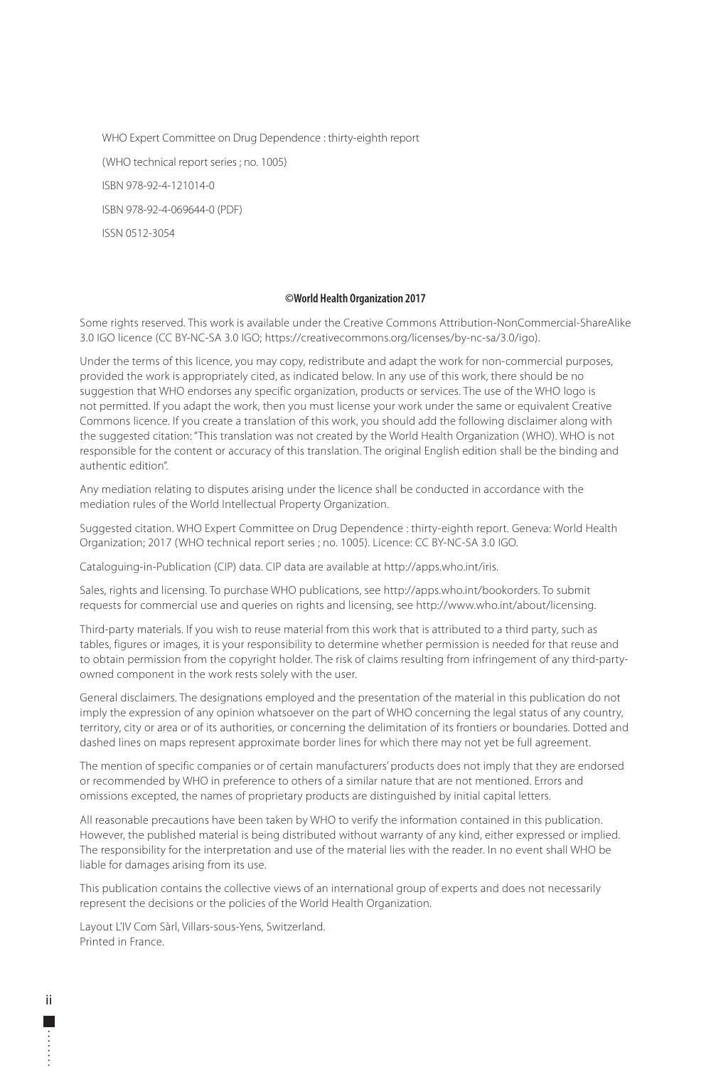WHO Expert Committee on Drug Dependence : thirty-eighth report

(WHO technical report series ; no. 1005)

ISBN 978-92-4-121014-0

ISBN 978-92-4-069644-0 (PDF)

ISSN 0512-3054

**©World Health Organization 2017**

Some rights reserved. This work is available under the Creative Commons Attribution-NonCommercial-ShareAlike 3.0 IGO licence (CC BY-NC-SA 3.0 IGO; https://creativecommons.org/licenses/by-nc-sa/3.0/igo).

Under the terms of this licence, you may copy, redistribute and adapt the work for non-commercial purposes, provided the work is appropriately cited, as indicated below. In any use of this work, there should be no suggestion that WHO endorses any specific organization, products or services. The use of the WHO logo is not permitted. If you adapt the work, then you must license your work under the same or equivalent Creative Commons licence. If you create a translation of this work, you should add the following disclaimer along with the suggested citation: "This translation was not created by the World Health Organization (WHO). WHO is not responsible for the content or accuracy of this translation. The original English edition shall be the binding and authentic edition".

Any mediation relating to disputes arising under the licence shall be conducted in accordance with the mediation rules of the World Intellectual Property Organization.

Suggested citation. WHO Expert Committee on Drug Dependence : thirty-eighth report. Geneva: World Health Organization; 2017 (WHO technical report series ; no. 1005). Licence: CC BY-NC-SA 3.0 IGO.

Cataloguing-in-Publication (CIP) data. CIP data are available at http://apps.who.int/iris.

Sales, rights and licensing. To purchase WHO publications, see http://apps.who.int/bookorders. To submit requests for commercial use and queries on rights and licensing, see http://www.who.int/about/licensing.

Third-party materials. If you wish to reuse material from this work that is attributed to a third party, such as tables, figures or images, it is your responsibility to determine whether permission is needed for that reuse and to obtain permission from the copyright holder. The risk of claims resulting from infringement of any third-party-owned component in the work rests solely with the user.

General disclaimers. The designations employed and the presentation of the material in this publication do not imply the expression of any opinion whatsoever on the part of WHO concerning the legal status of any country, territory, city or area or of its authorities, or concerning the delimitation of its frontiers or boundaries. Dotted and dashed lines on maps represent approximate border lines for which there may not yet be full agreement.

The mention of specific companies or of certain manufacturers' products does not imply that they are endorsed or recommended by WHO in preference to others of a similar nature that are not mentioned. Errors and omissions excepted, the names of proprietary products are distinguished by initial capital letters.

All reasonable precautions have been taken by WHO to verify the information contained in this publication. However, the published material is being distributed without warranty of any kind, either expressed or implied. The responsibility for the interpretation and use of the material lies with the reader. In no event shall WHO be liable for damages arising from its use.

This publication contains the collective views of an international group of experts and does not necessarily represent the decisions or the policies of the World Health Organization.

Layout L'IV Com Sàrl, Villars-sous-Yens, Switzerland.
Printed in France.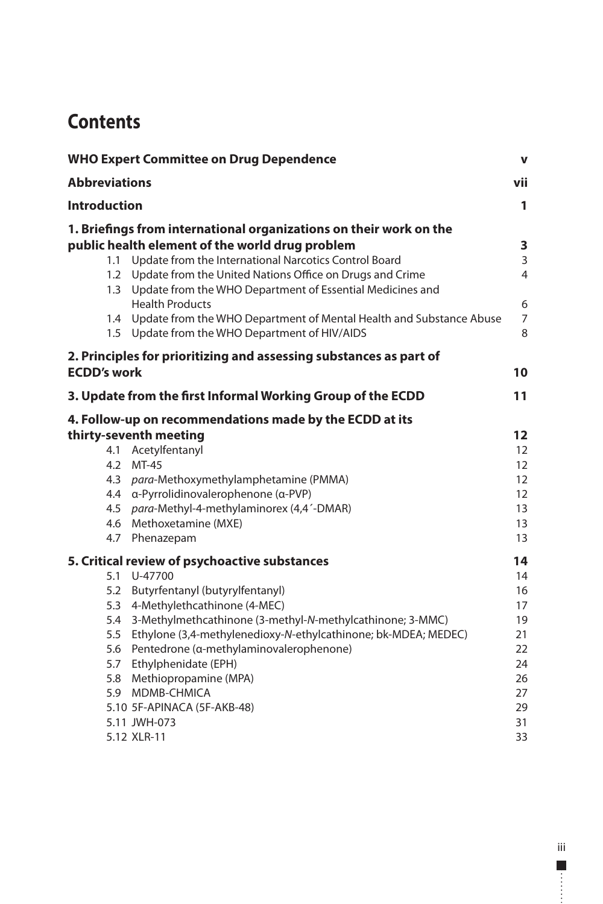# Contents

| | |
|---|---|
| **WHO Expert Committee on Drug Dependence** | **v** |
| **Abbreviations** | **vii** |
| **Introduction** | **1** |
| **1. Briefings from international organizations on their work on the public health element of the world drug problem** | **3** |
| 1.1 Update from the International Narcotics Control Board | 3 |
| 1.2 Update from the United Nations Office on Drugs and Crime | 4 |
| 1.3 Update from the WHO Department of Essential Medicines and Health Products | 6 |
| 1.4 Update from the WHO Department of Mental Health and Substance Abuse | 7 |
| 1.5 Update from the WHO Department of HIV/AIDS | 8 |
| **2. Principles for prioritizing and assessing substances as part of ECDD's work** | **10** |
| **3. Update from the first Informal Working Group of the ECDD** | **11** |
| **4. Follow-up on recommendations made by the ECDD at its thirty-seventh meeting** | **12** |
| 4.1 Acetylfentanyl | 12 |
| 4.2 MT-45 | 12 |
| 4.3 *para*-Methoxymethylamphetamine (PMMA) | 12 |
| 4.4 α-Pyrrolidinovalerophenone (α-PVP) | 12 |
| 4.5 *para*-Methyl-4-methylaminorex (4,4´-DMAR) | 13 |
| 4.6 Methoxetamine (MXE) | 13 |
| 4.7 Phenazepam | 13 |
| **5. Critical review of psychoactive substances** | **14** |
| 5.1 U-47700 | 14 |
| 5.2 Butyrfentanyl (butyrylfentanyl) | 16 |
| 5.3 4-Methylethcathinone (4-MEC) | 17 |
| 5.4 3-Methylmethcathinone (3-methyl-*N*-methylcathinone; 3-MMC) | 19 |
| 5.5 Ethylone (3,4-methylenedioxy-*N*-ethylcathinone; bk-MDEA; MEDEC) | 21 |
| 5.6 Pentedrone (α-methylaminovalerophenone) | 22 |
| 5.7 Ethylphenidate (EPH) | 24 |
| 5.8 Methiopropamine (MPA) | 26 |
| 5.9 MDMB-CHMICA | 27 |
| 5.10 5F-APINACA (5F-AKB-48) | 29 |
| 5.11 JWH-073 | 31 |
| 5.12 XLR-11 | 33 |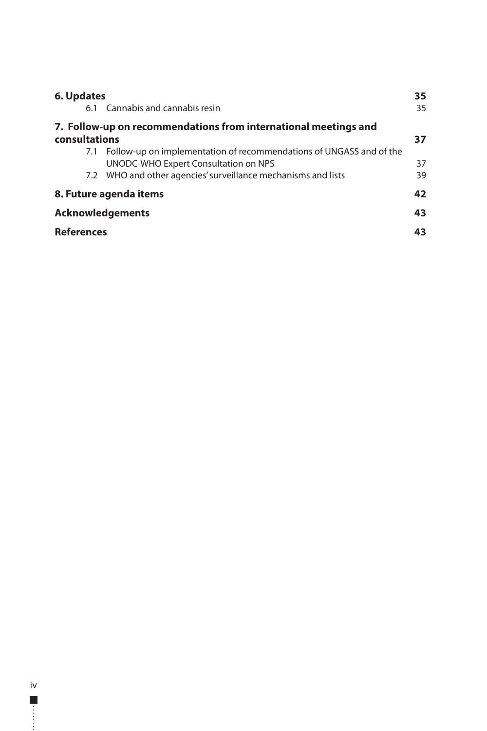**6. Updates** 35

6.1 Cannabis and cannabis resin 35

**7. Follow-up on recommendations from international meetings and consultations** 37

7.1 Follow-up on implementation of recommendations of UNGASS and of the UNODC-WHO Expert Consultation on NPS 37

7.2 WHO and other agencies' surveillance mechanisms and lists 39

**8. Future agenda items** 42

**Acknowledgements** 43

**References** 43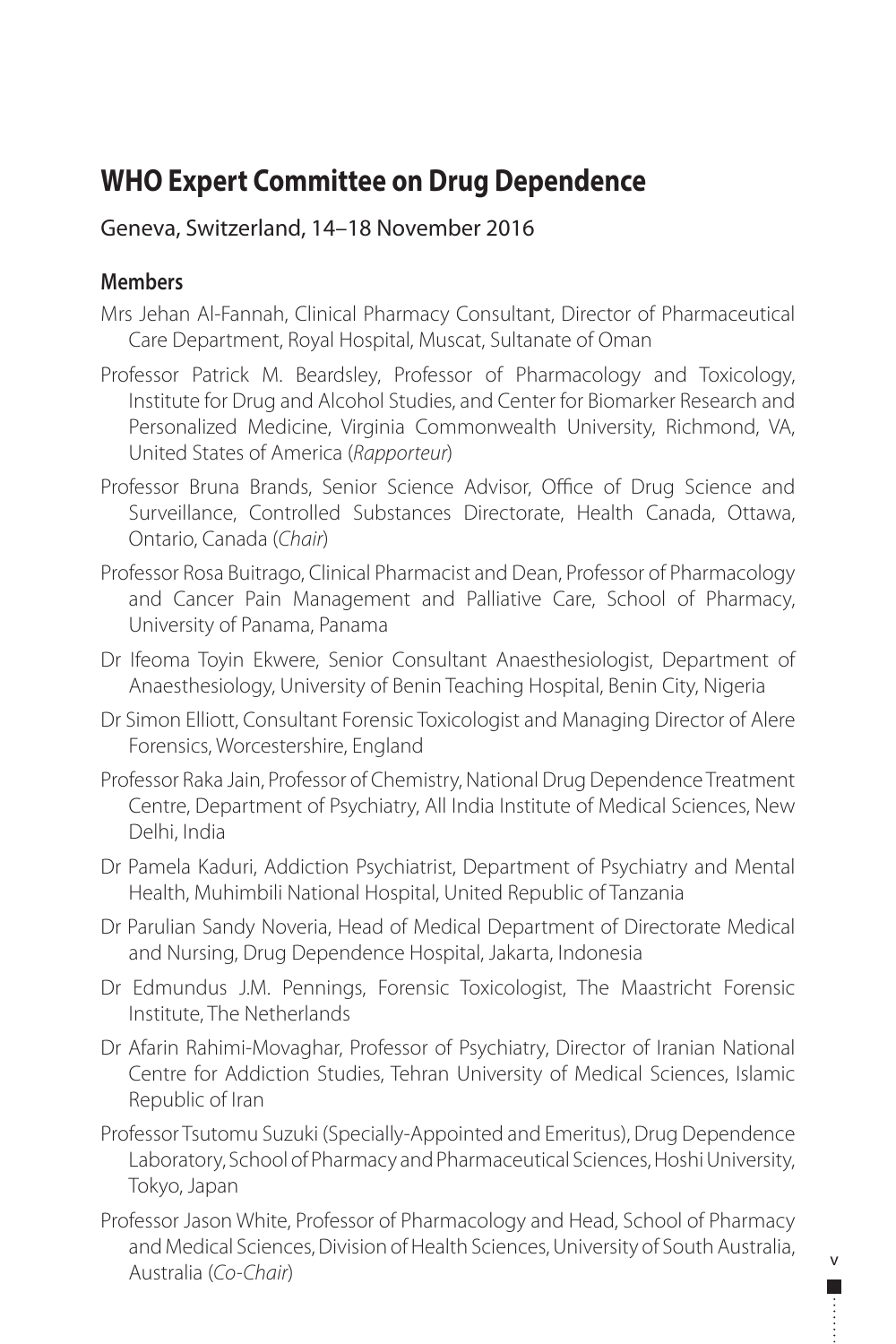## WHO Expert Committee on Drug Dependence

Geneva, Switzerland, 14–18 November 2016

### Members

Mrs Jehan Al-Fannah, Clinical Pharmacy Consultant, Director of Pharmaceutical Care Department, Royal Hospital, Muscat, Sultanate of Oman

Professor Patrick M. Beardsley, Professor of Pharmacology and Toxicology, Institute for Drug and Alcohol Studies, and Center for Biomarker Research and Personalized Medicine, Virginia Commonwealth University, Richmond, VA, United States of America (*Rapporteur*)

Professor Bruna Brands, Senior Science Advisor, Office of Drug Science and Surveillance, Controlled Substances Directorate, Health Canada, Ottawa, Ontario, Canada (*Chair*)

Professor Rosa Buitrago, Clinical Pharmacist and Dean, Professor of Pharmacology and Cancer Pain Management and Palliative Care, School of Pharmacy, University of Panama, Panama

Dr Ifeoma Toyin Ekwere, Senior Consultant Anaesthesiologist, Department of Anaesthesiology, University of Benin Teaching Hospital, Benin City, Nigeria

Dr Simon Elliott, Consultant Forensic Toxicologist and Managing Director of Alere Forensics, Worcestershire, England

Professor Raka Jain, Professor of Chemistry, National Drug Dependence Treatment Centre, Department of Psychiatry, All India Institute of Medical Sciences, New Delhi, India

Dr Pamela Kaduri, Addiction Psychiatrist, Department of Psychiatry and Mental Health, Muhimbili National Hospital, United Republic of Tanzania

Dr Parulian Sandy Noveria, Head of Medical Department of Directorate Medical and Nursing, Drug Dependence Hospital, Jakarta, Indonesia

Dr Edmundus J.M. Pennings, Forensic Toxicologist, The Maastricht Forensic Institute, The Netherlands

Dr Afarin Rahimi-Movaghar, Professor of Psychiatry, Director of Iranian National Centre for Addiction Studies, Tehran University of Medical Sciences, Islamic Republic of Iran

Professor Tsutomu Suzuki (Specially-Appointed and Emeritus), Drug Dependence Laboratory, School of Pharmacy and Pharmaceutical Sciences, Hoshi University, Tokyo, Japan

Professor Jason White, Professor of Pharmacology and Head, School of Pharmacy and Medical Sciences, Division of Health Sciences, University of South Australia, Australia (*Co-Chair*)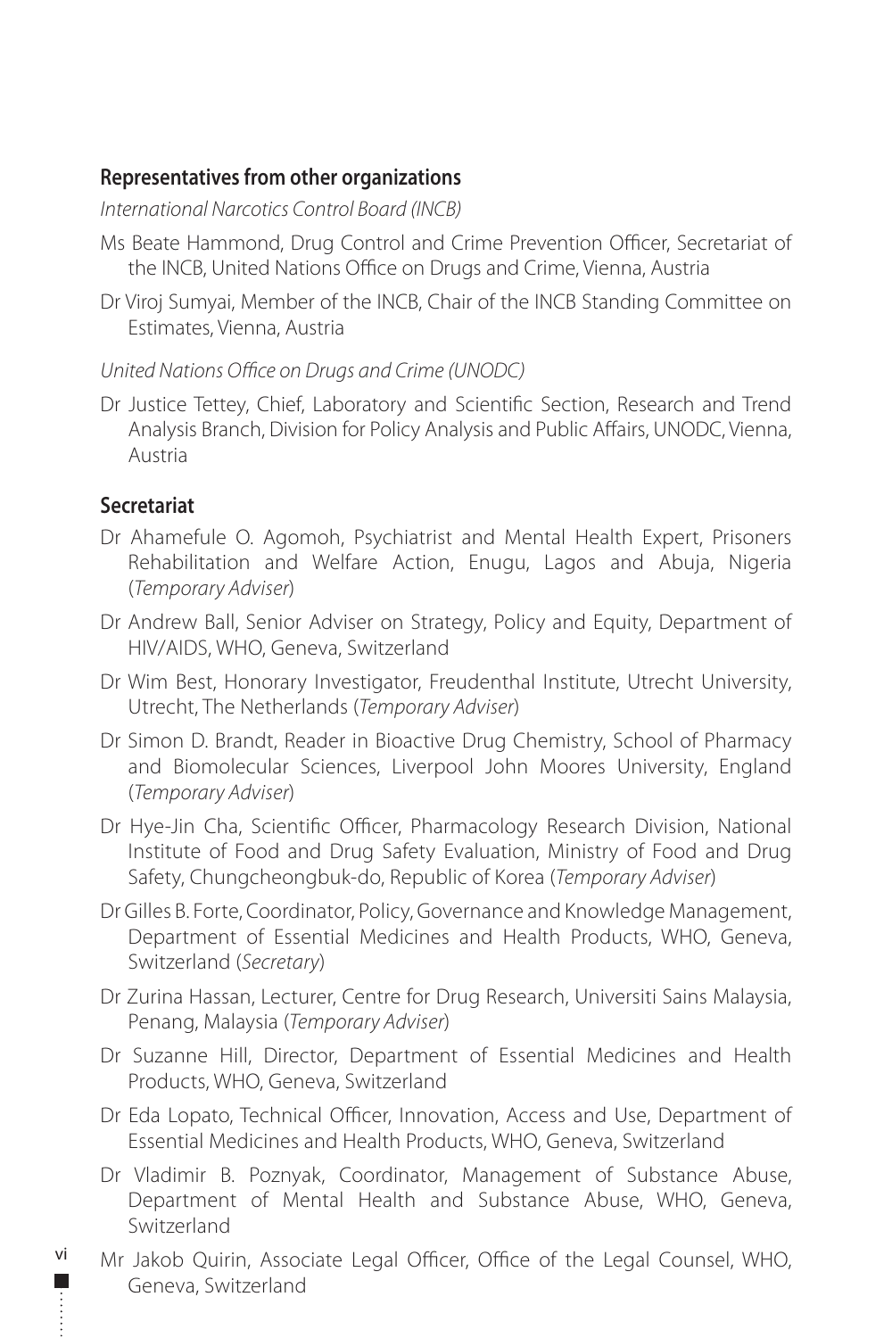### Representatives from other organizations

*International Narcotics Control Board (INCB)*

Ms Beate Hammond, Drug Control and Crime Prevention Officer, Secretariat of the INCB, United Nations Office on Drugs and Crime, Vienna, Austria

Dr Viroj Sumyai, Member of the INCB, Chair of the INCB Standing Committee on Estimates, Vienna, Austria

*United Nations Office on Drugs and Crime (UNODC)*

Dr Justice Tettey, Chief, Laboratory and Scientific Section, Research and Trend Analysis Branch, Division for Policy Analysis and Public Affairs, UNODC, Vienna, Austria

### Secretariat

Dr Ahamefule O. Agomoh, Psychiatrist and Mental Health Expert, Prisoners Rehabilitation and Welfare Action, Enugu, Lagos and Abuja, Nigeria (*Temporary Adviser*)

Dr Andrew Ball, Senior Adviser on Strategy, Policy and Equity, Department of HIV/AIDS, WHO, Geneva, Switzerland

Dr Wim Best, Honorary Investigator, Freudenthal Institute, Utrecht University, Utrecht, The Netherlands (*Temporary Adviser*)

Dr Simon D. Brandt, Reader in Bioactive Drug Chemistry, School of Pharmacy and Biomolecular Sciences, Liverpool John Moores University, England (*Temporary Adviser*)

Dr Hye-Jin Cha, Scientific Officer, Pharmacology Research Division, National Institute of Food and Drug Safety Evaluation, Ministry of Food and Drug Safety, Chungcheongbuk-do, Republic of Korea (*Temporary Adviser*)

Dr Gilles B. Forte, Coordinator, Policy, Governance and Knowledge Management, Department of Essential Medicines and Health Products, WHO, Geneva, Switzerland (*Secretary*)

Dr Zurina Hassan, Lecturer, Centre for Drug Research, Universiti Sains Malaysia, Penang, Malaysia (*Temporary Adviser*)

Dr Suzanne Hill, Director, Department of Essential Medicines and Health Products, WHO, Geneva, Switzerland

Dr Eda Lopato, Technical Officer, Innovation, Access and Use, Department of Essential Medicines and Health Products, WHO, Geneva, Switzerland

Dr Vladimir B. Poznyak, Coordinator, Management of Substance Abuse, Department of Mental Health and Substance Abuse, WHO, Geneva, Switzerland

Mr Jakob Quirin, Associate Legal Officer, Office of the Legal Counsel, WHO, Geneva, Switzerland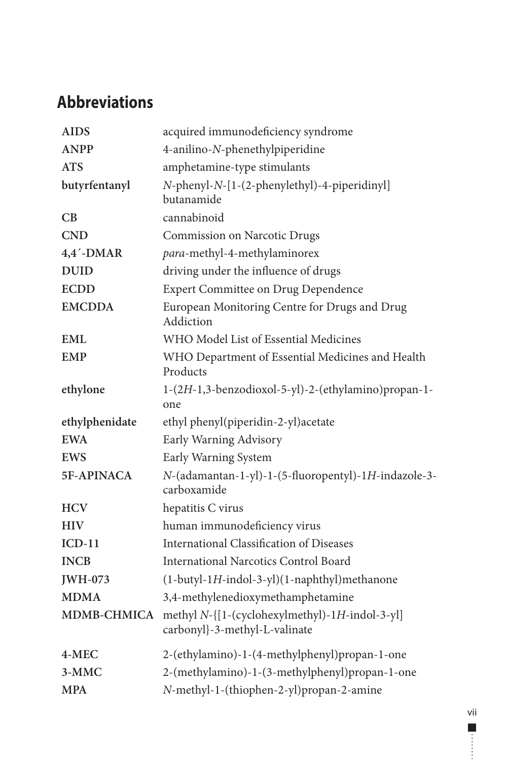## Abbreviations

| | |
|---|---|
| **AIDS** | acquired immunodeficiency syndrome |
| **ANPP** | 4-anilino-*N*-phenethylpiperidine |
| **ATS** | amphetamine-type stimulants |
| **butyrfentanyl** | *N*-phenyl-*N*-[1-(2-phenylethyl)-4-piperidinyl] butanamide |
| **CB** | cannabinoid |
| **CND** | Commission on Narcotic Drugs |
| **4,4´-DMAR** | *para*-methyl-4-methylaminorex |
| **DUID** | driving under the influence of drugs |
| **ECDD** | Expert Committee on Drug Dependence |
| **EMCDDA** | European Monitoring Centre for Drugs and Drug Addiction |
| **EML** | WHO Model List of Essential Medicines |
| **EMP** | WHO Department of Essential Medicines and Health Products |
| **ethylone** | 1-(2*H*-1,3-benzodioxol-5-yl)-2-(ethylamino)propan-1-one |
| **ethylphenidate** | ethyl phenyl(piperidin-2-yl)acetate |
| **EWA** | Early Warning Advisory |
| **EWS** | Early Warning System |
| **5F-APINACA** | *N*-(adamantan-1-yl)-1-(5-fluoropentyl)-1*H*-indazole-3-carboxamide |
| **HCV** | hepatitis C virus |
| **HIV** | human immunodeficiency virus |
| **ICD-11** | International Classification of Diseases |
| **INCB** | International Narcotics Control Board |
| **JWH-073** | (1-butyl-1*H*-indol-3-yl)(1-naphthyl)methanone |
| **MDMA** | 3,4-methylenedioxymethamphetamine |
| **MDMB-CHMICA** | methyl *N*-{[1-(cyclohexylmethyl)-1*H*-indol-3-yl] carbonyl}-3-methyl-L-valinate |
| **4-MEC** | 2-(ethylamino)-1-(4-methylphenyl)propan-1-one |
| **3-MMC** | 2-(methylamino)-1-(3-methylphenyl)propan-1-one |
| **MPA** | *N*-methyl-1-(thiophen-2-yl)propan-2-amine |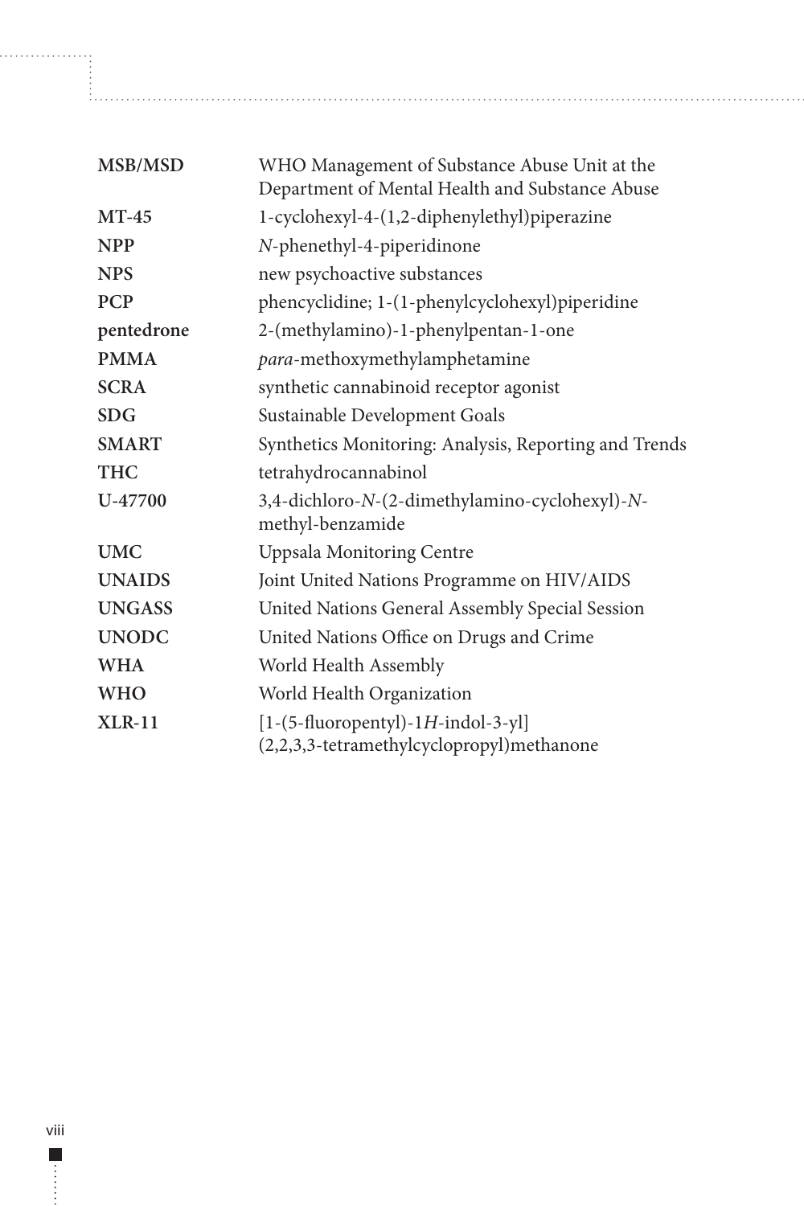| | |
|---|---|
| **MSB/MSD** | WHO Management of Substance Abuse Unit at the Department of Mental Health and Substance Abuse |
| **MT-45** | 1-cyclohexyl-4-(1,2-diphenylethyl)piperazine |
| **NPP** | *N*-phenethyl-4-piperidinone |
| **NPS** | new psychoactive substances |
| **PCP** | phencyclidine; 1-(1-phenylcyclohexyl)piperidine |
| **pentedrone** | 2-(methylamino)-1-phenylpentan-1-one |
| **PMMA** | *para*-methoxymethylamphetamine |
| **SCRA** | synthetic cannabinoid receptor agonist |
| **SDG** | Sustainable Development Goals |
| **SMART** | Synthetics Monitoring: Analysis, Reporting and Trends |
| **THC** | tetrahydrocannabinol |
| **U-47700** | 3,4-dichloro-*N*-(2-dimethylamino-cyclohexyl)-*N*-methyl-benzamide |
| **UMC** | Uppsala Monitoring Centre |
| **UNAIDS** | Joint United Nations Programme on HIV/AIDS |
| **UNGASS** | United Nations General Assembly Special Session |
| **UNODC** | United Nations Office on Drugs and Crime |
| **WHA** | World Health Assembly |
| **WHO** | World Health Organization |
| **XLR-11** | [1-(5-fluoropentyl)-1*H*-indol-3-yl](2,2,3,3-tetramethylcyclopropyl)methanone |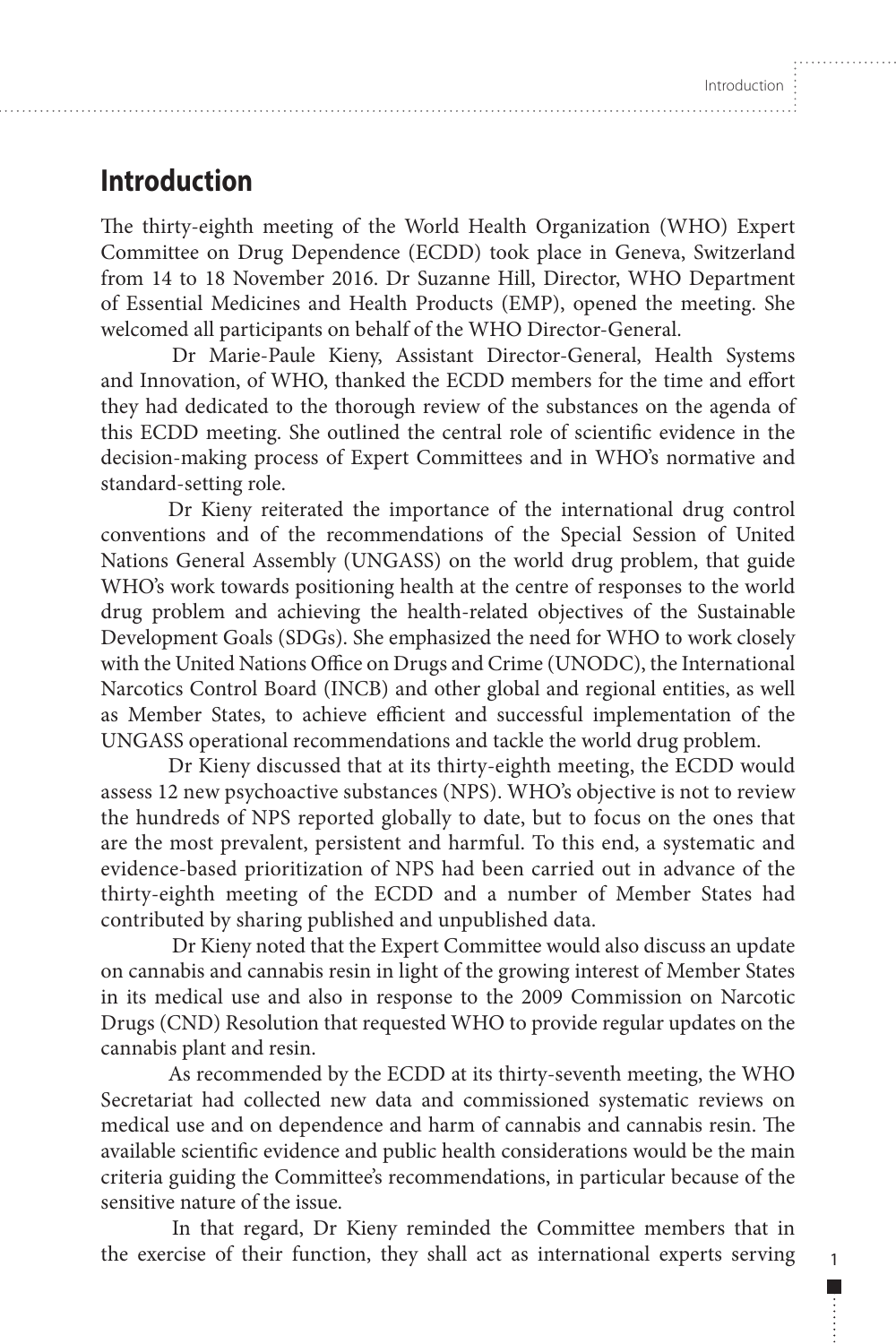# Introduction

The thirty-eighth meeting of the World Health Organization (WHO) Expert Committee on Drug Dependence (ECDD) took place in Geneva, Switzerland from 14 to 18 November 2016. Dr Suzanne Hill, Director, WHO Department of Essential Medicines and Health Products (EMP), opened the meeting. She welcomed all participants on behalf of the WHO Director-General.

Dr Marie-Paule Kieny, Assistant Director-General, Health Systems and Innovation, of WHO, thanked the ECDD members for the time and effort they had dedicated to the thorough review of the substances on the agenda of this ECDD meeting. She outlined the central role of scientific evidence in the decision-making process of Expert Committees and in WHO's normative and standard-setting role.

Dr Kieny reiterated the importance of the international drug control conventions and of the recommendations of the Special Session of United Nations General Assembly (UNGASS) on the world drug problem, that guide WHO's work towards positioning health at the centre of responses to the world drug problem and achieving the health-related objectives of the Sustainable Development Goals (SDGs). She emphasized the need for WHO to work closely with the United Nations Office on Drugs and Crime (UNODC), the International Narcotics Control Board (INCB) and other global and regional entities, as well as Member States, to achieve efficient and successful implementation of the UNGASS operational recommendations and tackle the world drug problem.

Dr Kieny discussed that at its thirty-eighth meeting, the ECDD would assess 12 new psychoactive substances (NPS). WHO's objective is not to review the hundreds of NPS reported globally to date, but to focus on the ones that are the most prevalent, persistent and harmful. To this end, a systematic and evidence-based prioritization of NPS had been carried out in advance of the thirty-eighth meeting of the ECDD and a number of Member States had contributed by sharing published and unpublished data.

Dr Kieny noted that the Expert Committee would also discuss an update on cannabis and cannabis resin in light of the growing interest of Member States in its medical use and also in response to the 2009 Commission on Narcotic Drugs (CND) Resolution that requested WHO to provide regular updates on the cannabis plant and resin.

As recommended by the ECDD at its thirty-seventh meeting, the WHO Secretariat had collected new data and commissioned systematic reviews on medical use and on dependence and harm of cannabis and cannabis resin. The available scientific evidence and public health considerations would be the main criteria guiding the Committee's recommendations, in particular because of the sensitive nature of the issue.

In that regard, Dr Kieny reminded the Committee members that in the exercise of their function, they shall act as international experts serving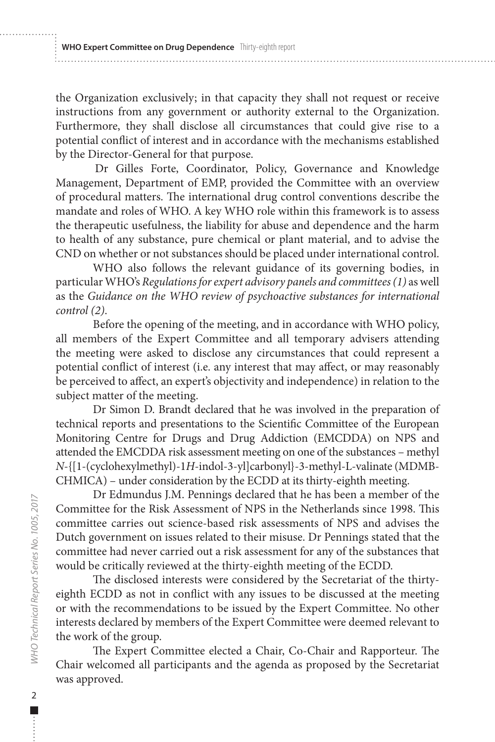the Organization exclusively; in that capacity they shall not request or receive instructions from any government or authority external to the Organization. Furthermore, they shall disclose all circumstances that could give rise to a potential conflict of interest and in accordance with the mechanisms established by the Director-General for that purpose.

Dr Gilles Forte, Coordinator, Policy, Governance and Knowledge Management, Department of EMP, provided the Committee with an overview of procedural matters. The international drug control conventions describe the mandate and roles of WHO. A key WHO role within this framework is to assess the therapeutic usefulness, the liability for abuse and dependence and the harm to health of any substance, pure chemical or plant material, and to advise the CND on whether or not substances should be placed under international control.

WHO also follows the relevant guidance of its governing bodies, in particular WHO's *Regulations for expert advisory panels and committees (1)* as well as the *Guidance on the WHO review of psychoactive substances for international control (2)*.

Before the opening of the meeting, and in accordance with WHO policy, all members of the Expert Committee and all temporary advisers attending the meeting were asked to disclose any circumstances that could represent a potential conflict of interest (i.e. any interest that may affect, or may reasonably be perceived to affect, an expert's objectivity and independence) in relation to the subject matter of the meeting.

Dr Simon D. Brandt declared that he was involved in the preparation of technical reports and presentations to the Scientific Committee of the European Monitoring Centre for Drugs and Drug Addiction (EMCDDA) on NPS and attended the EMCDDA risk assessment meeting on one of the substances – methyl *N*-{[1-(cyclohexylmethyl)-1*H*-indol-3-yl]carbonyl}-3-methyl-L-valinate (MDMB-CHMICA) – under consideration by the ECDD at its thirty-eighth meeting.

Dr Edmundus J.M. Pennings declared that he has been a member of the Committee for the Risk Assessment of NPS in the Netherlands since 1998. This committee carries out science-based risk assessments of NPS and advises the Dutch government on issues related to their misuse. Dr Pennings stated that the committee had never carried out a risk assessment for any of the substances that would be critically reviewed at the thirty-eighth meeting of the ECDD.

The disclosed interests were considered by the Secretariat of the thirty-eighth ECDD as not in conflict with any issues to be discussed at the meeting or with the recommendations to be issued by the Expert Committee. No other interests declared by members of the Expert Committee were deemed relevant to the work of the group.

The Expert Committee elected a Chair, Co-Chair and Rapporteur. The Chair welcomed all participants and the agenda as proposed by the Secretariat was approved.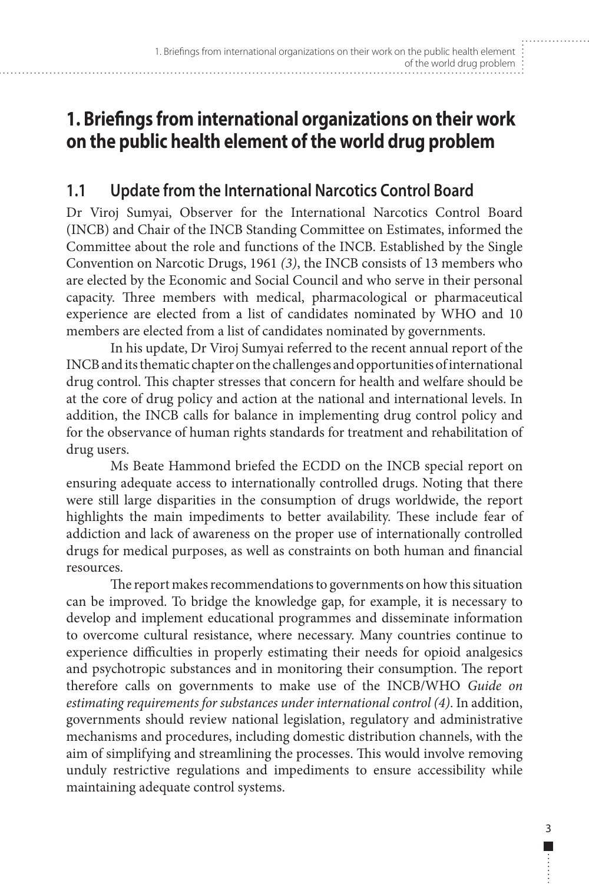# 1. Briefings from international organizations on their work on the public health element of the world drug problem

## 1.1 Update from the International Narcotics Control Board

Dr Viroj Sumyai, Observer for the International Narcotics Control Board (INCB) and Chair of the INCB Standing Committee on Estimates, informed the Committee about the role and functions of the INCB. Established by the Single Convention on Narcotic Drugs, 1961 *(3)*, the INCB consists of 13 members who are elected by the Economic and Social Council and who serve in their personal capacity. Three members with medical, pharmacological or pharmaceutical experience are elected from a list of candidates nominated by WHO and 10 members are elected from a list of candidates nominated by governments.

In his update, Dr Viroj Sumyai referred to the recent annual report of the INCB and its thematic chapter on the challenges and opportunities of international drug control. This chapter stresses that concern for health and welfare should be at the core of drug policy and action at the national and international levels. In addition, the INCB calls for balance in implementing drug control policy and for the observance of human rights standards for treatment and rehabilitation of drug users.

Ms Beate Hammond briefed the ECDD on the INCB special report on ensuring adequate access to internationally controlled drugs. Noting that there were still large disparities in the consumption of drugs worldwide, the report highlights the main impediments to better availability. These include fear of addiction and lack of awareness on the proper use of internationally controlled drugs for medical purposes, as well as constraints on both human and financial resources.

The report makes recommendations to governments on how this situation can be improved. To bridge the knowledge gap, for example, it is necessary to develop and implement educational programmes and disseminate information to overcome cultural resistance, where necessary. Many countries continue to experience difficulties in properly estimating their needs for opioid analgesics and psychotropic substances and in monitoring their consumption. The report therefore calls on governments to make use of the INCB/WHO *Guide on estimating requirements for substances under international control (4)*. In addition, governments should review national legislation, regulatory and administrative mechanisms and procedures, including domestic distribution channels, with the aim of simplifying and streamlining the processes. This would involve removing unduly restrictive regulations and impediments to ensure accessibility while maintaining adequate control systems.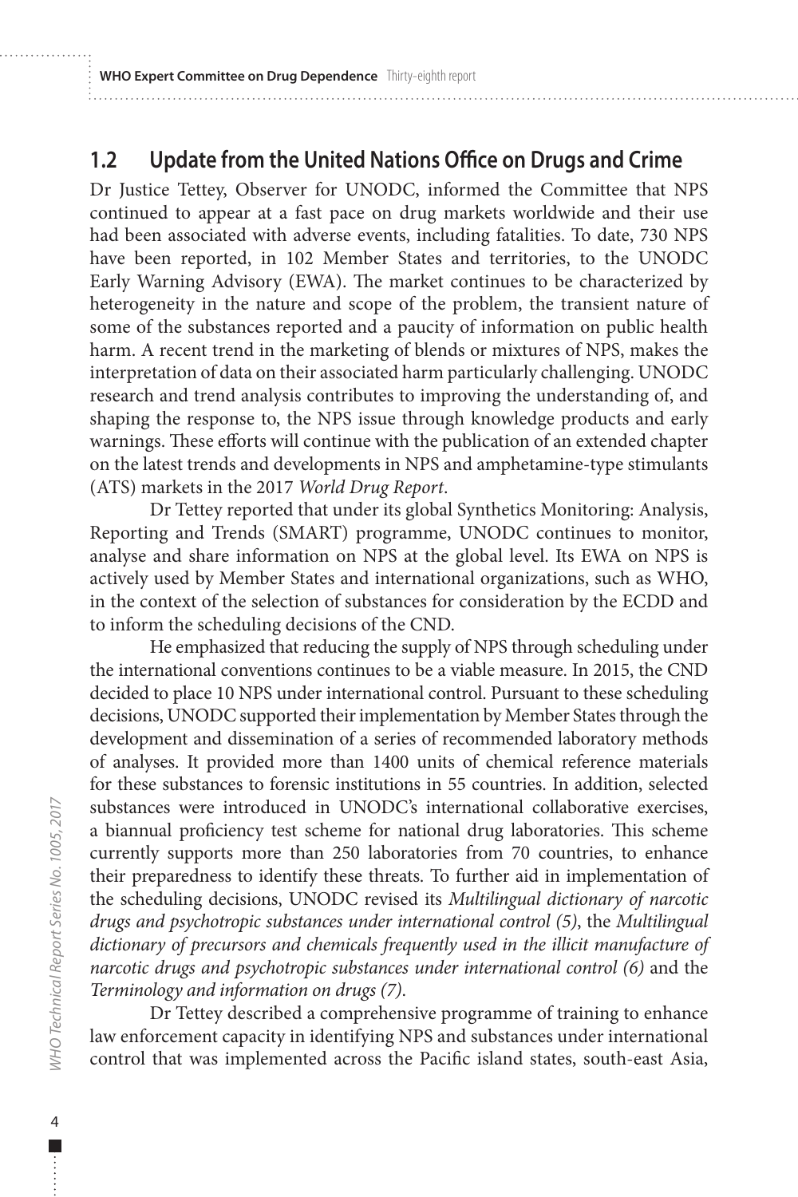## 1.2 Update from the United Nations Office on Drugs and Crime

Dr Justice Tettey, Observer for UNODC, informed the Committee that NPS continued to appear at a fast pace on drug markets worldwide and their use had been associated with adverse events, including fatalities. To date, 730 NPS have been reported, in 102 Member States and territories, to the UNODC Early Warning Advisory (EWA). The market continues to be characterized by heterogeneity in the nature and scope of the problem, the transient nature of some of the substances reported and a paucity of information on public health harm. A recent trend in the marketing of blends or mixtures of NPS, makes the interpretation of data on their associated harm particularly challenging. UNODC research and trend analysis contributes to improving the understanding of, and shaping the response to, the NPS issue through knowledge products and early warnings. These efforts will continue with the publication of an extended chapter on the latest trends and developments in NPS and amphetamine-type stimulants (ATS) markets in the 2017 *World Drug Report*.

Dr Tettey reported that under its global Synthetics Monitoring: Analysis, Reporting and Trends (SMART) programme, UNODC continues to monitor, analyse and share information on NPS at the global level. Its EWA on NPS is actively used by Member States and international organizations, such as WHO, in the context of the selection of substances for consideration by the ECDD and to inform the scheduling decisions of the CND.

He emphasized that reducing the supply of NPS through scheduling under the international conventions continues to be a viable measure. In 2015, the CND decided to place 10 NPS under international control. Pursuant to these scheduling decisions, UNODC supported their implementation by Member States through the development and dissemination of a series of recommended laboratory methods of analyses. It provided more than 1400 units of chemical reference materials for these substances to forensic institutions in 55 countries. In addition, selected substances were introduced in UNODC's international collaborative exercises, a biannual proficiency test scheme for national drug laboratories. This scheme currently supports more than 250 laboratories from 70 countries, to enhance their preparedness to identify these threats. To further aid in implementation of the scheduling decisions, UNODC revised its *Multilingual dictionary of narcotic drugs and psychotropic substances under international control (5)*, the *Multilingual dictionary of precursors and chemicals frequently used in the illicit manufacture of narcotic drugs and psychotropic substances under international control (6)* and the *Terminology and information on drugs (7)*.

Dr Tettey described a comprehensive programme of training to enhance law enforcement capacity in identifying NPS and substances under international control that was implemented across the Pacific island states, south-east Asia,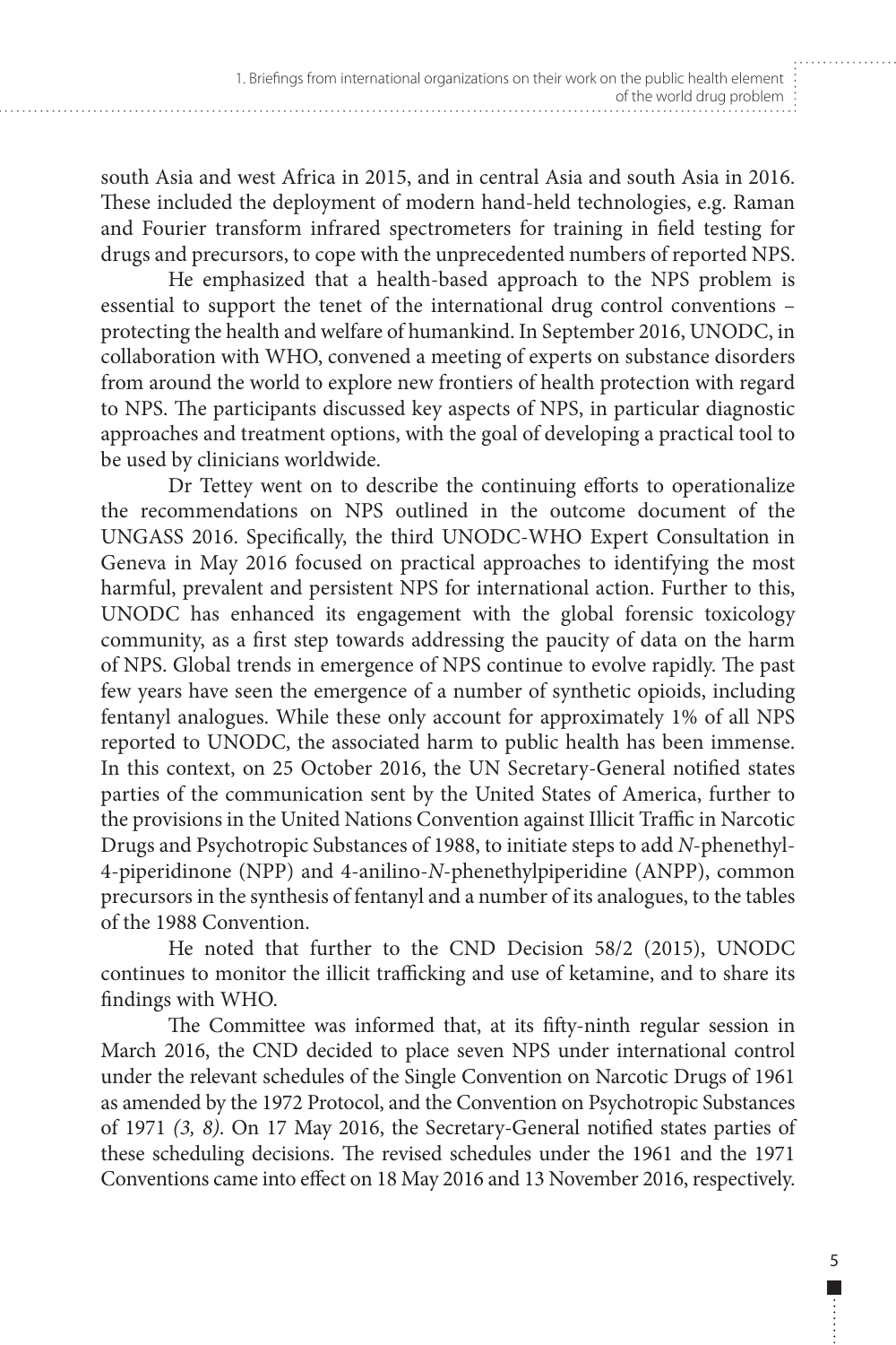south Asia and west Africa in 2015, and in central Asia and south Asia in 2016. These included the deployment of modern hand-held technologies, e.g. Raman and Fourier transform infrared spectrometers for training in field testing for drugs and precursors, to cope with the unprecedented numbers of reported NPS.

He emphasized that a health-based approach to the NPS problem is essential to support the tenet of the international drug control conventions – protecting the health and welfare of humankind. In September 2016, UNODC, in collaboration with WHO, convened a meeting of experts on substance disorders from around the world to explore new frontiers of health protection with regard to NPS. The participants discussed key aspects of NPS, in particular diagnostic approaches and treatment options, with the goal of developing a practical tool to be used by clinicians worldwide.

Dr Tettey went on to describe the continuing efforts to operationalize the recommendations on NPS outlined in the outcome document of the UNGASS 2016. Specifically, the third UNODC-WHO Expert Consultation in Geneva in May 2016 focused on practical approaches to identifying the most harmful, prevalent and persistent NPS for international action. Further to this, UNODC has enhanced its engagement with the global forensic toxicology community, as a first step towards addressing the paucity of data on the harm of NPS. Global trends in emergence of NPS continue to evolve rapidly. The past few years have seen the emergence of a number of synthetic opioids, including fentanyl analogues. While these only account for approximately 1% of all NPS reported to UNODC, the associated harm to public health has been immense. In this context, on 25 October 2016, the UN Secretary-General notified states parties of the communication sent by the United States of America, further to the provisions in the United Nations Convention against Illicit Traffic in Narcotic Drugs and Psychotropic Substances of 1988, to initiate steps to add *N*-phenethyl-4-piperidinone (NPP) and 4-anilino-*N*-phenethylpiperidine (ANPP), common precursors in the synthesis of fentanyl and a number of its analogues, to the tables of the 1988 Convention.

He noted that further to the CND Decision 58/2 (2015), UNODC continues to monitor the illicit trafficking and use of ketamine, and to share its findings with WHO.

The Committee was informed that, at its fifty-ninth regular session in March 2016, the CND decided to place seven NPS under international control under the relevant schedules of the Single Convention on Narcotic Drugs of 1961 as amended by the 1972 Protocol, and the Convention on Psychotropic Substances of 1971 *(3, 8)*. On 17 May 2016, the Secretary-General notified states parties of these scheduling decisions. The revised schedules under the 1961 and the 1971 Conventions came into effect on 18 May 2016 and 13 November 2016, respectively.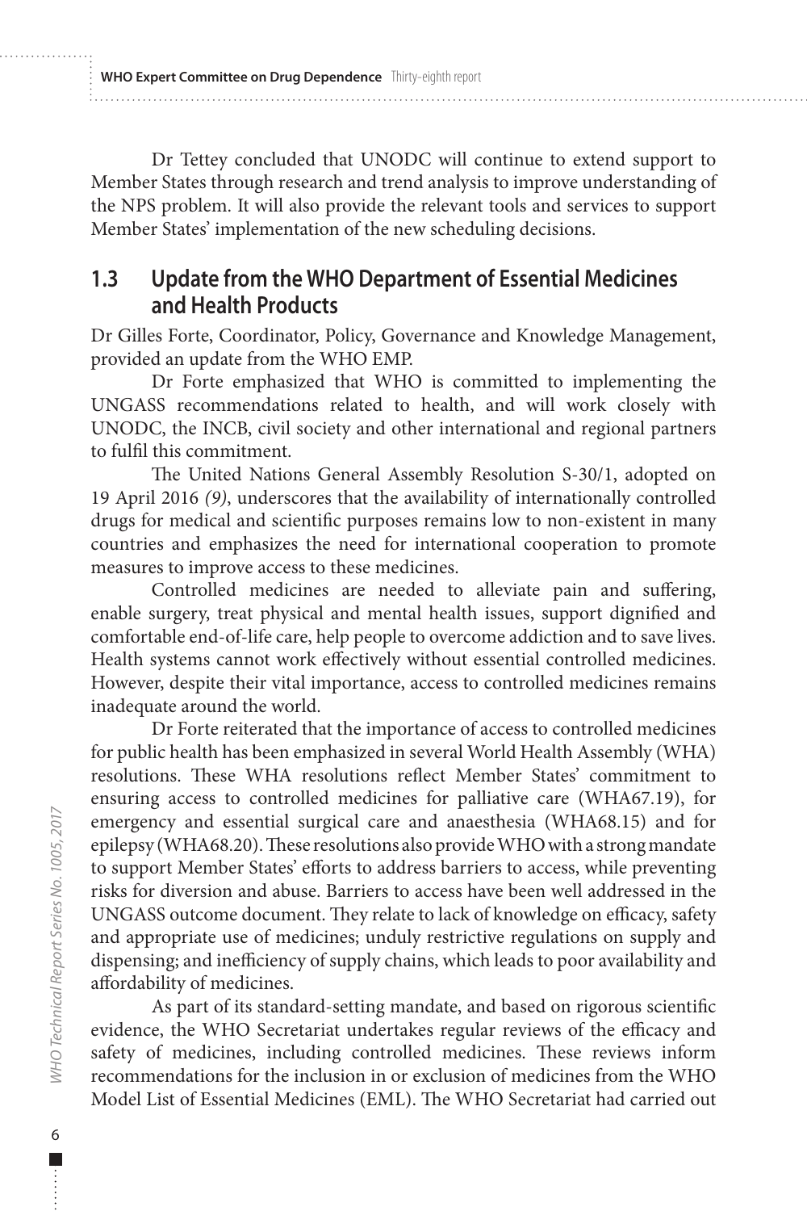Dr Tettey concluded that UNODC will continue to extend support to Member States through research and trend analysis to improve understanding of the NPS problem. It will also provide the relevant tools and services to support Member States' implementation of the new scheduling decisions.

## 1.3 Update from the WHO Department of Essential Medicines and Health Products

Dr Gilles Forte, Coordinator, Policy, Governance and Knowledge Management, provided an update from the WHO EMP.

Dr Forte emphasized that WHO is committed to implementing the UNGASS recommendations related to health, and will work closely with UNODC, the INCB, civil society and other international and regional partners to fulfil this commitment.

The United Nations General Assembly Resolution S-30/1, adopted on 19 April 2016 *(9)*, underscores that the availability of internationally controlled drugs for medical and scientific purposes remains low to non-existent in many countries and emphasizes the need for international cooperation to promote measures to improve access to these medicines.

Controlled medicines are needed to alleviate pain and suffering, enable surgery, treat physical and mental health issues, support dignified and comfortable end-of-life care, help people to overcome addiction and to save lives. Health systems cannot work effectively without essential controlled medicines. However, despite their vital importance, access to controlled medicines remains inadequate around the world.

Dr Forte reiterated that the importance of access to controlled medicines for public health has been emphasized in several World Health Assembly (WHA) resolutions. These WHA resolutions reflect Member States' commitment to ensuring access to controlled medicines for palliative care (WHA67.19), for emergency and essential surgical care and anaesthesia (WHA68.15) and for epilepsy (WHA68.20). These resolutions also provide WHO with a strong mandate to support Member States' efforts to address barriers to access, while preventing risks for diversion and abuse. Barriers to access have been well addressed in the UNGASS outcome document. They relate to lack of knowledge on efficacy, safety and appropriate use of medicines; unduly restrictive regulations on supply and dispensing; and inefficiency of supply chains, which leads to poor availability and affordability of medicines.

As part of its standard-setting mandate, and based on rigorous scientific evidence, the WHO Secretariat undertakes regular reviews of the efficacy and safety of medicines, including controlled medicines. These reviews inform recommendations for the inclusion in or exclusion of medicines from the WHO Model List of Essential Medicines (EML). The WHO Secretariat had carried out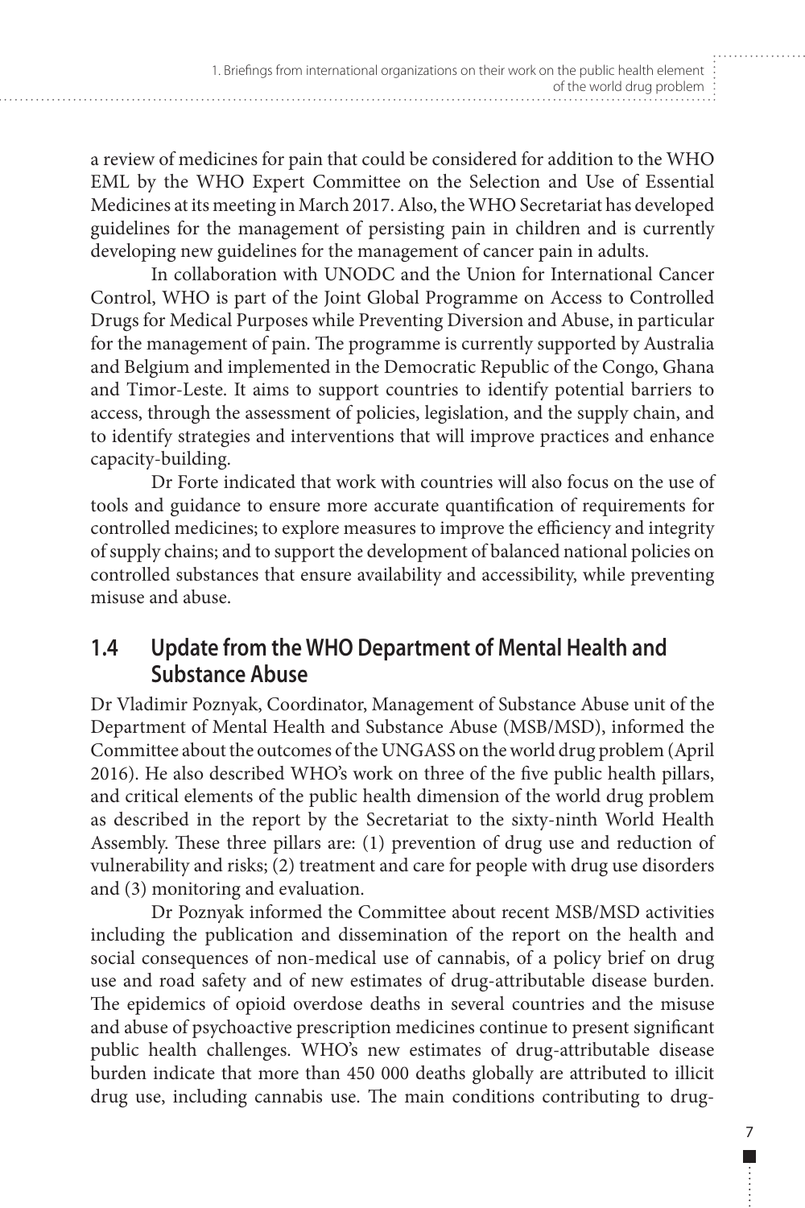a review of medicines for pain that could be considered for addition to the WHO EML by the WHO Expert Committee on the Selection and Use of Essential Medicines at its meeting in March 2017. Also, the WHO Secretariat has developed guidelines for the management of persisting pain in children and is currently developing new guidelines for the management of cancer pain in adults.

In collaboration with UNODC and the Union for International Cancer Control, WHO is part of the Joint Global Programme on Access to Controlled Drugs for Medical Purposes while Preventing Diversion and Abuse, in particular for the management of pain. The programme is currently supported by Australia and Belgium and implemented in the Democratic Republic of the Congo, Ghana and Timor-Leste. It aims to support countries to identify potential barriers to access, through the assessment of policies, legislation, and the supply chain, and to identify strategies and interventions that will improve practices and enhance capacity-building.

Dr Forte indicated that work with countries will also focus on the use of tools and guidance to ensure more accurate quantification of requirements for controlled medicines; to explore measures to improve the efficiency and integrity of supply chains; and to support the development of balanced national policies on controlled substances that ensure availability and accessibility, while preventing misuse and abuse.

## 1.4 Update from the WHO Department of Mental Health and Substance Abuse

Dr Vladimir Poznyak, Coordinator, Management of Substance Abuse unit of the Department of Mental Health and Substance Abuse (MSB/MSD), informed the Committee about the outcomes of the UNGASS on the world drug problem (April 2016). He also described WHO's work on three of the five public health pillars, and critical elements of the public health dimension of the world drug problem as described in the report by the Secretariat to the sixty-ninth World Health Assembly. These three pillars are: (1) prevention of drug use and reduction of vulnerability and risks; (2) treatment and care for people with drug use disorders and (3) monitoring and evaluation.

Dr Poznyak informed the Committee about recent MSB/MSD activities including the publication and dissemination of the report on the health and social consequences of non-medical use of cannabis, of a policy brief on drug use and road safety and of new estimates of drug-attributable disease burden. The epidemics of opioid overdose deaths in several countries and the misuse and abuse of psychoactive prescription medicines continue to present significant public health challenges. WHO's new estimates of drug-attributable disease burden indicate that more than 450 000 deaths globally are attributed to illicit drug use, including cannabis use. The main conditions contributing to drug-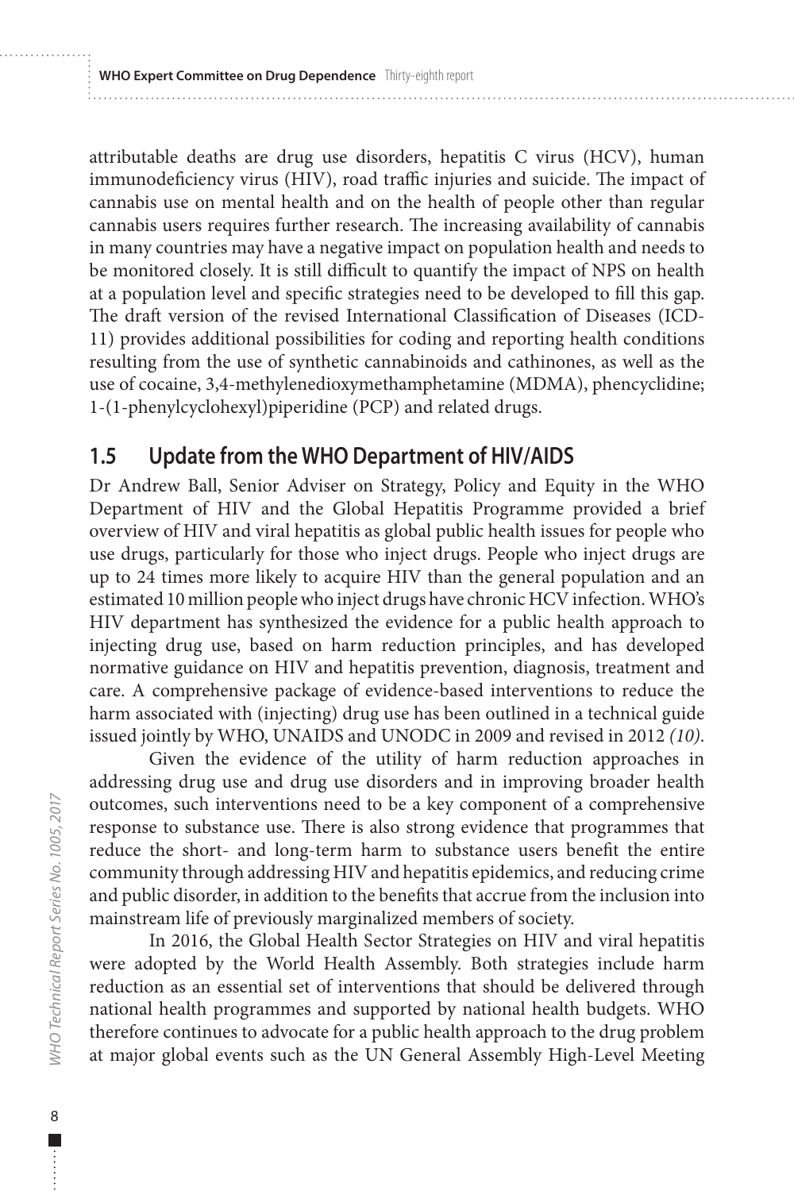attributable deaths are drug use disorders, hepatitis C virus (HCV), human immunodeficiency virus (HIV), road traffic injuries and suicide. The impact of cannabis use on mental health and on the health of people other than regular cannabis users requires further research. The increasing availability of cannabis in many countries may have a negative impact on population health and needs to be monitored closely. It is still difficult to quantify the impact of NPS on health at a population level and specific strategies need to be developed to fill this gap. The draft version of the revised International Classification of Diseases (ICD-11) provides additional possibilities for coding and reporting health conditions resulting from the use of synthetic cannabinoids and cathinones, as well as the use of cocaine, 3,4-methylenedioxymethamphetamine (MDMA), phencyclidine; 1-(1-phenylcyclohexyl)piperidine (PCP) and related drugs.

## 1.5 Update from the WHO Department of HIV/AIDS

Dr Andrew Ball, Senior Adviser on Strategy, Policy and Equity in the WHO Department of HIV and the Global Hepatitis Programme provided a brief overview of HIV and viral hepatitis as global public health issues for people who use drugs, particularly for those who inject drugs. People who inject drugs are up to 24 times more likely to acquire HIV than the general population and an estimated 10 million people who inject drugs have chronic HCV infection. WHO's HIV department has synthesized the evidence for a public health approach to injecting drug use, based on harm reduction principles, and has developed normative guidance on HIV and hepatitis prevention, diagnosis, treatment and care. A comprehensive package of evidence-based interventions to reduce the harm associated with (injecting) drug use has been outlined in a technical guide issued jointly by WHO, UNAIDS and UNODC in 2009 and revised in 2012 *(10)*.

Given the evidence of the utility of harm reduction approaches in addressing drug use and drug use disorders and in improving broader health outcomes, such interventions need to be a key component of a comprehensive response to substance use. There is also strong evidence that programmes that reduce the short- and long-term harm to substance users benefit the entire community through addressing HIV and hepatitis epidemics, and reducing crime and public disorder, in addition to the benefits that accrue from the inclusion into mainstream life of previously marginalized members of society.

In 2016, the Global Health Sector Strategies on HIV and viral hepatitis were adopted by the World Health Assembly. Both strategies include harm reduction as an essential set of interventions that should be delivered through national health programmes and supported by national health budgets. WHO therefore continues to advocate for a public health approach to the drug problem at major global events such as the UN General Assembly High-Level Meeting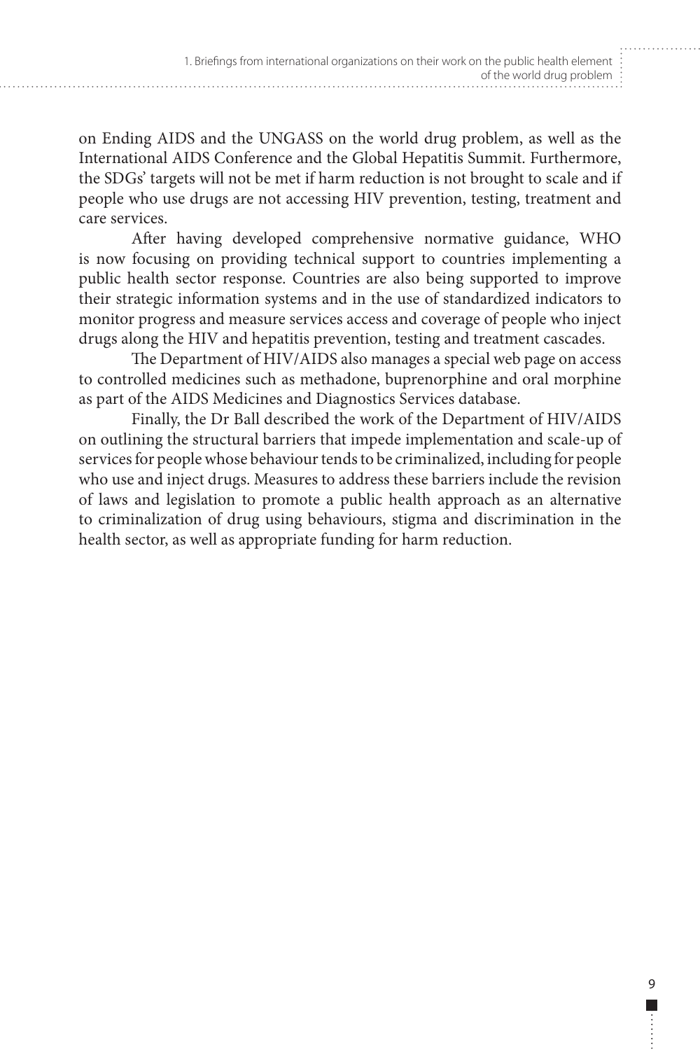on Ending AIDS and the UNGASS on the world drug problem, as well as the International AIDS Conference and the Global Hepatitis Summit. Furthermore, the SDGs' targets will not be met if harm reduction is not brought to scale and if people who use drugs are not accessing HIV prevention, testing, treatment and care services.

After having developed comprehensive normative guidance, WHO is now focusing on providing technical support to countries implementing a public health sector response. Countries are also being supported to improve their strategic information systems and in the use of standardized indicators to monitor progress and measure services access and coverage of people who inject drugs along the HIV and hepatitis prevention, testing and treatment cascades.

The Department of HIV/AIDS also manages a special web page on access to controlled medicines such as methadone, buprenorphine and oral morphine as part of the AIDS Medicines and Diagnostics Services database.

Finally, the Dr Ball described the work of the Department of HIV/AIDS on outlining the structural barriers that impede implementation and scale-up of services for people whose behaviour tends to be criminalized, including for people who use and inject drugs. Measures to address these barriers include the revision of laws and legislation to promote a public health approach as an alternative to criminalization of drug using behaviours, stigma and discrimination in the health sector, as well as appropriate funding for harm reduction.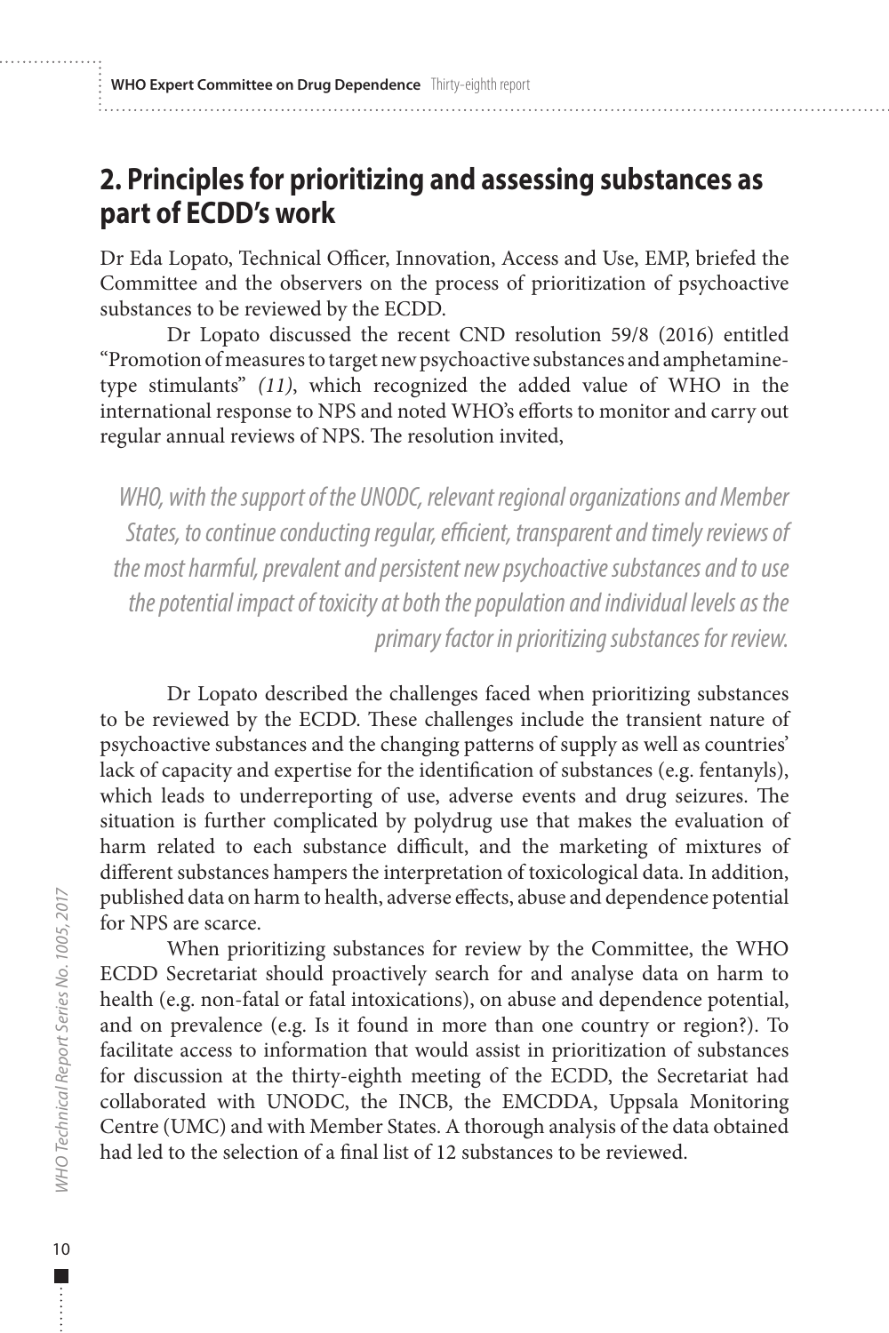## 2. Principles for prioritizing and assessing substances as part of ECDD's work

Dr Eda Lopato, Technical Officer, Innovation, Access and Use, EMP, briefed the Committee and the observers on the process of prioritization of psychoactive substances to be reviewed by the ECDD.

Dr Lopato discussed the recent CND resolution 59/8 (2016) entitled "Promotion of measures to target new psychoactive substances and amphetamine-type stimulants" *(11)*, which recognized the added value of WHO in the international response to NPS and noted WHO's efforts to monitor and carry out regular annual reviews of NPS. The resolution invited,

> *WHO, with the support of the UNODC, relevant regional organizations and Member States, to continue conducting regular, efficient, transparent and timely reviews of the most harmful, prevalent and persistent new psychoactive substances and to use the potential impact of toxicity at both the population and individual levels as the primary factor in prioritizing substances for review.*

Dr Lopato described the challenges faced when prioritizing substances to be reviewed by the ECDD. These challenges include the transient nature of psychoactive substances and the changing patterns of supply as well as countries' lack of capacity and expertise for the identification of substances (e.g. fentanyls), which leads to underreporting of use, adverse events and drug seizures. The situation is further complicated by polydrug use that makes the evaluation of harm related to each substance difficult, and the marketing of mixtures of different substances hampers the interpretation of toxicological data. In addition, published data on harm to health, adverse effects, abuse and dependence potential for NPS are scarce.

When prioritizing substances for review by the Committee, the WHO ECDD Secretariat should proactively search for and analyse data on harm to health (e.g. non-fatal or fatal intoxications), on abuse and dependence potential, and on prevalence (e.g. Is it found in more than one country or region?). To facilitate access to information that would assist in prioritization of substances for discussion at the thirty-eighth meeting of the ECDD, the Secretariat had collaborated with UNODC, the INCB, the EMCDDA, Uppsala Monitoring Centre (UMC) and with Member States. A thorough analysis of the data obtained had led to the selection of a final list of 12 substances to be reviewed.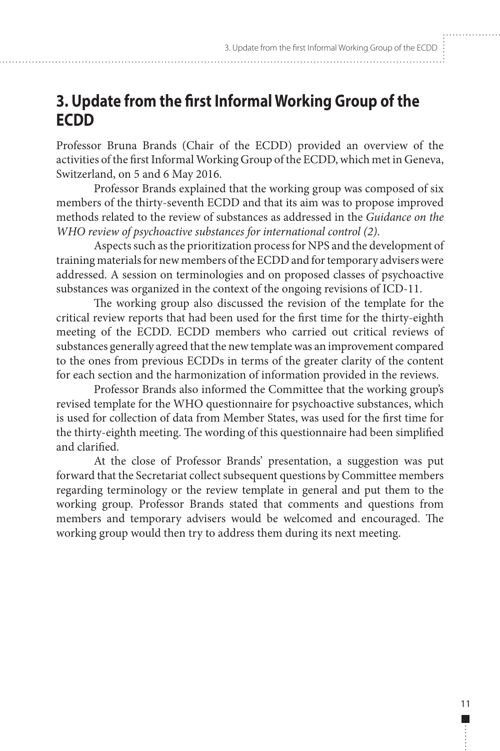# 3. Update from the first Informal Working Group of the ECDD

Professor Bruna Brands (Chair of the ECDD) provided an overview of the activities of the first Informal Working Group of the ECDD, which met in Geneva, Switzerland, on 5 and 6 May 2016.

Professor Brands explained that the working group was composed of six members of the thirty-seventh ECDD and that its aim was to propose improved methods related to the review of substances as addressed in the *Guidance on the WHO review of psychoactive substances for international control (2)*.

Aspects such as the prioritization process for NPS and the development of training materials for new members of the ECDD and for temporary advisers were addressed. A session on terminologies and on proposed classes of psychoactive substances was organized in the context of the ongoing revisions of ICD-11.

The working group also discussed the revision of the template for the critical review reports that had been used for the first time for the thirty-eighth meeting of the ECDD. ECDD members who carried out critical reviews of substances generally agreed that the new template was an improvement compared to the ones from previous ECDDs in terms of the greater clarity of the content for each section and the harmonization of information provided in the reviews.

Professor Brands also informed the Committee that the working group's revised template for the WHO questionnaire for psychoactive substances, which is used for collection of data from Member States, was used for the first time for the thirty-eighth meeting. The wording of this questionnaire had been simplified and clarified.

At the close of Professor Brands' presentation, a suggestion was put forward that the Secretariat collect subsequent questions by Committee members regarding terminology or the review template in general and put them to the working group. Professor Brands stated that comments and questions from members and temporary advisers would be welcomed and encouraged. The working group would then try to address them during its next meeting.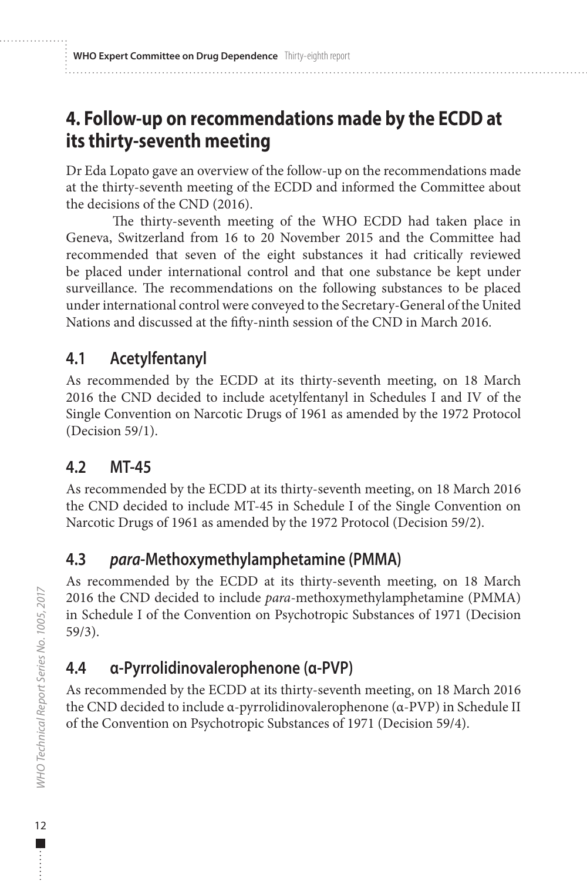# 4. Follow-up on recommendations made by the ECDD at its thirty-seventh meeting

Dr Eda Lopato gave an overview of the follow-up on the recommendations made at the thirty-seventh meeting of the ECDD and informed the Committee about the decisions of the CND (2016).

The thirty-seventh meeting of the WHO ECDD had taken place in Geneva, Switzerland from 16 to 20 November 2015 and the Committee had recommended that seven of the eight substances it had critically reviewed be placed under international control and that one substance be kept under surveillance. The recommendations on the following substances to be placed under international control were conveyed to the Secretary-General of the United Nations and discussed at the fifty-ninth session of the CND in March 2016.

## 4.1 Acetylfentanyl

As recommended by the ECDD at its thirty-seventh meeting, on 18 March 2016 the CND decided to include acetylfentanyl in Schedules I and IV of the Single Convention on Narcotic Drugs of 1961 as amended by the 1972 Protocol (Decision 59/1).

## 4.2 MT-45

As recommended by the ECDD at its thirty-seventh meeting, on 18 March 2016 the CND decided to include MT-45 in Schedule I of the Single Convention on Narcotic Drugs of 1961 as amended by the 1972 Protocol (Decision 59/2).

## 4.3 *para*-Methoxymethylamphetamine (PMMA)

As recommended by the ECDD at its thirty-seventh meeting, on 18 March 2016 the CND decided to include *para*-methoxymethylamphetamine (PMMA) in Schedule I of the Convention on Psychotropic Substances of 1971 (Decision 59/3).

## 4.4 α-Pyrrolidinovalerophenone (α-PVP)

As recommended by the ECDD at its thirty-seventh meeting, on 18 March 2016 the CND decided to include α-pyrrolidinovalerophenone (α-PVP) in Schedule II of the Convention on Psychotropic Substances of 1971 (Decision 59/4).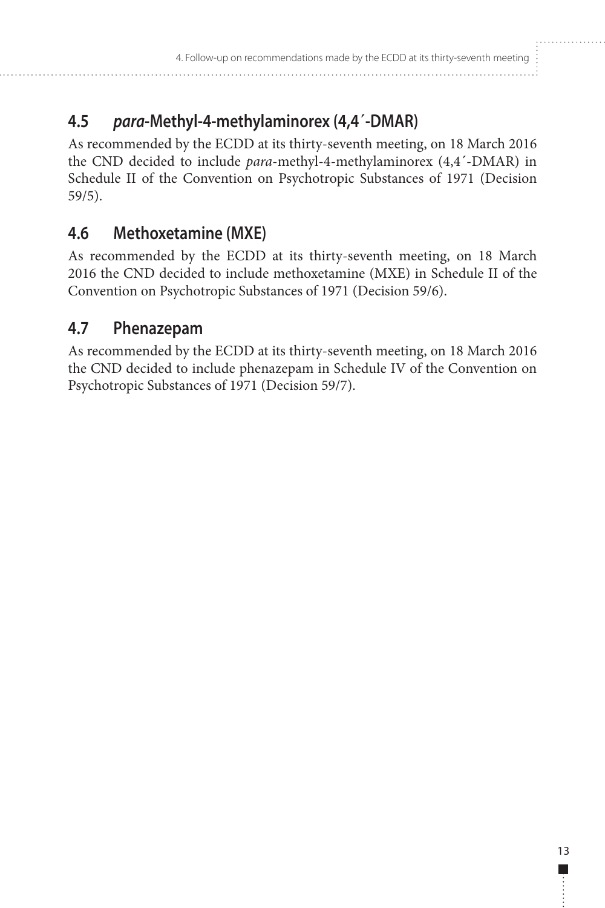## 4.5 *para*-Methyl-4-methylaminorex (4,4´-DMAR)

As recommended by the ECDD at its thirty-seventh meeting, on 18 March 2016 the CND decided to include *para*-methyl-4-methylaminorex (4,4´-DMAR) in Schedule II of the Convention on Psychotropic Substances of 1971 (Decision 59/5).

## 4.6 Methoxetamine (MXE)

As recommended by the ECDD at its thirty-seventh meeting, on 18 March 2016 the CND decided to include methoxetamine (MXE) in Schedule II of the Convention on Psychotropic Substances of 1971 (Decision 59/6).

## 4.7 Phenazepam

As recommended by the ECDD at its thirty-seventh meeting, on 18 March 2016 the CND decided to include phenazepam in Schedule IV of the Convention on Psychotropic Substances of 1971 (Decision 59/7).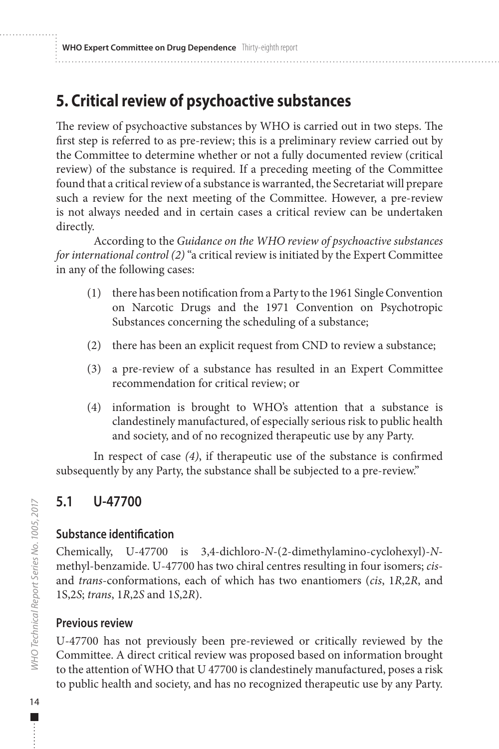# 5. Critical review of psychoactive substances

The review of psychoactive substances by WHO is carried out in two steps. The first step is referred to as pre-review; this is a preliminary review carried out by the Committee to determine whether or not a fully documented review (critical review) of the substance is required. If a preceding meeting of the Committee found that a critical review of a substance is warranted, the Secretariat will prepare such a review for the next meeting of the Committee. However, a pre-review is not always needed and in certain cases a critical review can be undertaken directly.

According to the *Guidance on the WHO review of psychoactive substances for international control (2)* "a critical review is initiated by the Expert Committee in any of the following cases:

(1) there has been notification from a Party to the 1961 Single Convention on Narcotic Drugs and the 1971 Convention on Psychotropic Substances concerning the scheduling of a substance;

(2) there has been an explicit request from CND to review a substance;

(3) a pre-review of a substance has resulted in an Expert Committee recommendation for critical review; or

(4) information is brought to WHO's attention that a substance is clandestinely manufactured, of especially serious risk to public health and society, and of no recognized therapeutic use by any Party.

In respect of case *(4)*, if therapeutic use of the substance is confirmed subsequently by any Party, the substance shall be subjected to a pre-review."

## 5.1 U-47700

### Substance identification

Chemically, U-47700 is 3,4-dichloro-*N*-(2-dimethylamino-cyclohexyl)-*N*-methyl-benzamide. U-47700 has two chiral centres resulting in four isomers; *cis*- and *trans*-conformations, each of which has two enantiomers (*cis*, 1*R*,2*R*, and 1S,2*S*; *trans*, 1*R*,2*S* and 1*S*,2*R*).

### Previous review

U-47700 has not previously been pre-reviewed or critically reviewed by the Committee. A direct critical review was proposed based on information brought to the attention of WHO that U 47700 is clandestinely manufactured, poses a risk to public health and society, and has no recognized therapeutic use by any Party.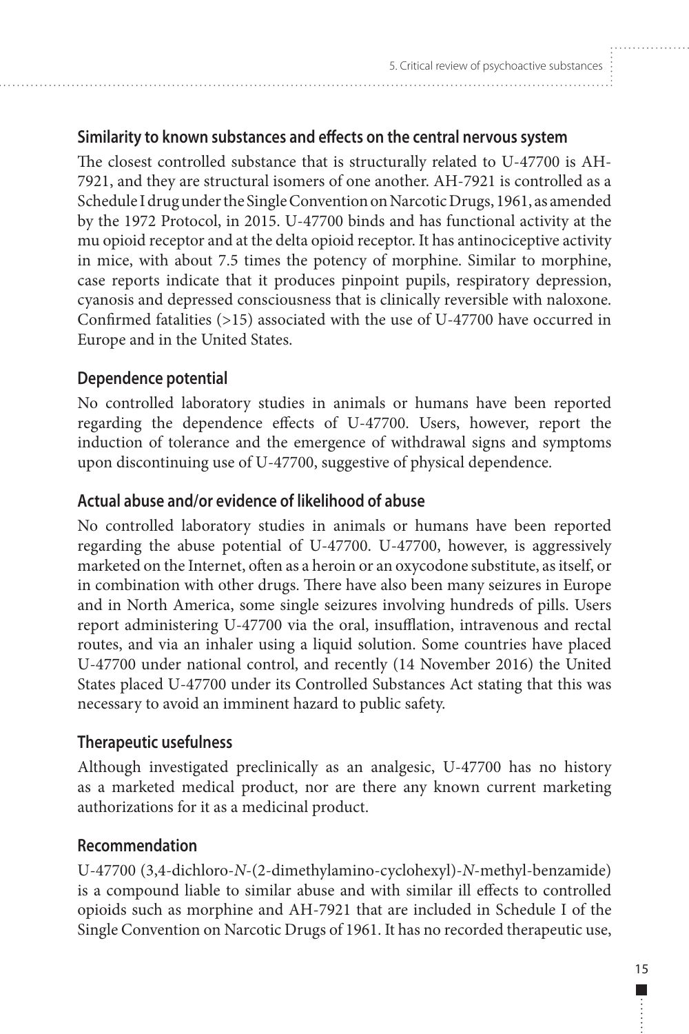### Similarity to known substances and effects on the central nervous system

The closest controlled substance that is structurally related to U-47700 is AH-7921, and they are structural isomers of one another. AH-7921 is controlled as a Schedule I drug under the Single Convention on Narcotic Drugs, 1961, as amended by the 1972 Protocol, in 2015. U-47700 binds and has functional activity at the mu opioid receptor and at the delta opioid receptor. It has antinociceptive activity in mice, with about 7.5 times the potency of morphine. Similar to morphine, case reports indicate that it produces pinpoint pupils, respiratory depression, cyanosis and depressed consciousness that is clinically reversible with naloxone. Confirmed fatalities (>15) associated with the use of U-47700 have occurred in Europe and in the United States.

### Dependence potential

No controlled laboratory studies in animals or humans have been reported regarding the dependence effects of U-47700. Users, however, report the induction of tolerance and the emergence of withdrawal signs and symptoms upon discontinuing use of U-47700, suggestive of physical dependence.

### Actual abuse and/or evidence of likelihood of abuse

No controlled laboratory studies in animals or humans have been reported regarding the abuse potential of U-47700. U-47700, however, is aggressively marketed on the Internet, often as a heroin or an oxycodone substitute, as itself, or in combination with other drugs. There have also been many seizures in Europe and in North America, some single seizures involving hundreds of pills. Users report administering U-47700 via the oral, insufflation, intravenous and rectal routes, and via an inhaler using a liquid solution. Some countries have placed U-47700 under national control, and recently (14 November 2016) the United States placed U-47700 under its Controlled Substances Act stating that this was necessary to avoid an imminent hazard to public safety.

### Therapeutic usefulness

Although investigated preclinically as an analgesic, U-47700 has no history as a marketed medical product, nor are there any known current marketing authorizations for it as a medicinal product.

### Recommendation

U-47700 (3,4-dichloro-*N*-(2-dimethylamino-cyclohexyl)-*N*-methyl-benzamide) is a compound liable to similar abuse and with similar ill effects to controlled opioids such as morphine and AH-7921 that are included in Schedule I of the Single Convention on Narcotic Drugs of 1961. It has no recorded therapeutic use,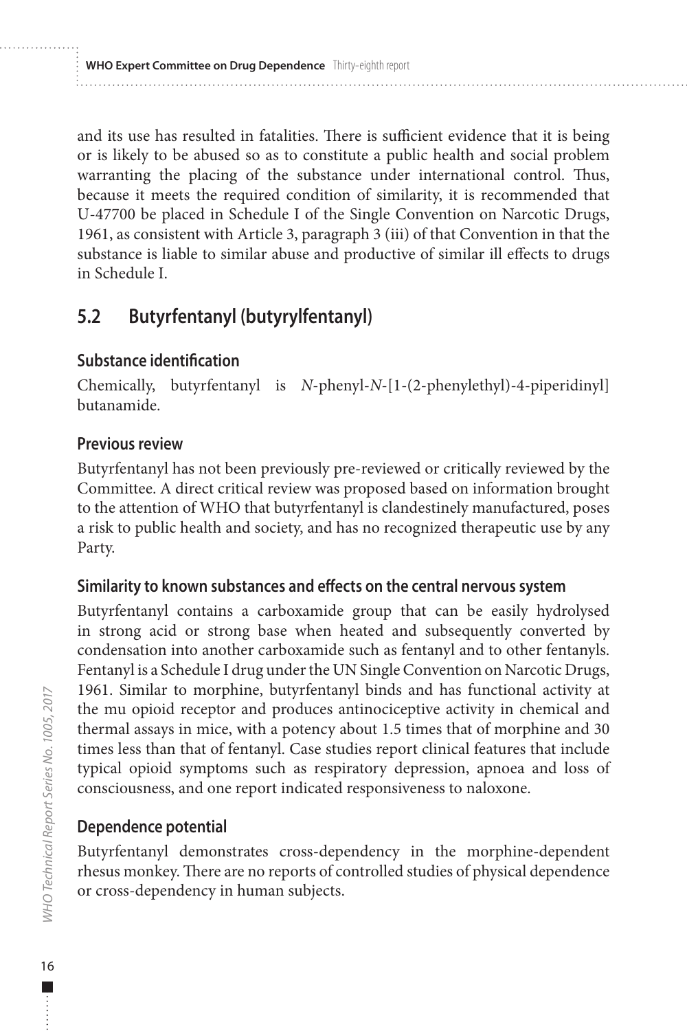and its use has resulted in fatalities. There is sufficient evidence that it is being or is likely to be abused so as to constitute a public health and social problem warranting the placing of the substance under international control. Thus, because it meets the required condition of similarity, it is recommended that U-47700 be placed in Schedule I of the Single Convention on Narcotic Drugs, 1961, as consistent with Article 3, paragraph 3 (iii) of that Convention in that the substance is liable to similar abuse and productive of similar ill effects to drugs in Schedule I.

## 5.2 Butyrfentanyl (butyrylfentanyl)

### Substance identification

Chemically, butyrfentanyl is *N*-phenyl-*N*-[1-(2-phenylethyl)-4-piperidinyl] butanamide.

### Previous review

Butyrfentanyl has not been previously pre-reviewed or critically reviewed by the Committee. A direct critical review was proposed based on information brought to the attention of WHO that butyrfentanyl is clandestinely manufactured, poses a risk to public health and society, and has no recognized therapeutic use by any Party.

### Similarity to known substances and effects on the central nervous system

Butyrfentanyl contains a carboxamide group that can be easily hydrolysed in strong acid or strong base when heated and subsequently converted by condensation into another carboxamide such as fentanyl and to other fentanyls. Fentanyl is a Schedule I drug under the UN Single Convention on Narcotic Drugs, 1961. Similar to morphine, butyrfentanyl binds and has functional activity at the mu opioid receptor and produces antinociceptive activity in chemical and thermal assays in mice, with a potency about 1.5 times that of morphine and 30 times less than that of fentanyl. Case studies report clinical features that include typical opioid symptoms such as respiratory depression, apnoea and loss of consciousness, and one report indicated responsiveness to naloxone.

### Dependence potential

Butyrfentanyl demonstrates cross-dependency in the morphine-dependent rhesus monkey. There are no reports of controlled studies of physical dependence or cross-dependency in human subjects.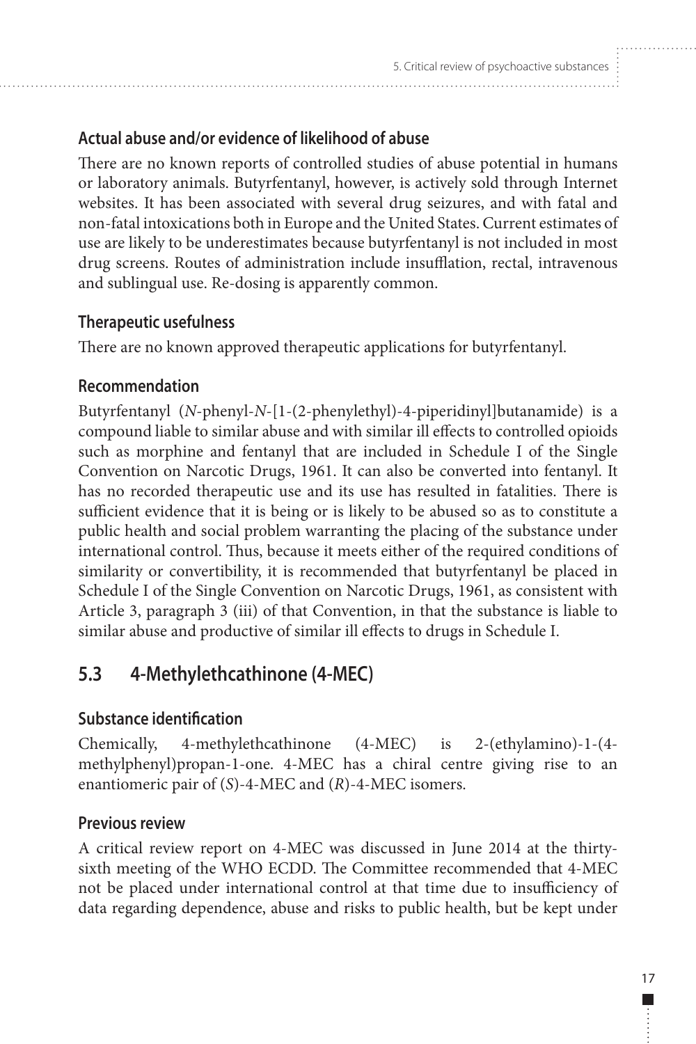### Actual abuse and/or evidence of likelihood of abuse

There are no known reports of controlled studies of abuse potential in humans or laboratory animals. Butyrfentanyl, however, is actively sold through Internet websites. It has been associated with several drug seizures, and with fatal and non-fatal intoxications both in Europe and the United States. Current estimates of use are likely to be underestimates because butyrfentanyl is not included in most drug screens. Routes of administration include insufflation, rectal, intravenous and sublingual use. Re-dosing is apparently common.

### Therapeutic usefulness

There are no known approved therapeutic applications for butyrfentanyl.

### Recommendation

Butyrfentanyl (*N*-phenyl-*N*-[1-(2-phenylethyl)-4-piperidinyl]butanamide) is a compound liable to similar abuse and with similar ill effects to controlled opioids such as morphine and fentanyl that are included in Schedule I of the Single Convention on Narcotic Drugs, 1961. It can also be converted into fentanyl. It has no recorded therapeutic use and its use has resulted in fatalities. There is sufficient evidence that it is being or is likely to be abused so as to constitute a public health and social problem warranting the placing of the substance under international control. Thus, because it meets either of the required conditions of similarity or convertibility, it is recommended that butyrfentanyl be placed in Schedule I of the Single Convention on Narcotic Drugs, 1961, as consistent with Article 3, paragraph 3 (iii) of that Convention, in that the substance is liable to similar abuse and productive of similar ill effects to drugs in Schedule I.

## 5.3 4-Methylethcathinone (4-MEC)

### Substance identification

Chemically, 4-methylethcathinone (4-MEC) is 2-(ethylamino)-1-(4-methylphenyl)propan-1-one. 4-MEC has a chiral centre giving rise to an enantiomeric pair of (*S*)-4-MEC and (*R*)-4-MEC isomers.

### Previous review

A critical review report on 4-MEC was discussed in June 2014 at the thirty-sixth meeting of the WHO ECDD. The Committee recommended that 4-MEC not be placed under international control at that time due to insufficiency of data regarding dependence, abuse and risks to public health, but be kept under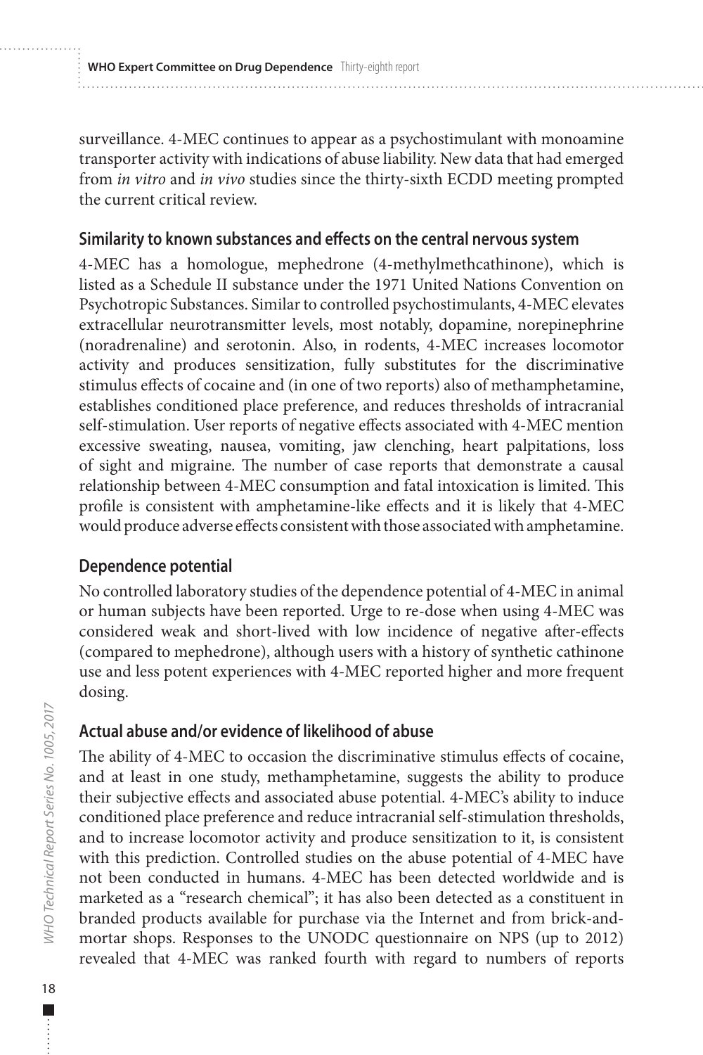surveillance. 4-MEC continues to appear as a psychostimulant with monoamine transporter activity with indications of abuse liability. New data that had emerged from *in vitro* and *in vivo* studies since the thirty-sixth ECDD meeting prompted the current critical review.

### Similarity to known substances and effects on the central nervous system

4-MEC has a homologue, mephedrone (4-methylmethcathinone), which is listed as a Schedule II substance under the 1971 United Nations Convention on Psychotropic Substances. Similar to controlled psychostimulants, 4-MEC elevates extracellular neurotransmitter levels, most notably, dopamine, norepinephrine (noradrenaline) and serotonin. Also, in rodents, 4-MEC increases locomotor activity and produces sensitization, fully substitutes for the discriminative stimulus effects of cocaine and (in one of two reports) also of methamphetamine, establishes conditioned place preference, and reduces thresholds of intracranial self-stimulation. User reports of negative effects associated with 4-MEC mention excessive sweating, nausea, vomiting, jaw clenching, heart palpitations, loss of sight and migraine. The number of case reports that demonstrate a causal relationship between 4-MEC consumption and fatal intoxication is limited. This profile is consistent with amphetamine-like effects and it is likely that 4-MEC would produce adverse effects consistent with those associated with amphetamine.

### Dependence potential

No controlled laboratory studies of the dependence potential of 4-MEC in animal or human subjects have been reported. Urge to re-dose when using 4-MEC was considered weak and short-lived with low incidence of negative after-effects (compared to mephedrone), although users with a history of synthetic cathinone use and less potent experiences with 4-MEC reported higher and more frequent dosing.

### Actual abuse and/or evidence of likelihood of abuse

The ability of 4-MEC to occasion the discriminative stimulus effects of cocaine, and at least in one study, methamphetamine, suggests the ability to produce their subjective effects and associated abuse potential. 4-MEC's ability to induce conditioned place preference and reduce intracranial self-stimulation thresholds, and to increase locomotor activity and produce sensitization to it, is consistent with this prediction. Controlled studies on the abuse potential of 4-MEC have not been conducted in humans. 4-MEC has been detected worldwide and is marketed as a "research chemical"; it has also been detected as a constituent in branded products available for purchase via the Internet and from brick-and-mortar shops. Responses to the UNODC questionnaire on NPS (up to 2012) revealed that 4-MEC was ranked fourth with regard to numbers of reports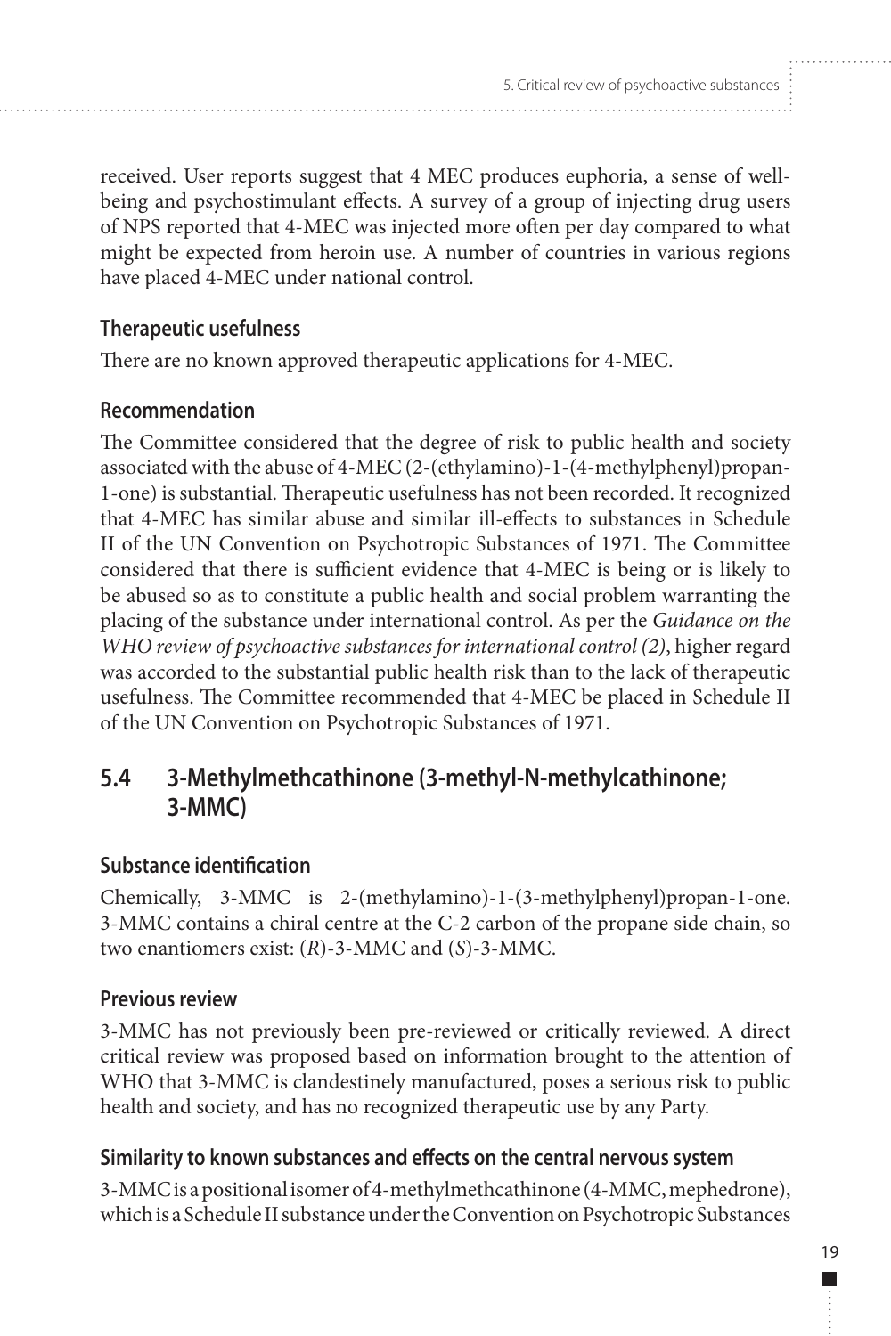received. User reports suggest that 4 MEC produces euphoria, a sense of well-being and psychostimulant effects. A survey of a group of injecting drug users of NPS reported that 4-MEC was injected more often per day compared to what might be expected from heroin use. A number of countries in various regions have placed 4-MEC under national control.

### Therapeutic usefulness

There are no known approved therapeutic applications for 4-MEC.

### Recommendation

The Committee considered that the degree of risk to public health and society associated with the abuse of 4-MEC (2-(ethylamino)-1-(4-methylphenyl)propan-1-one) is substantial. Therapeutic usefulness has not been recorded. It recognized that 4-MEC has similar abuse and similar ill-effects to substances in Schedule II of the UN Convention on Psychotropic Substances of 1971. The Committee considered that there is sufficient evidence that 4-MEC is being or is likely to be abused so as to constitute a public health and social problem warranting the placing of the substance under international control. As per the *Guidance on the WHO review of psychoactive substances for international control (2)*, higher regard was accorded to the substantial public health risk than to the lack of therapeutic usefulness. The Committee recommended that 4-MEC be placed in Schedule II of the UN Convention on Psychotropic Substances of 1971.

## 5.4 3-Methylmethcathinone (3-methyl-N-methylcathinone; 3-MMC)

### Substance identification

Chemically, 3-MMC is 2-(methylamino)-1-(3-methylphenyl)propan-1-one. 3-MMC contains a chiral centre at the C-2 carbon of the propane side chain, so two enantiomers exist: (*R*)-3-MMC and (*S*)-3-MMC.

### Previous review

3-MMC has not previously been pre-reviewed or critically reviewed. A direct critical review was proposed based on information brought to the attention of WHO that 3-MMC is clandestinely manufactured, poses a serious risk to public health and society, and has no recognized therapeutic use by any Party.

### Similarity to known substances and effects on the central nervous system

3-MMC is a positional isomer of 4-methylmethcathinone (4-MMC, mephedrone), which is a Schedule II substance under the Convention on Psychotropic Substances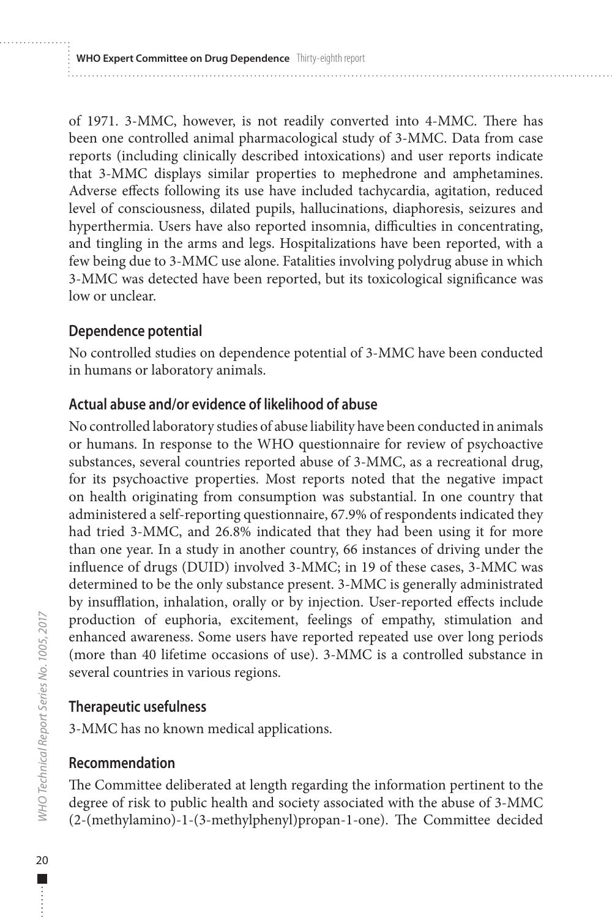of 1971. 3-MMC, however, is not readily converted into 4-MMC. There has been one controlled animal pharmacological study of 3-MMC. Data from case reports (including clinically described intoxications) and user reports indicate that 3-MMC displays similar properties to mephedrone and amphetamines. Adverse effects following its use have included tachycardia, agitation, reduced level of consciousness, dilated pupils, hallucinations, diaphoresis, seizures and hyperthermia. Users have also reported insomnia, difficulties in concentrating, and tingling in the arms and legs. Hospitalizations have been reported, with a few being due to 3-MMC use alone. Fatalities involving polydrug abuse in which 3-MMC was detected have been reported, but its toxicological significance was low or unclear.

### Dependence potential

No controlled studies on dependence potential of 3-MMC have been conducted in humans or laboratory animals.

### Actual abuse and/or evidence of likelihood of abuse

No controlled laboratory studies of abuse liability have been conducted in animals or humans. In response to the WHO questionnaire for review of psychoactive substances, several countries reported abuse of 3-MMC, as a recreational drug, for its psychoactive properties. Most reports noted that the negative impact on health originating from consumption was substantial. In one country that administered a self-reporting questionnaire, 67.9% of respondents indicated they had tried 3-MMC, and 26.8% indicated that they had been using it for more than one year. In a study in another country, 66 instances of driving under the influence of drugs (DUID) involved 3-MMC; in 19 of these cases, 3-MMC was determined to be the only substance present. 3-MMC is generally administrated by insufflation, inhalation, orally or by injection. User-reported effects include production of euphoria, excitement, feelings of empathy, stimulation and enhanced awareness. Some users have reported repeated use over long periods (more than 40 lifetime occasions of use). 3-MMC is a controlled substance in several countries in various regions.

### Therapeutic usefulness

3-MMC has no known medical applications.

### Recommendation

The Committee deliberated at length regarding the information pertinent to the degree of risk to public health and society associated with the abuse of 3-MMC (2-(methylamino)-1-(3-methylphenyl)propan-1-one). The Committee decided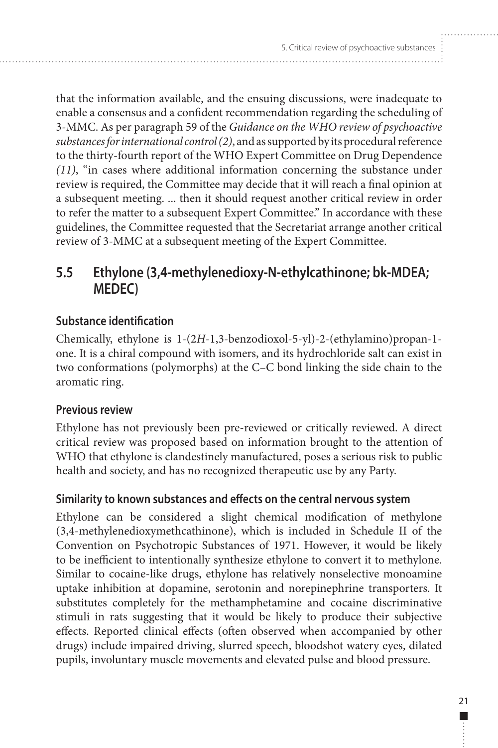that the information available, and the ensuing discussions, were inadequate to enable a consensus and a confident recommendation regarding the scheduling of 3-MMC. As per paragraph 59 of the *Guidance on the WHO review of psychoactive substances for international control (2)*, and as supported by its procedural reference to the thirty-fourth report of the WHO Expert Committee on Drug Dependence *(11)*, "in cases where additional information concerning the substance under review is required, the Committee may decide that it will reach a final opinion at a subsequent meeting. ... then it should request another critical review in order to refer the matter to a subsequent Expert Committee." In accordance with these guidelines, the Committee requested that the Secretariat arrange another critical review of 3-MMC at a subsequent meeting of the Expert Committee.

## 5.5 Ethylone (3,4-methylenedioxy-N-ethylcathinone; bk-MDEA; MEDEC)

### Substance identification

Chemically, ethylone is 1-(2*H*-1,3-benzodioxol-5-yl)-2-(ethylamino)propan-1-one. It is a chiral compound with isomers, and its hydrochloride salt can exist in two conformations (polymorphs) at the C–C bond linking the side chain to the aromatic ring.

### Previous review

Ethylone has not previously been pre-reviewed or critically reviewed. A direct critical review was proposed based on information brought to the attention of WHO that ethylone is clandestinely manufactured, poses a serious risk to public health and society, and has no recognized therapeutic use by any Party.

### Similarity to known substances and effects on the central nervous system

Ethylone can be considered a slight chemical modification of methylone (3,4-methylenedioxymethcathinone), which is included in Schedule II of the Convention on Psychotropic Substances of 1971. However, it would be likely to be inefficient to intentionally synthesize ethylone to convert it to methylone. Similar to cocaine-like drugs, ethylone has relatively nonselective monoamine uptake inhibition at dopamine, serotonin and norepinephrine transporters. It substitutes completely for the methamphetamine and cocaine discriminative stimuli in rats suggesting that it would be likely to produce their subjective effects. Reported clinical effects (often observed when accompanied by other drugs) include impaired driving, slurred speech, bloodshot watery eyes, dilated pupils, involuntary muscle movements and elevated pulse and blood pressure.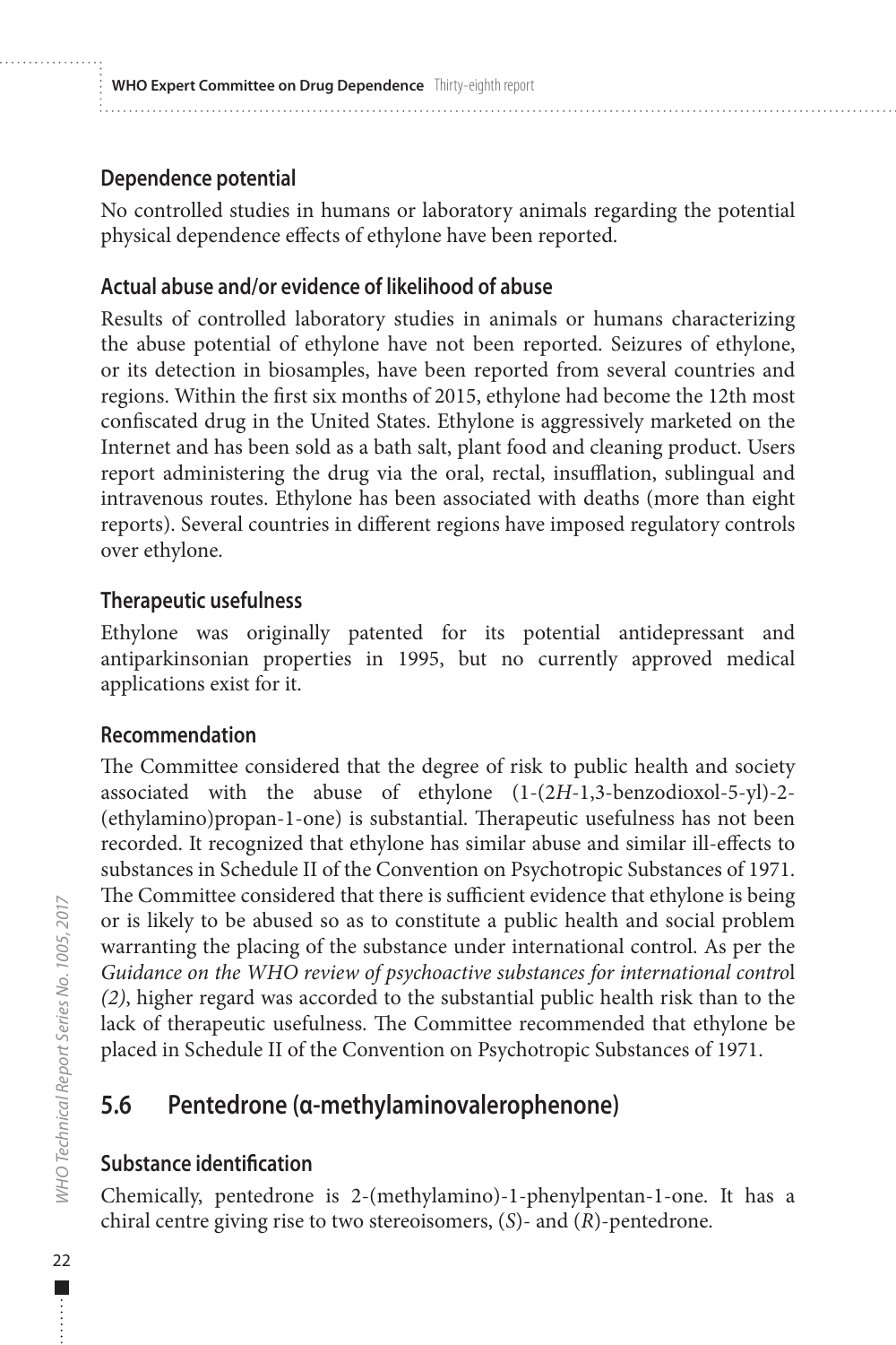### Dependence potential

No controlled studies in humans or laboratory animals regarding the potential physical dependence effects of ethylone have been reported.

### Actual abuse and/or evidence of likelihood of abuse

Results of controlled laboratory studies in animals or humans characterizing the abuse potential of ethylone have not been reported. Seizures of ethylone, or its detection in biosamples, have been reported from several countries and regions. Within the first six months of 2015, ethylone had become the 12th most confiscated drug in the United States. Ethylone is aggressively marketed on the Internet and has been sold as a bath salt, plant food and cleaning product. Users report administering the drug via the oral, rectal, insufflation, sublingual and intravenous routes. Ethylone has been associated with deaths (more than eight reports). Several countries in different regions have imposed regulatory controls over ethylone.

### Therapeutic usefulness

Ethylone was originally patented for its potential antidepressant and antiparkinsonian properties in 1995, but no currently approved medical applications exist for it.

### Recommendation

The Committee considered that the degree of risk to public health and society associated with the abuse of ethylone (1-(2*H*-1,3-benzodioxol-5-yl)-2-(ethylamino)propan-1-one) is substantial. Therapeutic usefulness has not been recorded. It recognized that ethylone has similar abuse and similar ill-effects to substances in Schedule II of the Convention on Psychotropic Substances of 1971. The Committee considered that there is sufficient evidence that ethylone is being or is likely to be abused so as to constitute a public health and social problem warranting the placing of the substance under international control. As per the *Guidance on the WHO review of psychoactive substances for international control (2)*, higher regard was accorded to the substantial public health risk than to the lack of therapeutic usefulness. The Committee recommended that ethylone be placed in Schedule II of the Convention on Psychotropic Substances of 1971.

## 5.6 Pentedrone (α-methylaminovalerophenone)

### Substance identification

Chemically, pentedrone is 2-(methylamino)-1-phenylpentan-1-one. It has a chiral centre giving rise to two stereoisomers, (*S*)- and (*R*)-pentedrone.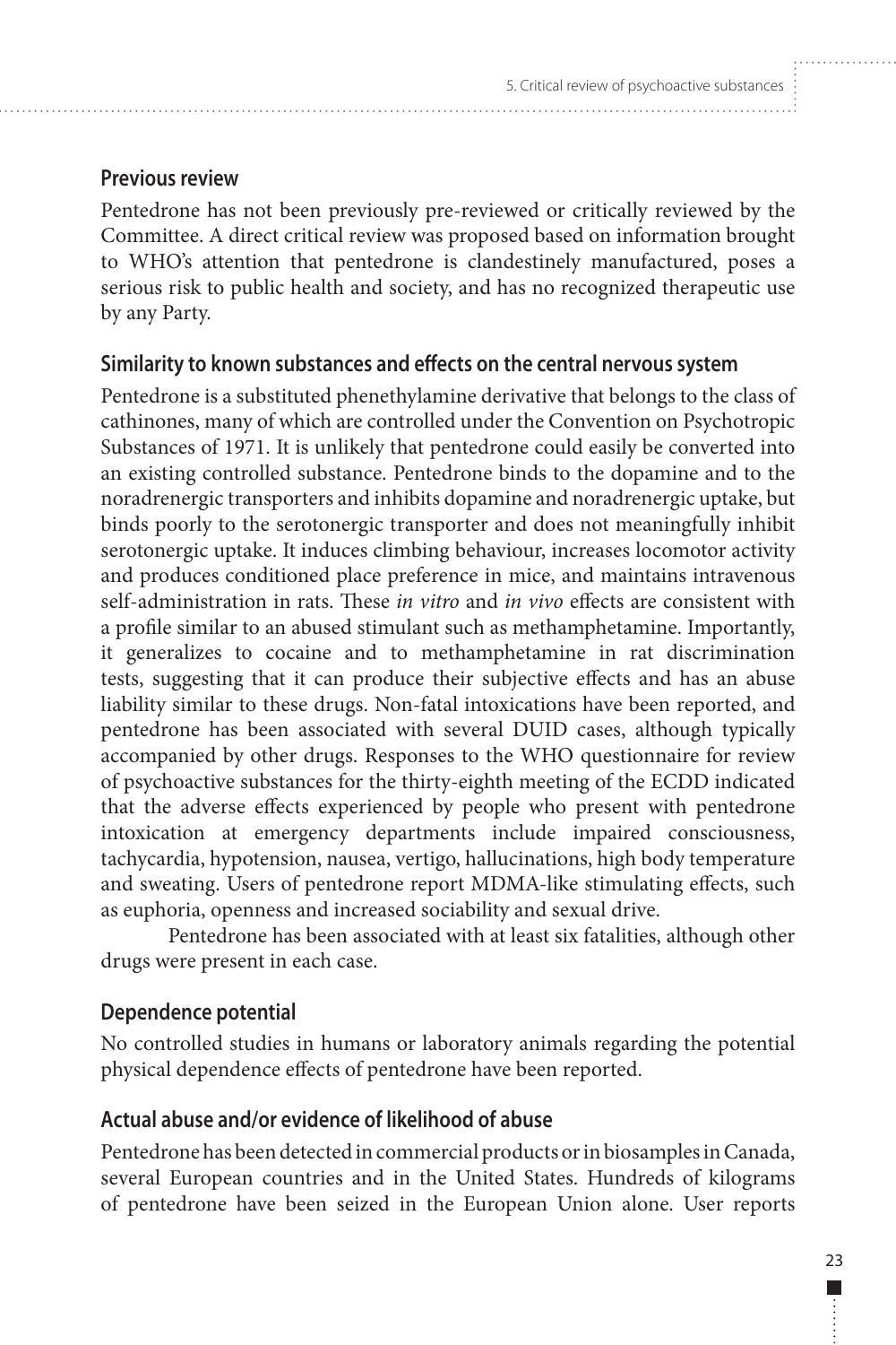### Previous review

Pentedrone has not been previously pre-reviewed or critically reviewed by the Committee. A direct critical review was proposed based on information brought to WHO's attention that pentedrone is clandestinely manufactured, poses a serious risk to public health and society, and has no recognized therapeutic use by any Party.

### Similarity to known substances and effects on the central nervous system

Pentedrone is a substituted phenethylamine derivative that belongs to the class of cathinones, many of which are controlled under the Convention on Psychotropic Substances of 1971. It is unlikely that pentedrone could easily be converted into an existing controlled substance. Pentedrone binds to the dopamine and to the noradrenergic transporters and inhibits dopamine and noradrenergic uptake, but binds poorly to the serotonergic transporter and does not meaningfully inhibit serotonergic uptake. It induces climbing behaviour, increases locomotor activity and produces conditioned place preference in mice, and maintains intravenous self-administration in rats. These *in vitro* and *in vivo* effects are consistent with a profile similar to an abused stimulant such as methamphetamine. Importantly, it generalizes to cocaine and to methamphetamine in rat discrimination tests, suggesting that it can produce their subjective effects and has an abuse liability similar to these drugs. Non-fatal intoxications have been reported, and pentedrone has been associated with several DUID cases, although typically accompanied by other drugs. Responses to the WHO questionnaire for review of psychoactive substances for the thirty-eighth meeting of the ECDD indicated that the adverse effects experienced by people who present with pentedrone intoxication at emergency departments include impaired consciousness, tachycardia, hypotension, nausea, vertigo, hallucinations, high body temperature and sweating. Users of pentedrone report MDMA-like stimulating effects, such as euphoria, openness and increased sociability and sexual drive.

Pentedrone has been associated with at least six fatalities, although other drugs were present in each case.

### Dependence potential

No controlled studies in humans or laboratory animals regarding the potential physical dependence effects of pentedrone have been reported.

### Actual abuse and/or evidence of likelihood of abuse

Pentedrone has been detected in commercial products or in biosamples in Canada, several European countries and in the United States. Hundreds of kilograms of pentedrone have been seized in the European Union alone. User reports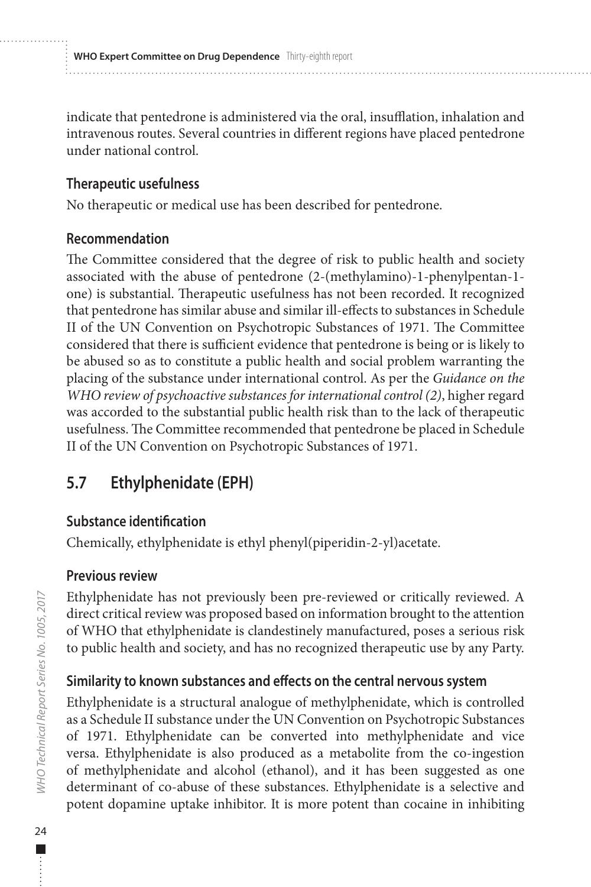indicate that pentedrone is administered via the oral, insufflation, inhalation and intravenous routes. Several countries in different regions have placed pentedrone under national control.

### Therapeutic usefulness

No therapeutic or medical use has been described for pentedrone.

### Recommendation

The Committee considered that the degree of risk to public health and society associated with the abuse of pentedrone (2-(methylamino)-1-phenylpentan-1-one) is substantial. Therapeutic usefulness has not been recorded. It recognized that pentedrone has similar abuse and similar ill-effects to substances in Schedule II of the UN Convention on Psychotropic Substances of 1971. The Committee considered that there is sufficient evidence that pentedrone is being or is likely to be abused so as to constitute a public health and social problem warranting the placing of the substance under international control. As per the *Guidance on the WHO review of psychoactive substances for international control (2)*, higher regard was accorded to the substantial public health risk than to the lack of therapeutic usefulness. The Committee recommended that pentedrone be placed in Schedule II of the UN Convention on Psychotropic Substances of 1971.

## 5.7 Ethylphenidate (EPH)

### Substance identification

Chemically, ethylphenidate is ethyl phenyl(piperidin-2-yl)acetate.

### Previous review

Ethylphenidate has not previously been pre-reviewed or critically reviewed. A direct critical review was proposed based on information brought to the attention of WHO that ethylphenidate is clandestinely manufactured, poses a serious risk to public health and society, and has no recognized therapeutic use by any Party.

### Similarity to known substances and effects on the central nervous system

Ethylphenidate is a structural analogue of methylphenidate, which is controlled as a Schedule II substance under the UN Convention on Psychotropic Substances of 1971. Ethylphenidate can be converted into methylphenidate and vice versa. Ethylphenidate is also produced as a metabolite from the co-ingestion of methylphenidate and alcohol (ethanol), and it has been suggested as one determinant of co-abuse of these substances. Ethylphenidate is a selective and potent dopamine uptake inhibitor. It is more potent than cocaine in inhibiting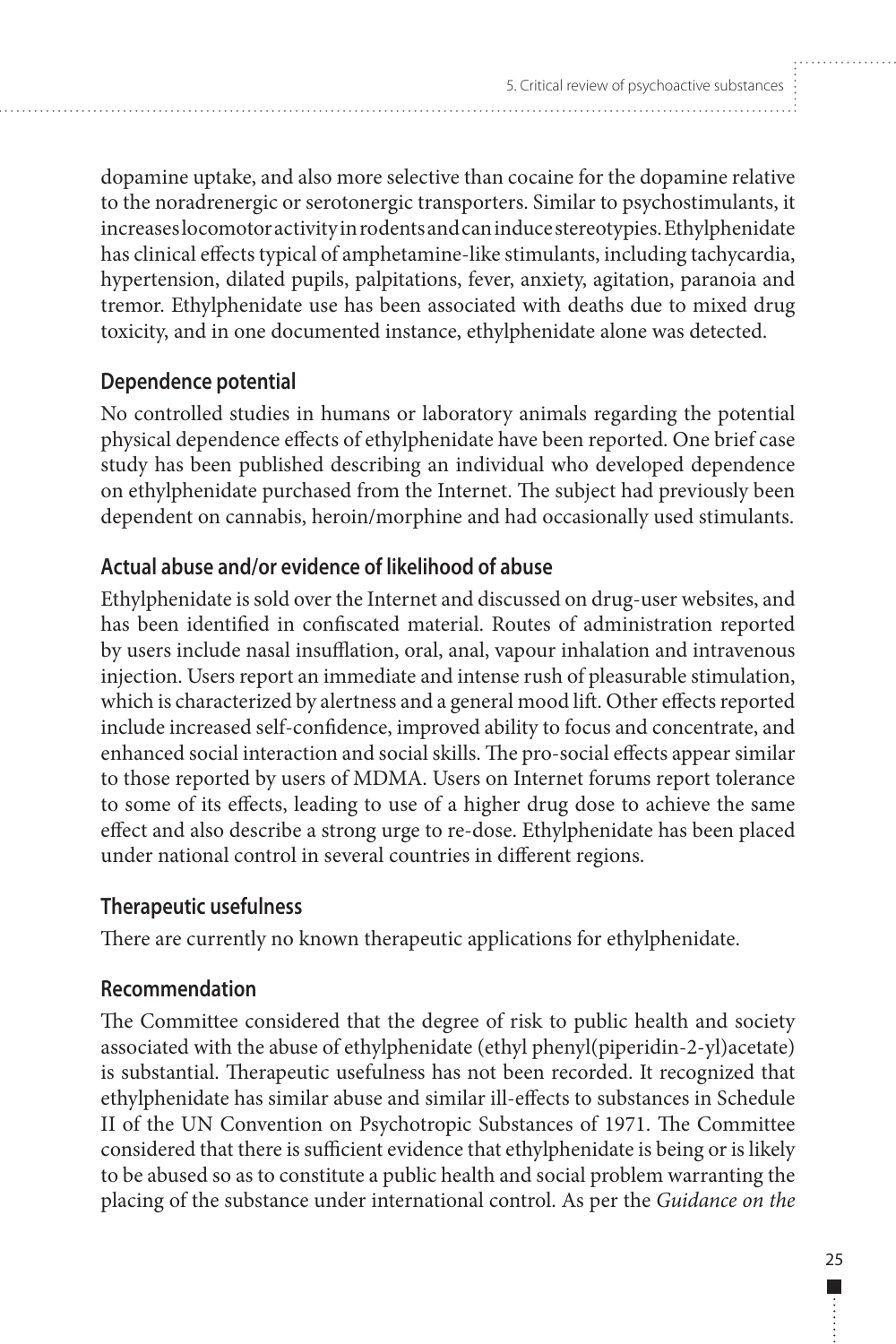dopamine uptake, and also more selective than cocaine for the dopamine relative to the noradrenergic or serotonergic transporters. Similar to psychostimulants, it increases locomotor activity in rodents and can induce stereotypies. Ethylphenidate has clinical effects typical of amphetamine-like stimulants, including tachycardia, hypertension, dilated pupils, palpitations, fever, anxiety, agitation, paranoia and tremor. Ethylphenidate use has been associated with deaths due to mixed drug toxicity, and in one documented instance, ethylphenidate alone was detected.

### Dependence potential

No controlled studies in humans or laboratory animals regarding the potential physical dependence effects of ethylphenidate have been reported. One brief case study has been published describing an individual who developed dependence on ethylphenidate purchased from the Internet. The subject had previously been dependent on cannabis, heroin/morphine and had occasionally used stimulants.

### Actual abuse and/or evidence of likelihood of abuse

Ethylphenidate is sold over the Internet and discussed on drug-user websites, and has been identified in confiscated material. Routes of administration reported by users include nasal insufflation, oral, anal, vapour inhalation and intravenous injection. Users report an immediate and intense rush of pleasurable stimulation, which is characterized by alertness and a general mood lift. Other effects reported include increased self-confidence, improved ability to focus and concentrate, and enhanced social interaction and social skills. The pro-social effects appear similar to those reported by users of MDMA. Users on Internet forums report tolerance to some of its effects, leading to use of a higher drug dose to achieve the same effect and also describe a strong urge to re-dose. Ethylphenidate has been placed under national control in several countries in different regions.

### Therapeutic usefulness

There are currently no known therapeutic applications for ethylphenidate.

### Recommendation

The Committee considered that the degree of risk to public health and society associated with the abuse of ethylphenidate (ethyl phenyl(piperidin-2-yl)acetate) is substantial. Therapeutic usefulness has not been recorded. It recognized that ethylphenidate has similar abuse and similar ill-effects to substances in Schedule II of the UN Convention on Psychotropic Substances of 1971. The Committee considered that there is sufficient evidence that ethylphenidate is being or is likely to be abused so as to constitute a public health and social problem warranting the placing of the substance under international control. As per the *Guidance on the*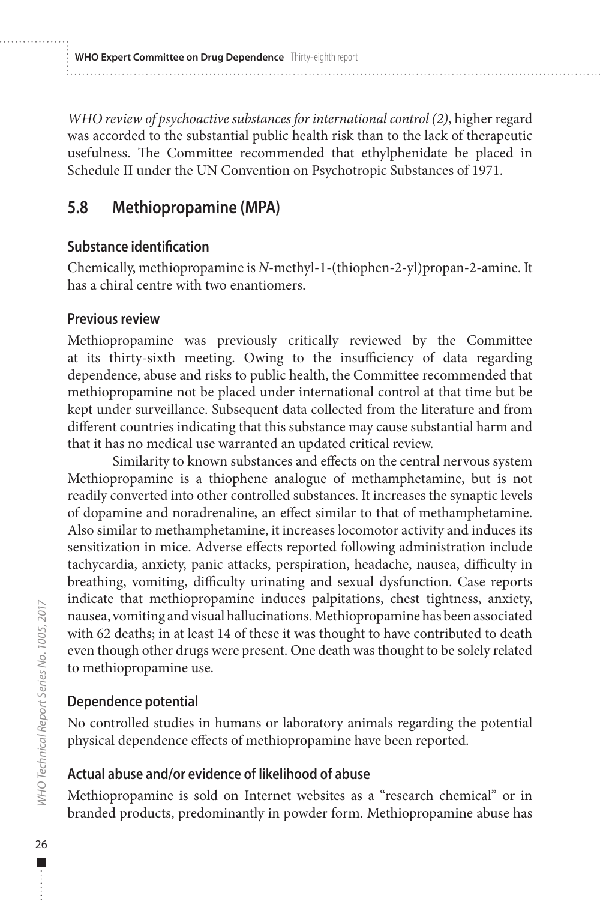*WHO review of psychoactive substances for international control (2)*, higher regard was accorded to the substantial public health risk than to the lack of therapeutic usefulness. The Committee recommended that ethylphenidate be placed in Schedule II under the UN Convention on Psychotropic Substances of 1971.

## 5.8 Methiopropamine (MPA)

### Substance identification

Chemically, methiopropamine is *N*-methyl-1-(thiophen-2-yl)propan-2-amine. It has a chiral centre with two enantiomers.

### Previous review

Methiopropamine was previously critically reviewed by the Committee at its thirty-sixth meeting. Owing to the insufficiency of data regarding dependence, abuse and risks to public health, the Committee recommended that methiopropamine not be placed under international control at that time but be kept under surveillance. Subsequent data collected from the literature and from different countries indicating that this substance may cause substantial harm and that it has no medical use warranted an updated critical review.

Similarity to known substances and effects on the central nervous system Methiopropamine is a thiophene analogue of methamphetamine, but is not readily converted into other controlled substances. It increases the synaptic levels of dopamine and noradrenaline, an effect similar to that of methamphetamine. Also similar to methamphetamine, it increases locomotor activity and induces its sensitization in mice. Adverse effects reported following administration include tachycardia, anxiety, panic attacks, perspiration, headache, nausea, difficulty in breathing, vomiting, difficulty urinating and sexual dysfunction. Case reports indicate that methiopropamine induces palpitations, chest tightness, anxiety, nausea, vomiting and visual hallucinations. Methiopropamine has been associated with 62 deaths; in at least 14 of these it was thought to have contributed to death even though other drugs were present. One death was thought to be solely related to methiopropamine use.

### Dependence potential

No controlled studies in humans or laboratory animals regarding the potential physical dependence effects of methiopropamine have been reported.

### Actual abuse and/or evidence of likelihood of abuse

Methiopropamine is sold on Internet websites as a "research chemical" or in branded products, predominantly in powder form. Methiopropamine abuse has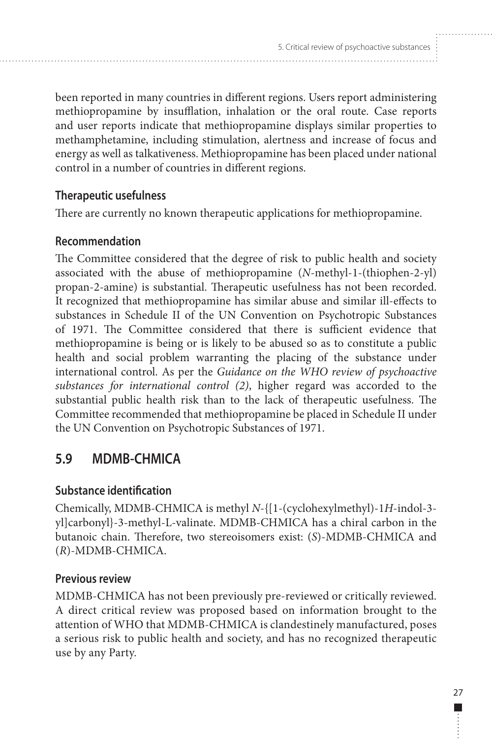been reported in many countries in different regions. Users report administering methiopropamine by insufflation, inhalation or the oral route. Case reports and user reports indicate that methiopropamine displays similar properties to methamphetamine, including stimulation, alertness and increase of focus and energy as well as talkativeness. Methiopropamine has been placed under national control in a number of countries in different regions.

### Therapeutic usefulness

There are currently no known therapeutic applications for methiopropamine.

### Recommendation

The Committee considered that the degree of risk to public health and society associated with the abuse of methiopropamine (*N*-methyl-1-(thiophen-2-yl) propan-2-amine) is substantial. Therapeutic usefulness has not been recorded. It recognized that methiopropamine has similar abuse and similar ill-effects to substances in Schedule II of the UN Convention on Psychotropic Substances of 1971. The Committee considered that there is sufficient evidence that methiopropamine is being or is likely to be abused so as to constitute a public health and social problem warranting the placing of the substance under international control. As per the *Guidance on the WHO review of psychoactive substances for international control (2)*, higher regard was accorded to the substantial public health risk than to the lack of therapeutic usefulness. The Committee recommended that methiopropamine be placed in Schedule II under the UN Convention on Psychotropic Substances of 1971.

## 5.9 MDMB-CHMICA

### Substance identification

Chemically, MDMB-CHMICA is methyl *N*-{[1-(cyclohexylmethyl)-1*H*-indol-3-yl]carbonyl}-3-methyl-L-valinate. MDMB-CHMICA has a chiral carbon in the butanoic chain. Therefore, two stereoisomers exist: (*S*)-MDMB-CHMICA and (*R*)-MDMB-CHMICA.

### Previous review

MDMB-CHMICA has not been previously pre-reviewed or critically reviewed. A direct critical review was proposed based on information brought to the attention of WHO that MDMB-CHMICA is clandestinely manufactured, poses a serious risk to public health and society, and has no recognized therapeutic use by any Party.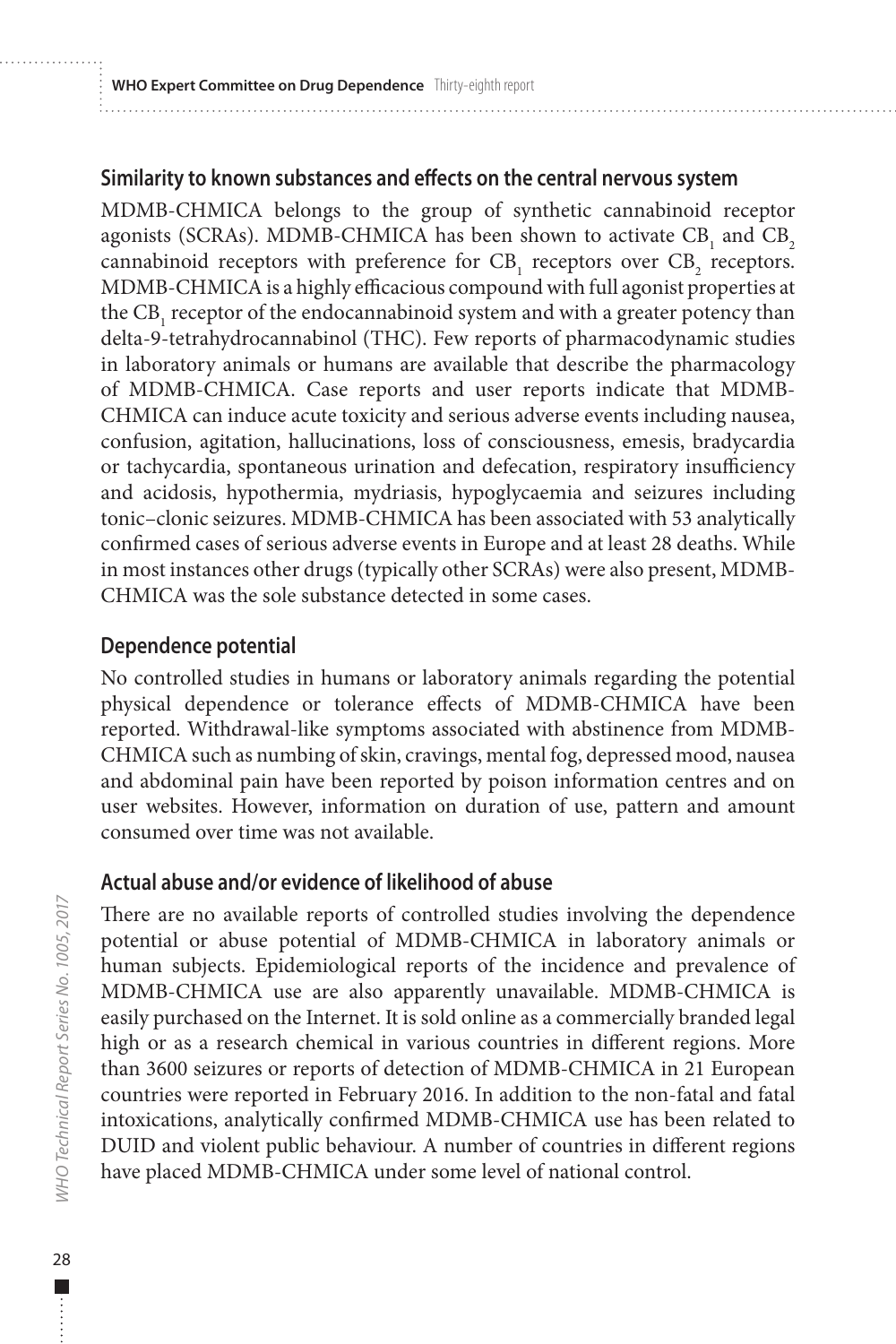### Similarity to known substances and effects on the central nervous system

MDMB-CHMICA belongs to the group of synthetic cannabinoid receptor agonists (SCRAs). MDMB-CHMICA has been shown to activate $CB_1$ and $CB_2$ cannabinoid receptors with preference for $CB_1$ receptors over $CB_2$ receptors. MDMB-CHMICA is a highly efficacious compound with full agonist properties at the $CB_1$ receptor of the endocannabinoid system and with a greater potency than delta-9-tetrahydrocannabinol (THC). Few reports of pharmacodynamic studies in laboratory animals or humans are available that describe the pharmacology of MDMB-CHMICA. Case reports and user reports indicate that MDMB-CHMICA can induce acute toxicity and serious adverse events including nausea, confusion, agitation, hallucinations, loss of consciousness, emesis, bradycardia or tachycardia, spontaneous urination and defecation, respiratory insufficiency and acidosis, hypothermia, mydriasis, hypoglycaemia and seizures including tonic–clonic seizures. MDMB-CHMICA has been associated with 53 analytically confirmed cases of serious adverse events in Europe and at least 28 deaths. While in most instances other drugs (typically other SCRAs) were also present, MDMB-CHMICA was the sole substance detected in some cases.

### Dependence potential

No controlled studies in humans or laboratory animals regarding the potential physical dependence or tolerance effects of MDMB-CHMICA have been reported. Withdrawal-like symptoms associated with abstinence from MDMB-CHMICA such as numbing of skin, cravings, mental fog, depressed mood, nausea and abdominal pain have been reported by poison information centres and on user websites. However, information on duration of use, pattern and amount consumed over time was not available.

### Actual abuse and/or evidence of likelihood of abuse

There are no available reports of controlled studies involving the dependence potential or abuse potential of MDMB-CHMICA in laboratory animals or human subjects. Epidemiological reports of the incidence and prevalence of MDMB-CHMICA use are also apparently unavailable. MDMB-CHMICA is easily purchased on the Internet. It is sold online as a commercially branded legal high or as a research chemical in various countries in different regions. More than 3600 seizures or reports of detection of MDMB-CHMICA in 21 European countries were reported in February 2016. In addition to the non-fatal and fatal intoxications, analytically confirmed MDMB-CHMICA use has been related to DUID and violent public behaviour. A number of countries in different regions have placed MDMB-CHMICA under some level of national control.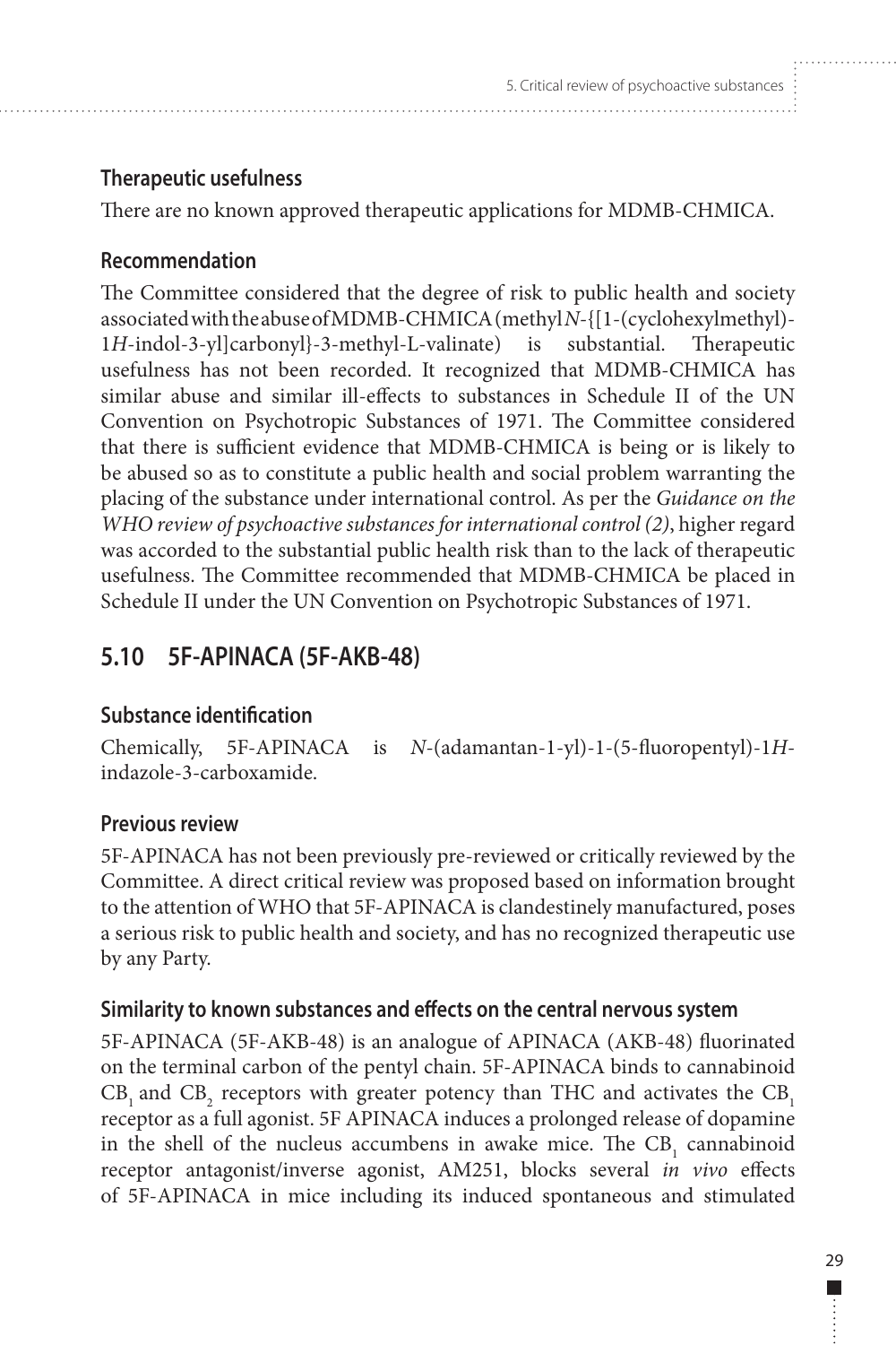### Therapeutic usefulness

There are no known approved therapeutic applications for MDMB-CHMICA.

### Recommendation

The Committee considered that the degree of risk to public health and society associated with the abuse of MDMB-CHMICA (methyl *N*-{[1-(cyclohexylmethyl)-1*H*-indol-3-yl]carbonyl}-3-methyl-L-valinate) is substantial. Therapeutic usefulness has not been recorded. It recognized that MDMB-CHMICA has similar abuse and similar ill-effects to substances in Schedule II of the UN Convention on Psychotropic Substances of 1971. The Committee considered that there is sufficient evidence that MDMB-CHMICA is being or is likely to be abused so as to constitute a public health and social problem warranting the placing of the substance under international control. As per the *Guidance on the WHO review of psychoactive substances for international control (2)*, higher regard was accorded to the substantial public health risk than to the lack of therapeutic usefulness. The Committee recommended that MDMB-CHMICA be placed in Schedule II under the UN Convention on Psychotropic Substances of 1971.

## 5.10 5F-APINACA (5F-AKB-48)

### Substance identification

Chemically, 5F-APINACA is *N*-(adamantan-1-yl)-1-(5-fluoropentyl)-1*H*-indazole-3-carboxamide.

### Previous review

5F-APINACA has not been previously pre-reviewed or critically reviewed by the Committee. A direct critical review was proposed based on information brought to the attention of WHO that 5F-APINACA is clandestinely manufactured, poses a serious risk to public health and society, and has no recognized therapeutic use by any Party.

### Similarity to known substances and effects on the central nervous system

5F-APINACA (5F-AKB-48) is an analogue of APINACA (AKB-48) fluorinated on the terminal carbon of the pentyl chain. 5F-APINACA binds to cannabinoid $CB_1$ and $CB_2$ receptors with greater potency than THC and activates the $CB_1$ receptor as a full agonist. 5F APINACA induces a prolonged release of dopamine in the shell of the nucleus accumbens in awake mice. The $CB_1$ cannabinoid receptor antagonist/inverse agonist, AM251, blocks several *in vivo* effects of 5F-APINACA in mice including its induced spontaneous and stimulated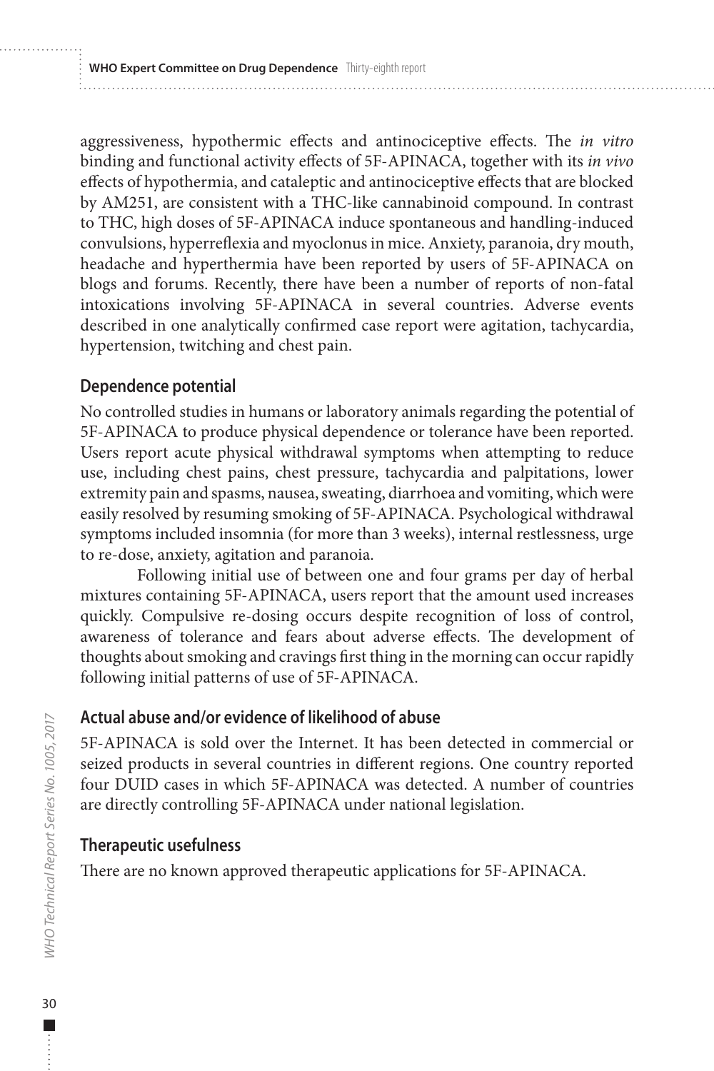aggressiveness, hypothermic effects and antinociceptive effects. The *in vitro* binding and functional activity effects of 5F-APINACA, together with its *in vivo* effects of hypothermia, and cataleptic and antinociceptive effects that are blocked by AM251, are consistent with a THC-like cannabinoid compound. In contrast to THC, high doses of 5F-APINACA induce spontaneous and handling-induced convulsions, hyperreflexia and myoclonus in mice. Anxiety, paranoia, dry mouth, headache and hyperthermia have been reported by users of 5F-APINACA on blogs and forums. Recently, there have been a number of reports of non-fatal intoxications involving 5F-APINACA in several countries. Adverse events described in one analytically confirmed case report were agitation, tachycardia, hypertension, twitching and chest pain.

### Dependence potential

No controlled studies in humans or laboratory animals regarding the potential of 5F-APINACA to produce physical dependence or tolerance have been reported. Users report acute physical withdrawal symptoms when attempting to reduce use, including chest pains, chest pressure, tachycardia and palpitations, lower extremity pain and spasms, nausea, sweating, diarrhoea and vomiting, which were easily resolved by resuming smoking of 5F-APINACA. Psychological withdrawal symptoms included insomnia (for more than 3 weeks), internal restlessness, urge to re-dose, anxiety, agitation and paranoia.

Following initial use of between one and four grams per day of herbal mixtures containing 5F-APINACA, users report that the amount used increases quickly. Compulsive re-dosing occurs despite recognition of loss of control, awareness of tolerance and fears about adverse effects. The development of thoughts about smoking and cravings first thing in the morning can occur rapidly following initial patterns of use of 5F-APINACA.

### Actual abuse and/or evidence of likelihood of abuse

5F-APINACA is sold over the Internet. It has been detected in commercial or seized products in several countries in different regions. One country reported four DUID cases in which 5F-APINACA was detected. A number of countries are directly controlling 5F-APINACA under national legislation.

### Therapeutic usefulness

There are no known approved therapeutic applications for 5F-APINACA.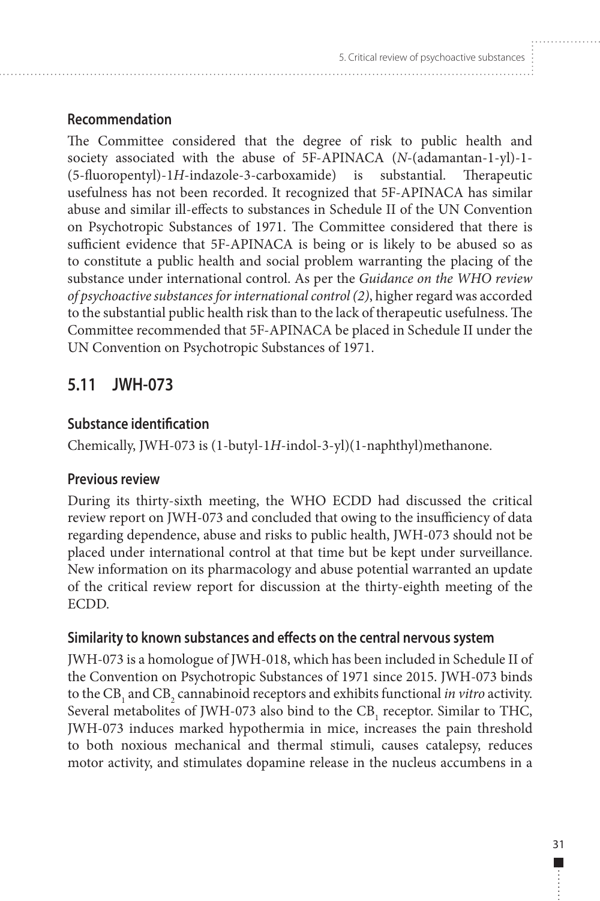### Recommendation

The Committee considered that the degree of risk to public health and society associated with the abuse of 5F-APINACA (*N*-(adamantan-1-yl)-1-(5-fluoropentyl)-1*H*-indazole-3-carboxamide) is substantial. Therapeutic usefulness has not been recorded. It recognized that 5F-APINACA has similar abuse and similar ill-effects to substances in Schedule II of the UN Convention on Psychotropic Substances of 1971. The Committee considered that there is sufficient evidence that 5F-APINACA is being or is likely to be abused so as to constitute a public health and social problem warranting the placing of the substance under international control. As per the *Guidance on the WHO review of psychoactive substances for international control (2)*, higher regard was accorded to the substantial public health risk than to the lack of therapeutic usefulness. The Committee recommended that 5F-APINACA be placed in Schedule II under the UN Convention on Psychotropic Substances of 1971.

## 5.11 JWH-073

### Substance identification

Chemically, JWH-073 is (1-butyl-1*H*-indol-3-yl)(1-naphthyl)methanone.

### Previous review

During its thirty-sixth meeting, the WHO ECDD had discussed the critical review report on JWH-073 and concluded that owing to the insufficiency of data regarding dependence, abuse and risks to public health, JWH-073 should not be placed under international control at that time but be kept under surveillance. New information on its pharmacology and abuse potential warranted an update of the critical review report for discussion at the thirty-eighth meeting of the ECDD.

### Similarity to known substances and effects on the central nervous system

JWH-073 is a homologue of JWH-018, which has been included in Schedule II of the Convention on Psychotropic Substances of 1971 since 2015. JWH-073 binds to the $CB_1$ and $CB_2$ cannabinoid receptors and exhibits functional *in vitro* activity. Several metabolites of JWH-073 also bind to the $CB_1$ receptor. Similar to THC, JWH-073 induces marked hypothermia in mice, increases the pain threshold to both noxious mechanical and thermal stimuli, causes catalepsy, reduces motor activity, and stimulates dopamine release in the nucleus accumbens in a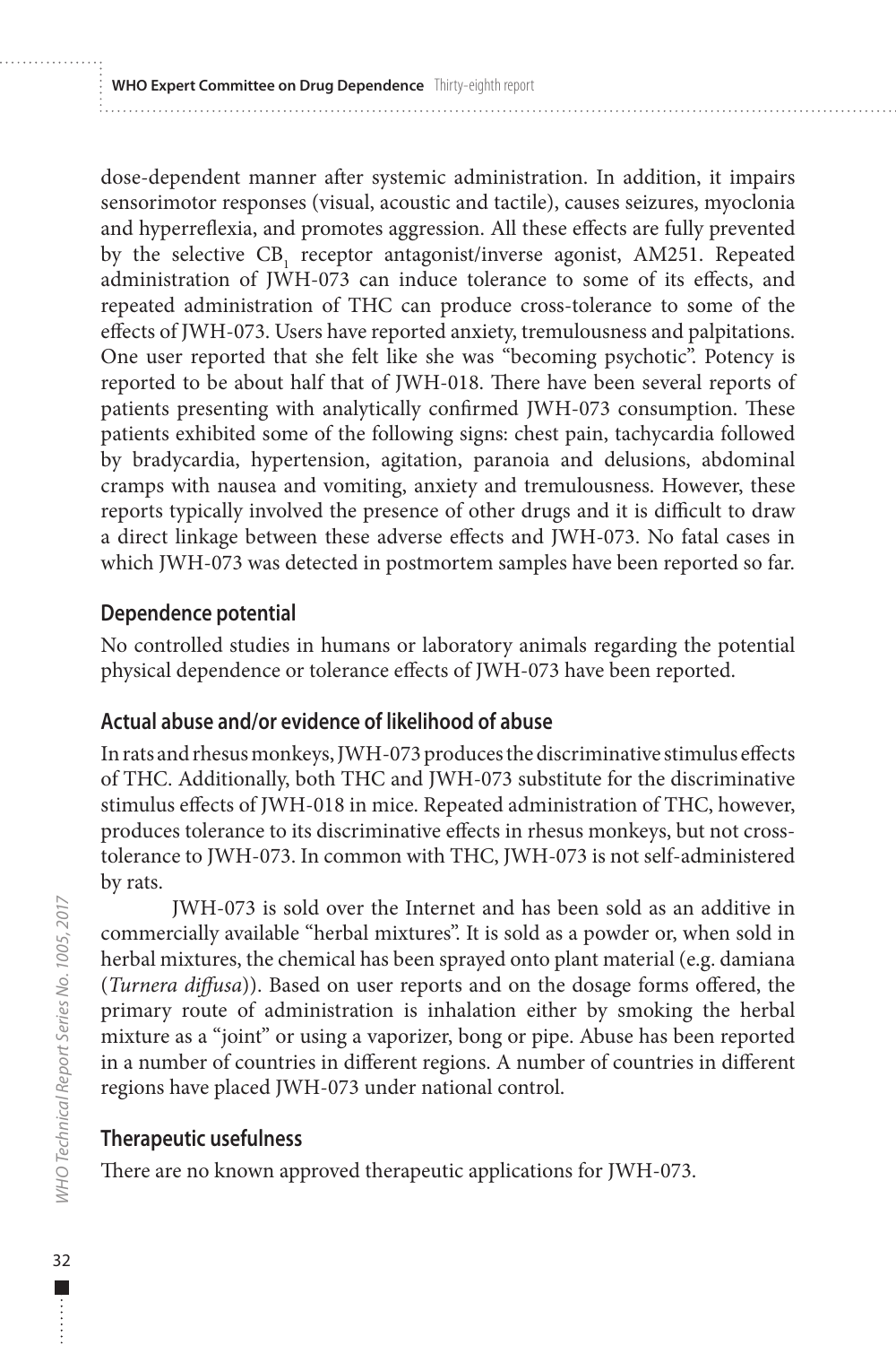dose-dependent manner after systemic administration. In addition, it impairs sensorimotor responses (visual, acoustic and tactile), causes seizures, myoclonia and hyperreflexia, and promotes aggression. All these effects are fully prevented by the selective $CB_1$ receptor antagonist/inverse agonist, AM251. Repeated administration of JWH-073 can induce tolerance to some of its effects, and repeated administration of THC can produce cross-tolerance to some of the effects of JWH-073. Users have reported anxiety, tremulousness and palpitations. One user reported that she felt like she was "becoming psychotic". Potency is reported to be about half that of JWH-018. There have been several reports of patients presenting with analytically confirmed JWH-073 consumption. These patients exhibited some of the following signs: chest pain, tachycardia followed by bradycardia, hypertension, agitation, paranoia and delusions, abdominal cramps with nausea and vomiting, anxiety and tremulousness. However, these reports typically involved the presence of other drugs and it is difficult to draw a direct linkage between these adverse effects and JWH-073. No fatal cases in which JWH-073 was detected in postmortem samples have been reported so far.

## Dependence potential

No controlled studies in humans or laboratory animals regarding the potential physical dependence or tolerance effects of JWH-073 have been reported.

## Actual abuse and/or evidence of likelihood of abuse

In rats and rhesus monkeys, JWH-073 produces the discriminative stimulus effects of THC. Additionally, both THC and JWH-073 substitute for the discriminative stimulus effects of JWH-018 in mice. Repeated administration of THC, however, produces tolerance to its discriminative effects in rhesus monkeys, but not cross-tolerance to JWH-073. In common with THC, JWH-073 is not self-administered by rats.

JWH-073 is sold over the Internet and has been sold as an additive in commercially available "herbal mixtures". It is sold as a powder or, when sold in herbal mixtures, the chemical has been sprayed onto plant material (e.g. damiana (*Turnera diffusa*)). Based on user reports and on the dosage forms offered, the primary route of administration is inhalation either by smoking the herbal mixture as a "joint" or using a vaporizer, bong or pipe. Abuse has been reported in a number of countries in different regions. A number of countries in different regions have placed JWH-073 under national control.

## Therapeutic usefulness

There are no known approved therapeutic applications for JWH-073.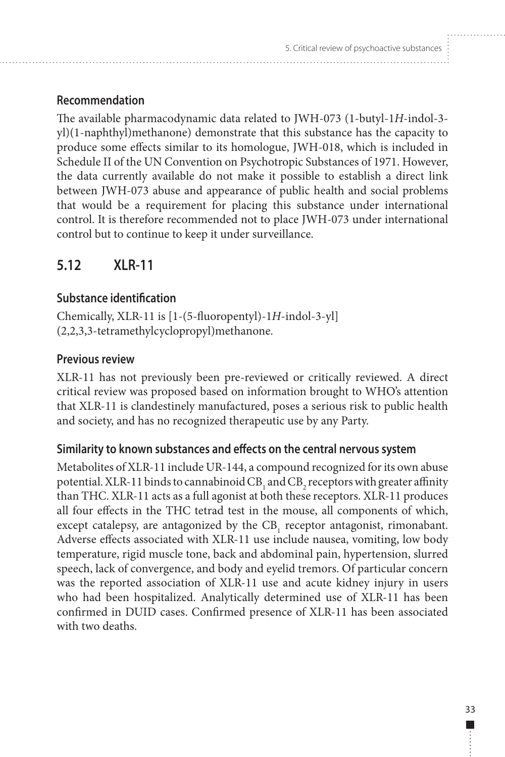### Recommendation

The available pharmacodynamic data related to JWH-073 (1-butyl-1*H*-indol-3-yl)(1-naphthyl)methanone) demonstrate that this substance has the capacity to produce some effects similar to its homologue, JWH-018, which is included in Schedule II of the UN Convention on Psychotropic Substances of 1971. However, the data currently available do not make it possible to establish a direct link between JWH-073 abuse and appearance of public health and social problems that would be a requirement for placing this substance under international control. It is therefore recommended not to place JWH-073 under international control but to continue to keep it under surveillance.

## 5.12 XLR-11

### Substance identification

Chemically, XLR-11 is [1-(5-fluoropentyl)-1*H*-indol-3-yl](2,2,3,3-tetramethylcyclopropyl)methanone.

### Previous review

XLR-11 has not previously been pre-reviewed or critically reviewed. A direct critical review was proposed based on information brought to WHO's attention that XLR-11 is clandestinely manufactured, poses a serious risk to public health and society, and has no recognized therapeutic use by any Party.

### Similarity to known substances and effects on the central nervous system

Metabolites of XLR-11 include UR-144, a compound recognized for its own abuse potential. XLR-11 binds to cannabinoid $CB_1$ and $CB_2$ receptors with greater affinity than THC. XLR-11 acts as a full agonist at both these receptors. XLR-11 produces all four effects in the THC tetrad test in the mouse, all components of which, except catalepsy, are antagonized by the $CB_1$ receptor antagonist, rimonabant. Adverse effects associated with XLR-11 use include nausea, vomiting, low body temperature, rigid muscle tone, back and abdominal pain, hypertension, slurred speech, lack of convergence, and body and eyelid tremors. Of particular concern was the reported association of XLR-11 use and acute kidney injury in users who had been hospitalized. Analytically determined use of XLR-11 has been confirmed in DUID cases. Confirmed presence of XLR-11 has been associated with two deaths.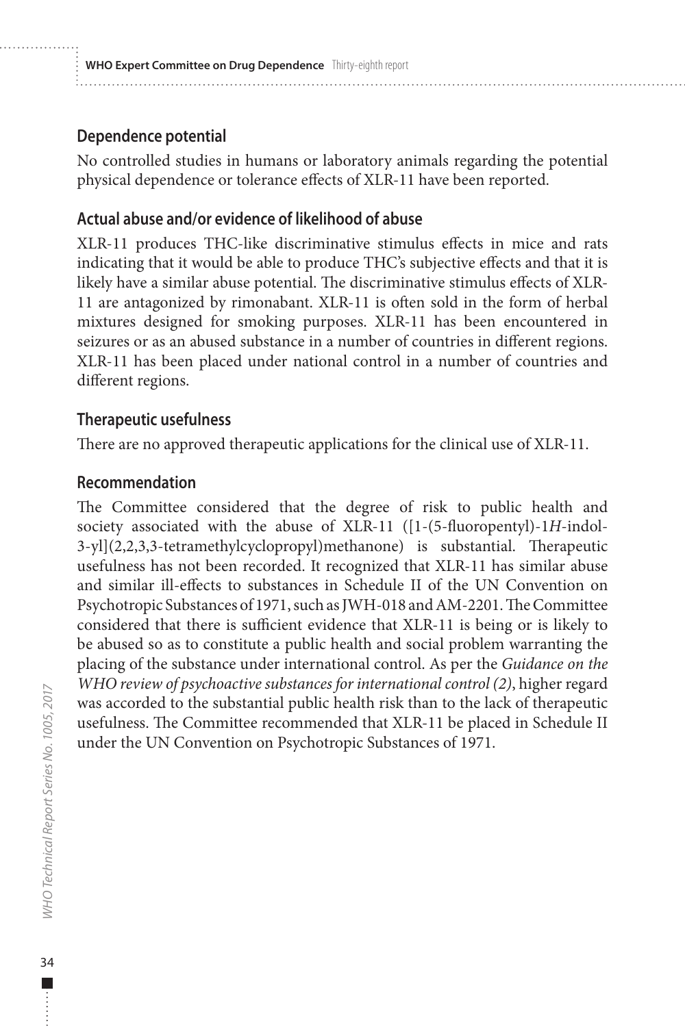### Dependence potential

No controlled studies in humans or laboratory animals regarding the potential physical dependence or tolerance effects of XLR-11 have been reported.

### Actual abuse and/or evidence of likelihood of abuse

XLR-11 produces THC-like discriminative stimulus effects in mice and rats indicating that it would be able to produce THC's subjective effects and that it is likely have a similar abuse potential. The discriminative stimulus effects of XLR-11 are antagonized by rimonabant. XLR-11 is often sold in the form of herbal mixtures designed for smoking purposes. XLR-11 has been encountered in seizures or as an abused substance in a number of countries in different regions. XLR-11 has been placed under national control in a number of countries and different regions.

### Therapeutic usefulness

There are no approved therapeutic applications for the clinical use of XLR-11.

### Recommendation

The Committee considered that the degree of risk to public health and society associated with the abuse of XLR-11 ([1-(5-fluoropentyl)-1*H*-indol-3-yl](2,2,3,3-tetramethylcyclopropyl)methanone) is substantial. Therapeutic usefulness has not been recorded. It recognized that XLR-11 has similar abuse and similar ill-effects to substances in Schedule II of the UN Convention on Psychotropic Substances of 1971, such as JWH-018 and AM-2201. The Committee considered that there is sufficient evidence that XLR-11 is being or is likely to be abused so as to constitute a public health and social problem warranting the placing of the substance under international control. As per the *Guidance on the WHO review of psychoactive substances for international control (2)*, higher regard was accorded to the substantial public health risk than to the lack of therapeutic usefulness. The Committee recommended that XLR-11 be placed in Schedule II under the UN Convention on Psychotropic Substances of 1971.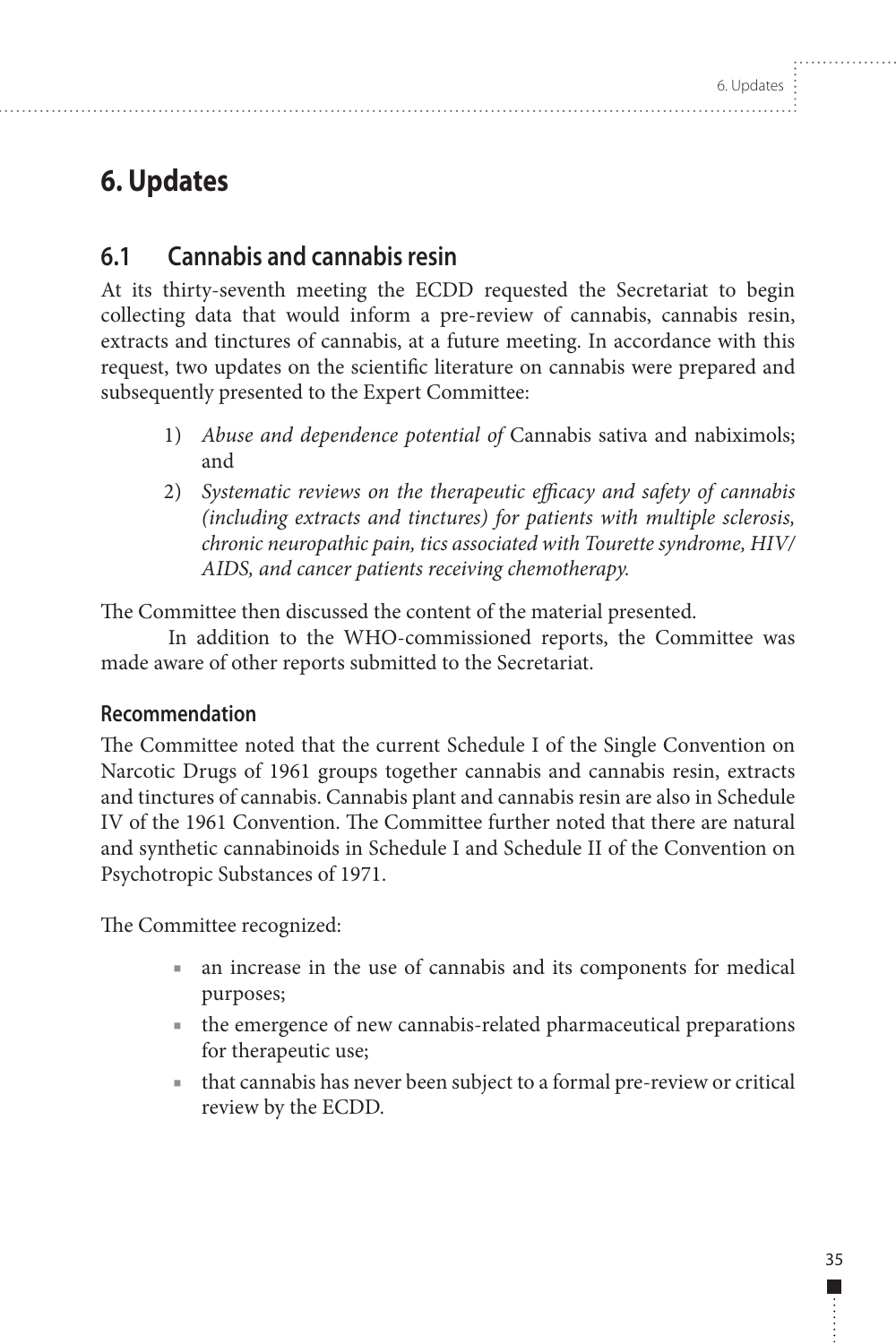# 6. Updates

## 6.1 Cannabis and cannabis resin

At its thirty-seventh meeting the ECDD requested the Secretariat to begin collecting data that would inform a pre-review of cannabis, cannabis resin, extracts and tinctures of cannabis, at a future meeting. In accordance with this request, two updates on the scientific literature on cannabis were prepared and subsequently presented to the Expert Committee:

1) *Abuse and dependence potential of* Cannabis sativa and nabiximols; and
2) *Systematic reviews on the therapeutic efficacy and safety of cannabis (including extracts and tinctures) for patients with multiple sclerosis, chronic neuropathic pain, tics associated with Tourette syndrome, HIV/AIDS, and cancer patients receiving chemotherapy.*

The Committee then discussed the content of the material presented.

In addition to the WHO-commissioned reports, the Committee was made aware of other reports submitted to the Secretariat.

### Recommendation

The Committee noted that the current Schedule I of the Single Convention on Narcotic Drugs of 1961 groups together cannabis and cannabis resin, extracts and tinctures of cannabis. Cannabis plant and cannabis resin are also in Schedule IV of the 1961 Convention. The Committee further noted that there are natural and synthetic cannabinoids in Schedule I and Schedule II of the Convention on Psychotropic Substances of 1971.

The Committee recognized:

- an increase in the use of cannabis and its components for medical purposes;
- the emergence of new cannabis-related pharmaceutical preparations for therapeutic use;
- that cannabis has never been subject to a formal pre-review or critical review by the ECDD.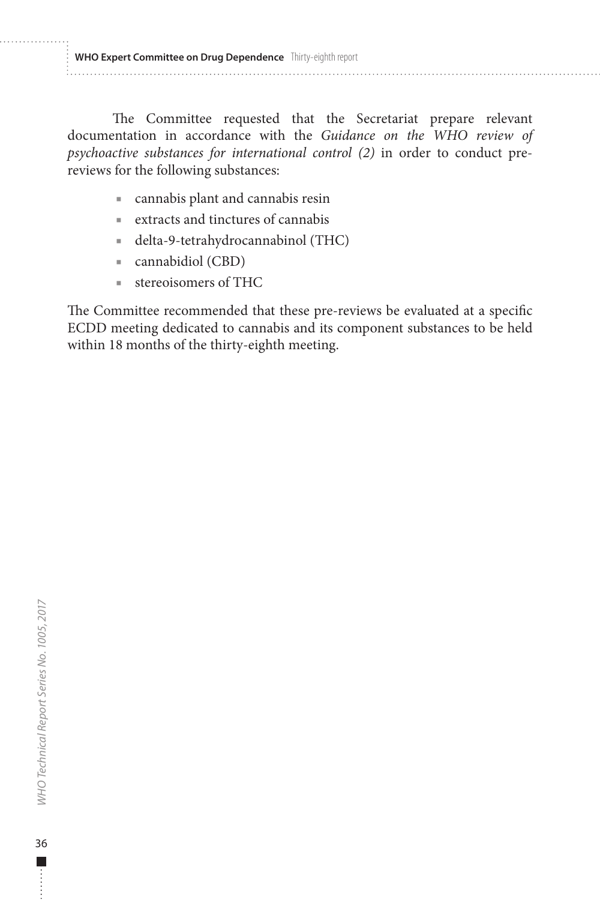The Committee requested that the Secretariat prepare relevant documentation in accordance with the *Guidance on the WHO review of psychoactive substances for international control (2)* in order to conduct pre-reviews for the following substances:

- cannabis plant and cannabis resin
- extracts and tinctures of cannabis
- delta-9-tetrahydrocannabinol (THC)
- cannabidiol (CBD)
- stereoisomers of THC

The Committee recommended that these pre-reviews be evaluated at a specific ECDD meeting dedicated to cannabis and its component substances to be held within 18 months of the thirty-eighth meeting.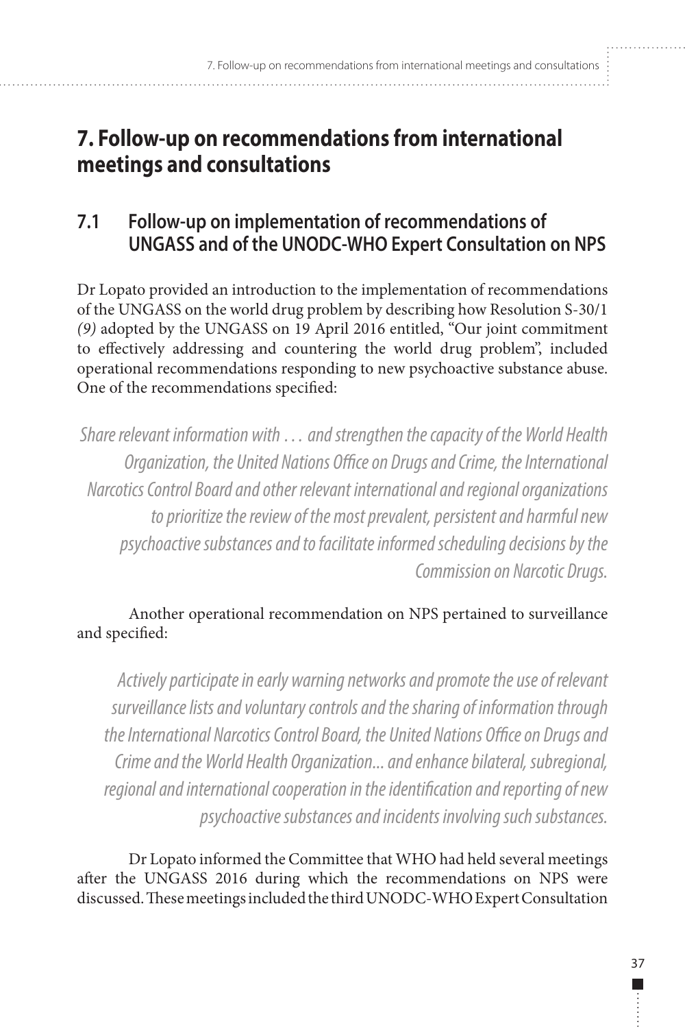# 7. Follow-up on recommendations from international meetings and consultations

## 7.1 Follow-up on implementation of recommendations of UNGASS and of the UNODC-WHO Expert Consultation on NPS

Dr Lopato provided an introduction to the implementation of recommendations of the UNGASS on the world drug problem by describing how Resolution S-30/1 *(9)* adopted by the UNGASS on 19 April 2016 entitled, "Our joint commitment to effectively addressing and countering the world drug problem", included operational recommendations responding to new psychoactive substance abuse. One of the recommendations specified:

> *Share relevant information with … and strengthen the capacity of the World Health Organization, the United Nations Office on Drugs and Crime, the International Narcotics Control Board and other relevant international and regional organizations to prioritize the review of the most prevalent, persistent and harmful new psychoactive substances and to facilitate informed scheduling decisions by the Commission on Narcotic Drugs.*

Another operational recommendation on NPS pertained to surveillance and specified:

> *Actively participate in early warning networks and promote the use of relevant surveillance lists and voluntary controls and the sharing of information through the International Narcotics Control Board, the United Nations Office on Drugs and Crime and the World Health Organization... and enhance bilateral, subregional, regional and international cooperation in the identification and reporting of new psychoactive substances and incidents involving such substances.*

Dr Lopato informed the Committee that WHO had held several meetings after the UNGASS 2016 during which the recommendations on NPS were discussed. These meetings included the third UNODC-WHO Expert Consultation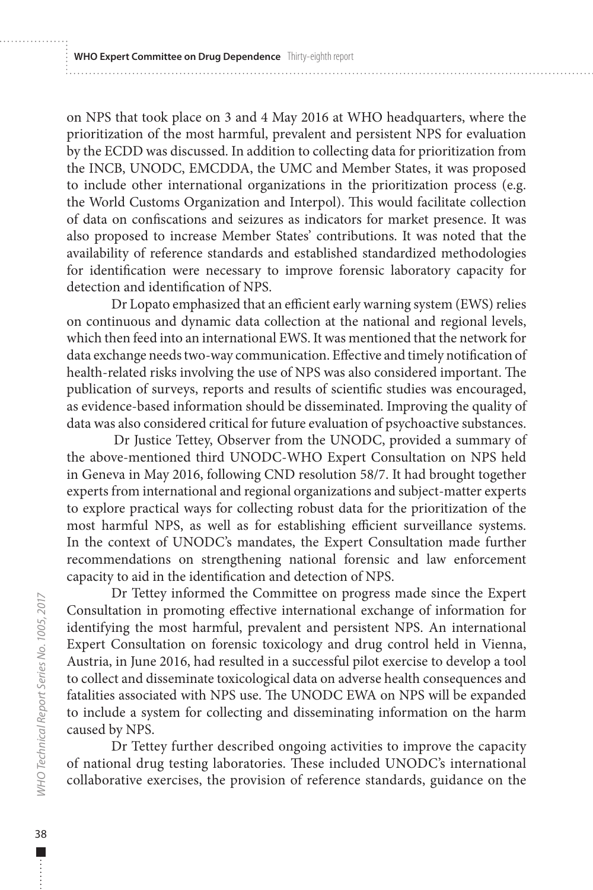on NPS that took place on 3 and 4 May 2016 at WHO headquarters, where the prioritization of the most harmful, prevalent and persistent NPS for evaluation by the ECDD was discussed. In addition to collecting data for prioritization from the INCB, UNODC, EMCDDA, the UMC and Member States, it was proposed to include other international organizations in the prioritization process (e.g. the World Customs Organization and Interpol). This would facilitate collection of data on confiscations and seizures as indicators for market presence. It was also proposed to increase Member States' contributions. It was noted that the availability of reference standards and established standardized methodologies for identification were necessary to improve forensic laboratory capacity for detection and identification of NPS.

Dr Lopato emphasized that an efficient early warning system (EWS) relies on continuous and dynamic data collection at the national and regional levels, which then feed into an international EWS. It was mentioned that the network for data exchange needs two-way communication. Effective and timely notification of health-related risks involving the use of NPS was also considered important. The publication of surveys, reports and results of scientific studies was encouraged, as evidence-based information should be disseminated. Improving the quality of data was also considered critical for future evaluation of psychoactive substances.

Dr Justice Tettey, Observer from the UNODC, provided a summary of the above-mentioned third UNODC-WHO Expert Consultation on NPS held in Geneva in May 2016, following CND resolution 58/7. It had brought together experts from international and regional organizations and subject-matter experts to explore practical ways for collecting robust data for the prioritization of the most harmful NPS, as well as for establishing efficient surveillance systems. In the context of UNODC's mandates, the Expert Consultation made further recommendations on strengthening national forensic and law enforcement capacity to aid in the identification and detection of NPS.

Dr Tettey informed the Committee on progress made since the Expert Consultation in promoting effective international exchange of information for identifying the most harmful, prevalent and persistent NPS. An international Expert Consultation on forensic toxicology and drug control held in Vienna, Austria, in June 2016, had resulted in a successful pilot exercise to develop a tool to collect and disseminate toxicological data on adverse health consequences and fatalities associated with NPS use. The UNODC EWA on NPS will be expanded to include a system for collecting and disseminating information on the harm caused by NPS.

Dr Tettey further described ongoing activities to improve the capacity of national drug testing laboratories. These included UNODC's international collaborative exercises, the provision of reference standards, guidance on the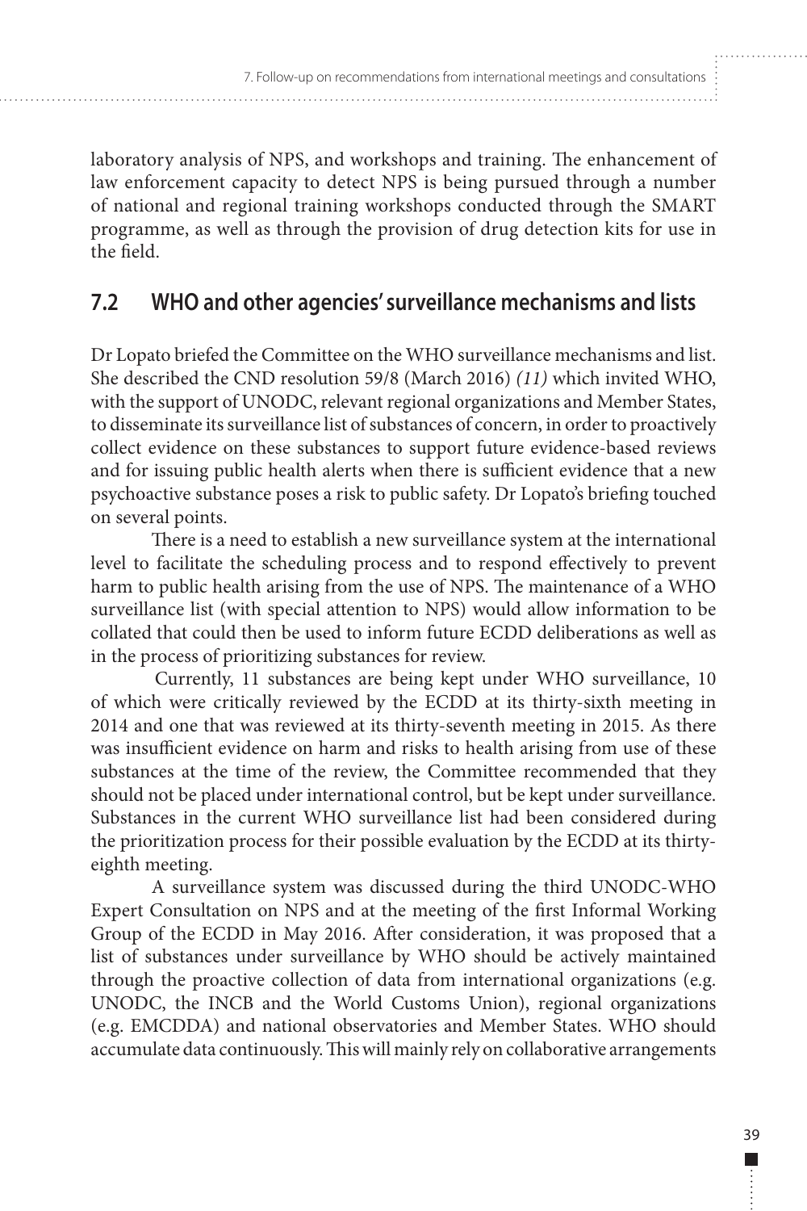laboratory analysis of NPS, and workshops and training. The enhancement of law enforcement capacity to detect NPS is being pursued through a number of national and regional training workshops conducted through the SMART programme, as well as through the provision of drug detection kits for use in the field.

## 7.2 WHO and other agencies' surveillance mechanisms and lists

Dr Lopato briefed the Committee on the WHO surveillance mechanisms and list. She described the CND resolution 59/8 (March 2016) *(11)* which invited WHO, with the support of UNODC, relevant regional organizations and Member States, to disseminate its surveillance list of substances of concern, in order to proactively collect evidence on these substances to support future evidence-based reviews and for issuing public health alerts when there is sufficient evidence that a new psychoactive substance poses a risk to public safety. Dr Lopato's briefing touched on several points.

There is a need to establish a new surveillance system at the international level to facilitate the scheduling process and to respond effectively to prevent harm to public health arising from the use of NPS. The maintenance of a WHO surveillance list (with special attention to NPS) would allow information to be collated that could then be used to inform future ECDD deliberations as well as in the process of prioritizing substances for review.

Currently, 11 substances are being kept under WHO surveillance, 10 of which were critically reviewed by the ECDD at its thirty-sixth meeting in 2014 and one that was reviewed at its thirty-seventh meeting in 2015. As there was insufficient evidence on harm and risks to health arising from use of these substances at the time of the review, the Committee recommended that they should not be placed under international control, but be kept under surveillance. Substances in the current WHO surveillance list had been considered during the prioritization process for their possible evaluation by the ECDD at its thirty-eighth meeting.

A surveillance system was discussed during the third UNODC-WHO Expert Consultation on NPS and at the meeting of the first Informal Working Group of the ECDD in May 2016. After consideration, it was proposed that a list of substances under surveillance by WHO should be actively maintained through the proactive collection of data from international organizations (e.g. UNODC, the INCB and the World Customs Union), regional organizations (e.g. EMCDDA) and national observatories and Member States. WHO should accumulate data continuously. This will mainly rely on collaborative arrangements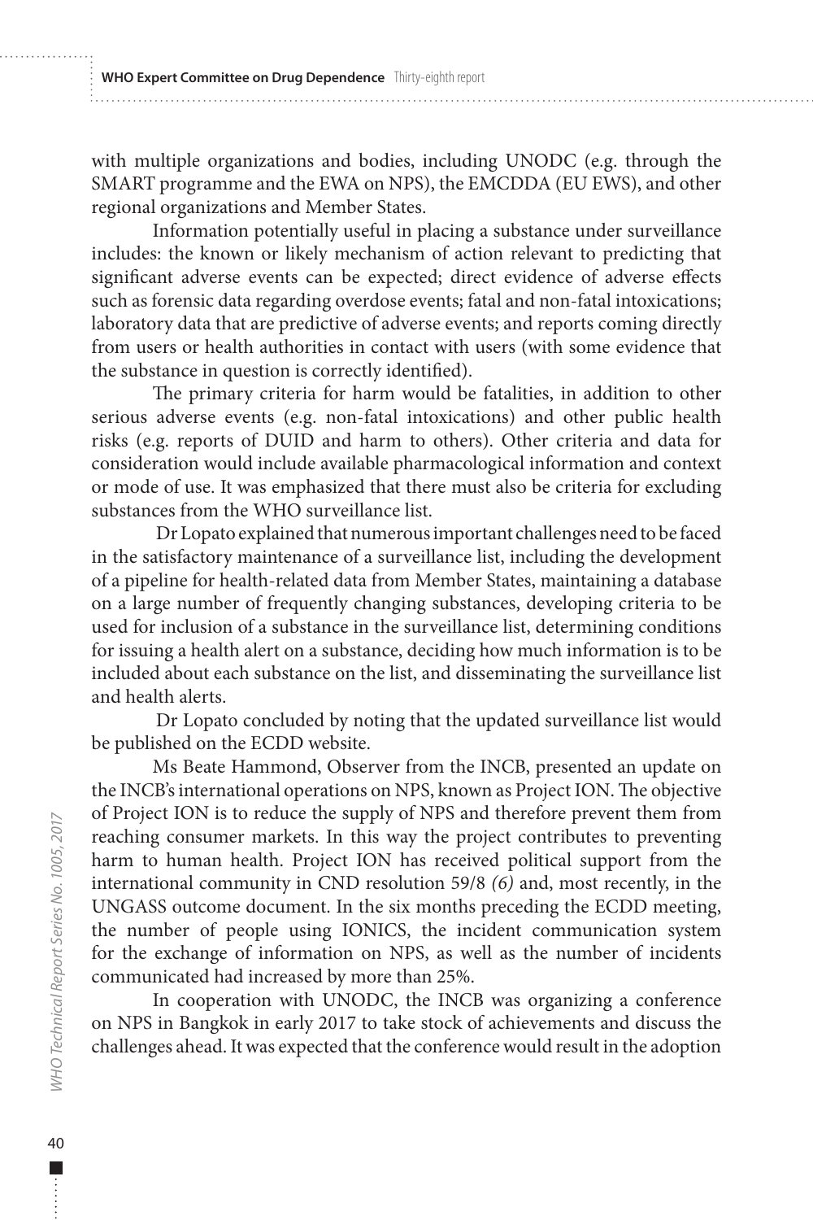with multiple organizations and bodies, including UNODC (e.g. through the SMART programme and the EWA on NPS), the EMCDDA (EU EWS), and other regional organizations and Member States.

Information potentially useful in placing a substance under surveillance includes: the known or likely mechanism of action relevant to predicting that significant adverse events can be expected; direct evidence of adverse effects such as forensic data regarding overdose events; fatal and non-fatal intoxications; laboratory data that are predictive of adverse events; and reports coming directly from users or health authorities in contact with users (with some evidence that the substance in question is correctly identified).

The primary criteria for harm would be fatalities, in addition to other serious adverse events (e.g. non-fatal intoxications) and other public health risks (e.g. reports of DUID and harm to others). Other criteria and data for consideration would include available pharmacological information and context or mode of use. It was emphasized that there must also be criteria for excluding substances from the WHO surveillance list.

Dr Lopato explained that numerous important challenges need to be faced in the satisfactory maintenance of a surveillance list, including the development of a pipeline for health-related data from Member States, maintaining a database on a large number of frequently changing substances, developing criteria to be used for inclusion of a substance in the surveillance list, determining conditions for issuing a health alert on a substance, deciding how much information is to be included about each substance on the list, and disseminating the surveillance list and health alerts.

Dr Lopato concluded by noting that the updated surveillance list would be published on the ECDD website.

Ms Beate Hammond, Observer from the INCB, presented an update on the INCB's international operations on NPS, known as Project ION. The objective of Project ION is to reduce the supply of NPS and therefore prevent them from reaching consumer markets. In this way the project contributes to preventing harm to human health. Project ION has received political support from the international community in CND resolution 59/8 *(6)* and, most recently, in the UNGASS outcome document. In the six months preceding the ECDD meeting, the number of people using IONICS, the incident communication system for the exchange of information on NPS, as well as the number of incidents communicated had increased by more than 25%.

In cooperation with UNODC, the INCB was organizing a conference on NPS in Bangkok in early 2017 to take stock of achievements and discuss the challenges ahead. It was expected that the conference would result in the adoption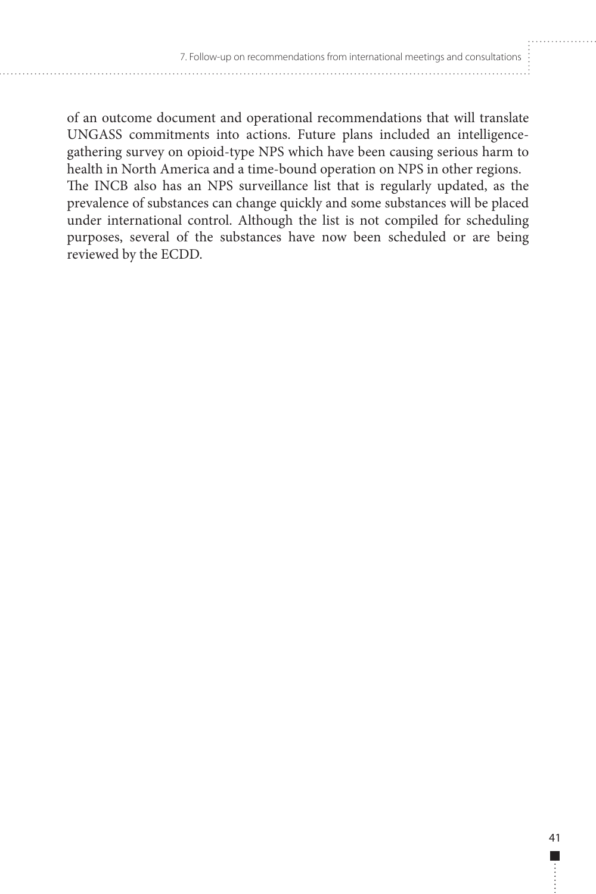of an outcome document and operational recommendations that will translate UNGASS commitments into actions. Future plans included an intelligence-gathering survey on opioid-type NPS which have been causing serious harm to health in North America and a time-bound operation on NPS in other regions.

The INCB also has an NPS surveillance list that is regularly updated, as the prevalence of substances can change quickly and some substances will be placed under international control. Although the list is not compiled for scheduling purposes, several of the substances have now been scheduled or are being reviewed by the ECDD.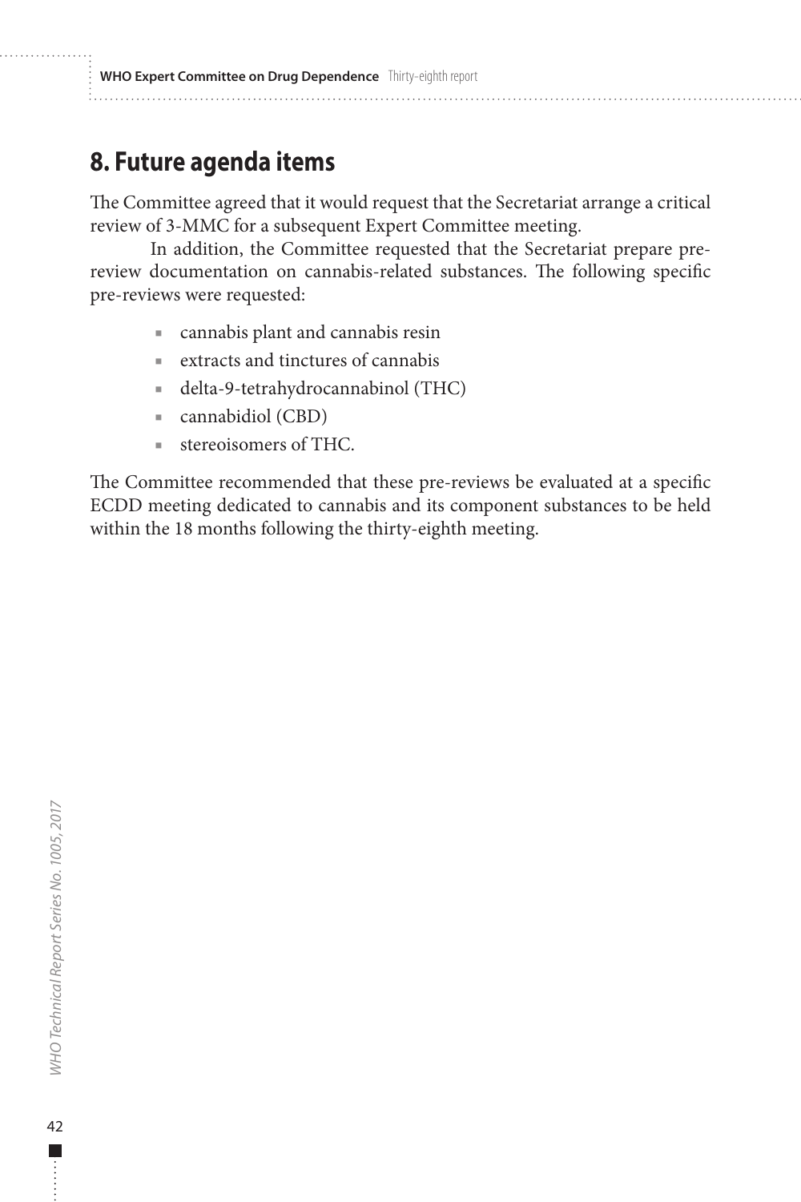## 8. Future agenda items

The Committee agreed that it would request that the Secretariat arrange a critical review of 3-MMC for a subsequent Expert Committee meeting.

In addition, the Committee requested that the Secretariat prepare pre-review documentation on cannabis-related substances. The following specific pre-reviews were requested:

- cannabis plant and cannabis resin
- extracts and tinctures of cannabis
- delta-9-tetrahydrocannabinol (THC)
- cannabidiol (CBD)
- stereoisomers of THC.

The Committee recommended that these pre-reviews be evaluated at a specific ECDD meeting dedicated to cannabis and its component substances to be held within the 18 months following the thirty-eighth meeting.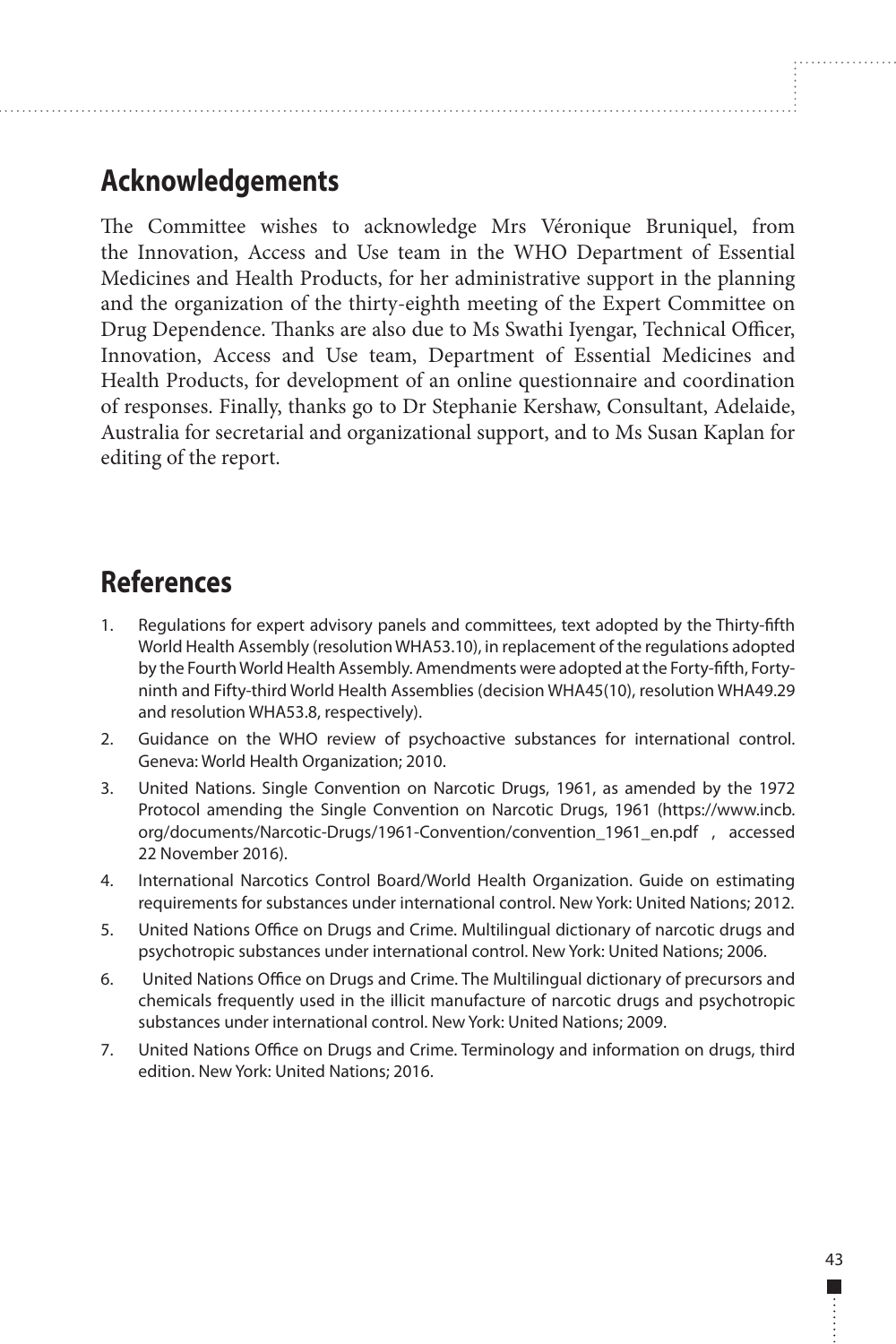## Acknowledgements

The Committee wishes to acknowledge Mrs Véronique Bruniquel, from the Innovation, Access and Use team in the WHO Department of Essential Medicines and Health Products, for her administrative support in the planning and the organization of the thirty-eighth meeting of the Expert Committee on Drug Dependence. Thanks are also due to Ms Swathi Iyengar, Technical Officer, Innovation, Access and Use team, Department of Essential Medicines and Health Products, for development of an online questionnaire and coordination of responses. Finally, thanks go to Dr Stephanie Kershaw, Consultant, Adelaide, Australia for secretarial and organizational support, and to Ms Susan Kaplan for editing of the report.

## References

1. Regulations for expert advisory panels and committees, text adopted by the Thirty-fifth World Health Assembly (resolution WHA53.10), in replacement of the regulations adopted by the Fourth World Health Assembly. Amendments were adopted at the Forty-fifth, Forty-ninth and Fifty-third World Health Assemblies (decision WHA45(10), resolution WHA49.29 and resolution WHA53.8, respectively).
2. Guidance on the WHO review of psychoactive substances for international control. Geneva: World Health Organization; 2010.
3. United Nations. Single Convention on Narcotic Drugs, 1961, as amended by the 1972 Protocol amending the Single Convention on Narcotic Drugs, 1961 (https://www.incb.org/documents/Narcotic-Drugs/1961-Convention/convention_1961_en.pdf , accessed 22 November 2016).
4. International Narcotics Control Board/World Health Organization. Guide on estimating requirements for substances under international control. New York: United Nations; 2012.
5. United Nations Office on Drugs and Crime. Multilingual dictionary of narcotic drugs and psychotropic substances under international control. New York: United Nations; 2006.
6. United Nations Office on Drugs and Crime. The Multilingual dictionary of precursors and chemicals frequently used in the illicit manufacture of narcotic drugs and psychotropic substances under international control. New York: United Nations; 2009.
7. United Nations Office on Drugs and Crime. Terminology and information on drugs, third edition. New York: United Nations; 2016.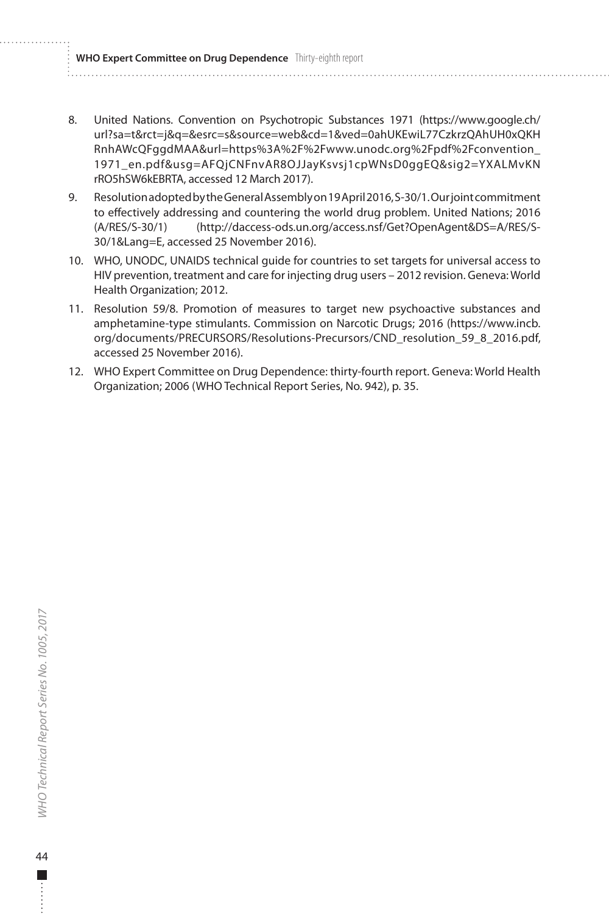8. United Nations. Convention on Psychotropic Substances 1971 (https://www.google.ch/url?sa=t&rct=j&q=&esrc=s&source=web&cd=1&ved=0ahUKEwiL77CzkrzQAhUH0xQKHRnhAWcQFggdMAA&url=https%3A%2F%2Fwww.unodc.org%2Fpdf%2Fconvention_1971_en.pdf&usg=AFQjCNFnvAR8OJJayKsvsj1cpWNsD0ggEQ&sig2=YXALMvKNrRO5hSW6kEBRTA, accessed 12 March 2017).
9. Resolution adopted by the General Assembly on 19 April 2016, S-30/1. Our joint commitment to effectively addressing and countering the world drug problem. United Nations; 2016 (A/RES/S-30/1) (http://daccess-ods.un.org/access.nsf/Get?OpenAgent&DS=A/RES/S-30/1&Lang=E, accessed 25 November 2016).
10. WHO, UNODC, UNAIDS technical guide for countries to set targets for universal access to HIV prevention, treatment and care for injecting drug users – 2012 revision. Geneva: World Health Organization; 2012.
11. Resolution 59/8. Promotion of measures to target new psychoactive substances and amphetamine-type stimulants. Commission on Narcotic Drugs; 2016 (https://www.incb.org/documents/PRECURSORS/Resolutions-Precursors/CND_resolution_59_8_2016.pdf, accessed 25 November 2016).
12. WHO Expert Committee on Drug Dependence: thirty-fourth report. Geneva: World Health Organization; 2006 (WHO Technical Report Series, No. 942), p. 35.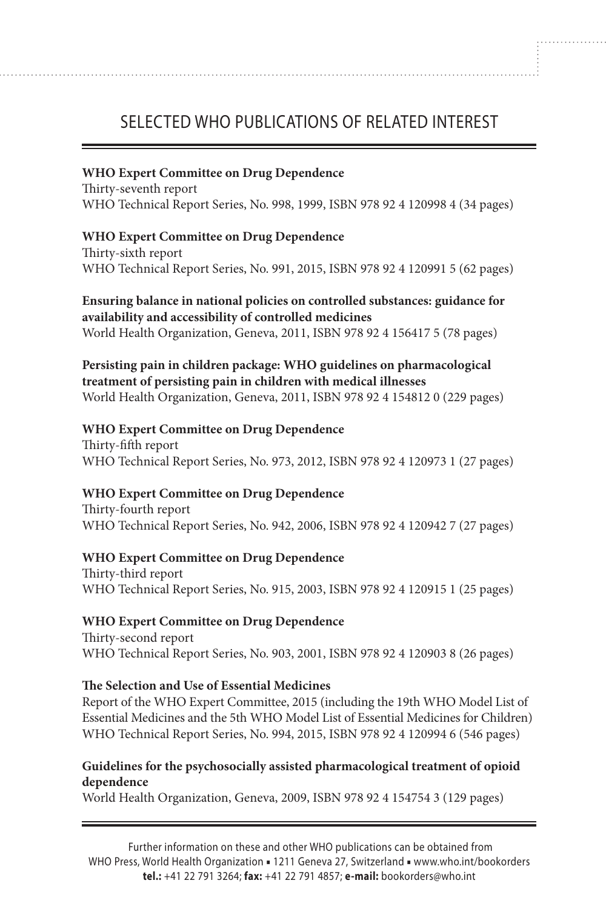# SELECTED WHO PUBLICATIONS OF RELATED INTEREST

**WHO Expert Committee on Drug Dependence**
Thirty-seventh report
WHO Technical Report Series, No. 998, 1999, ISBN 978 92 4 120998 4 (34 pages)

**WHO Expert Committee on Drug Dependence**
Thirty-sixth report
WHO Technical Report Series, No. 991, 2015, ISBN 978 92 4 120991 5 (62 pages)

**Ensuring balance in national policies on controlled substances: guidance for availability and accessibility of controlled medicines**
World Health Organization, Geneva, 2011, ISBN 978 92 4 156417 5 (78 pages)

**Persisting pain in children package: WHO guidelines on pharmacological treatment of persisting pain in children with medical illnesses**
World Health Organization, Geneva, 2011, ISBN 978 92 4 154812 0 (229 pages)

**WHO Expert Committee on Drug Dependence**
Thirty-fifth report
WHO Technical Report Series, No. 973, 2012, ISBN 978 92 4 120973 1 (27 pages)

**WHO Expert Committee on Drug Dependence**
Thirty-fourth report
WHO Technical Report Series, No. 942, 2006, ISBN 978 92 4 120942 7 (27 pages)

**WHO Expert Committee on Drug Dependence**
Thirty-third report
WHO Technical Report Series, No. 915, 2003, ISBN 978 92 4 120915 1 (25 pages)

**WHO Expert Committee on Drug Dependence**
Thirty-second report
WHO Technical Report Series, No. 903, 2001, ISBN 978 92 4 120903 8 (26 pages)

**The Selection and Use of Essential Medicines**
Report of the WHO Expert Committee, 2015 (including the 19th WHO Model List of Essential Medicines and the 5th WHO Model List of Essential Medicines for Children)
WHO Technical Report Series, No. 994, 2015, ISBN 978 92 4 120994 6 (546 pages)

**Guidelines for the psychosocially assisted pharmacological treatment of opioid dependence**
World Health Organization, Geneva, 2009, ISBN 978 92 4 154754 3 (129 pages)

Further information on these and other WHO publications can be obtained from
WHO Press, World Health Organization ▪ 1211 Geneva 27, Switzerland ▪ www.who.int/bookorders
**tel.:** +41 22 791 3264; **fax:** +41 22 791 4857; **e-mail:** bookorders@who.int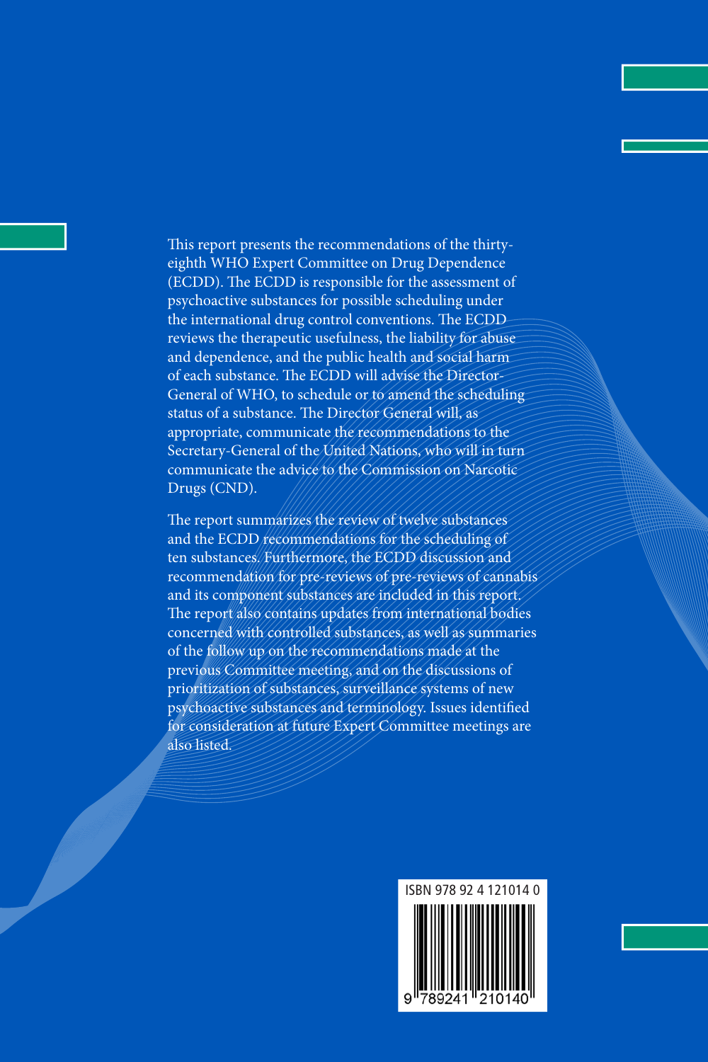This report presents the recommendations of the thirty-eighth WHO Expert Committee on Drug Dependence (ECDD). The ECDD is responsible for the assessment of psychoactive substances for possible scheduling under the international drug control conventions. The ECDD reviews the therapeutic usefulness, the liability for abuse and dependence, and the public health and social harm of each substance. The ECDD will advise the Director-General of WHO, to schedule or to amend the scheduling status of a substance. The Director General will, as appropriate, communicate the recommendations to the Secretary-General of the United Nations, who will in turn communicate the advice to the Commission on Narcotic Drugs (CND).

The report summarizes the review of twelve substances and the ECDD recommendations for the scheduling of ten substances. Furthermore, the ECDD discussion and recommendation for pre-reviews of pre-reviews of cannabis and its component substances are included in this report. The report also contains updates from international bodies concerned with controlled substances, as well as summaries of the follow up on the recommendations made at the previous Committee meeting, and on the discussions of prioritization of substances, surveillance systems of new psychoactive substances and terminology. Issues identified for consideration at future Expert Committee meetings are also listed.

ISBN 978 92 4 121014 0